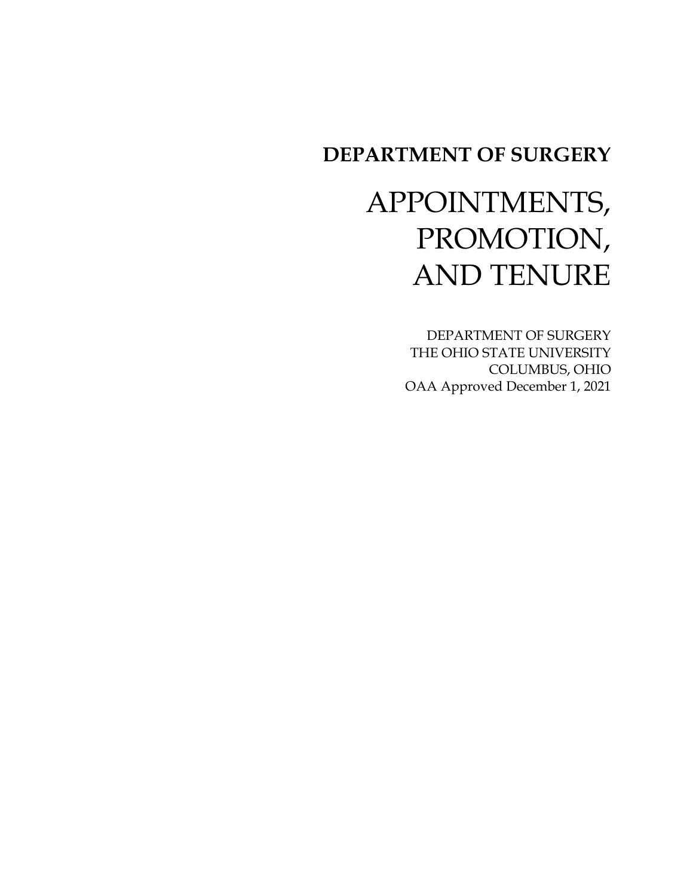**DEPARTMENT OF SURGERY**

# APPOINTMENTS, PROMOTION, AND TENURE

DEPARTMENT OF SURGERY
THE OHIO STATE UNIVERSITY
COLUMBUS, OHIO
OAA Approved December 1, 2021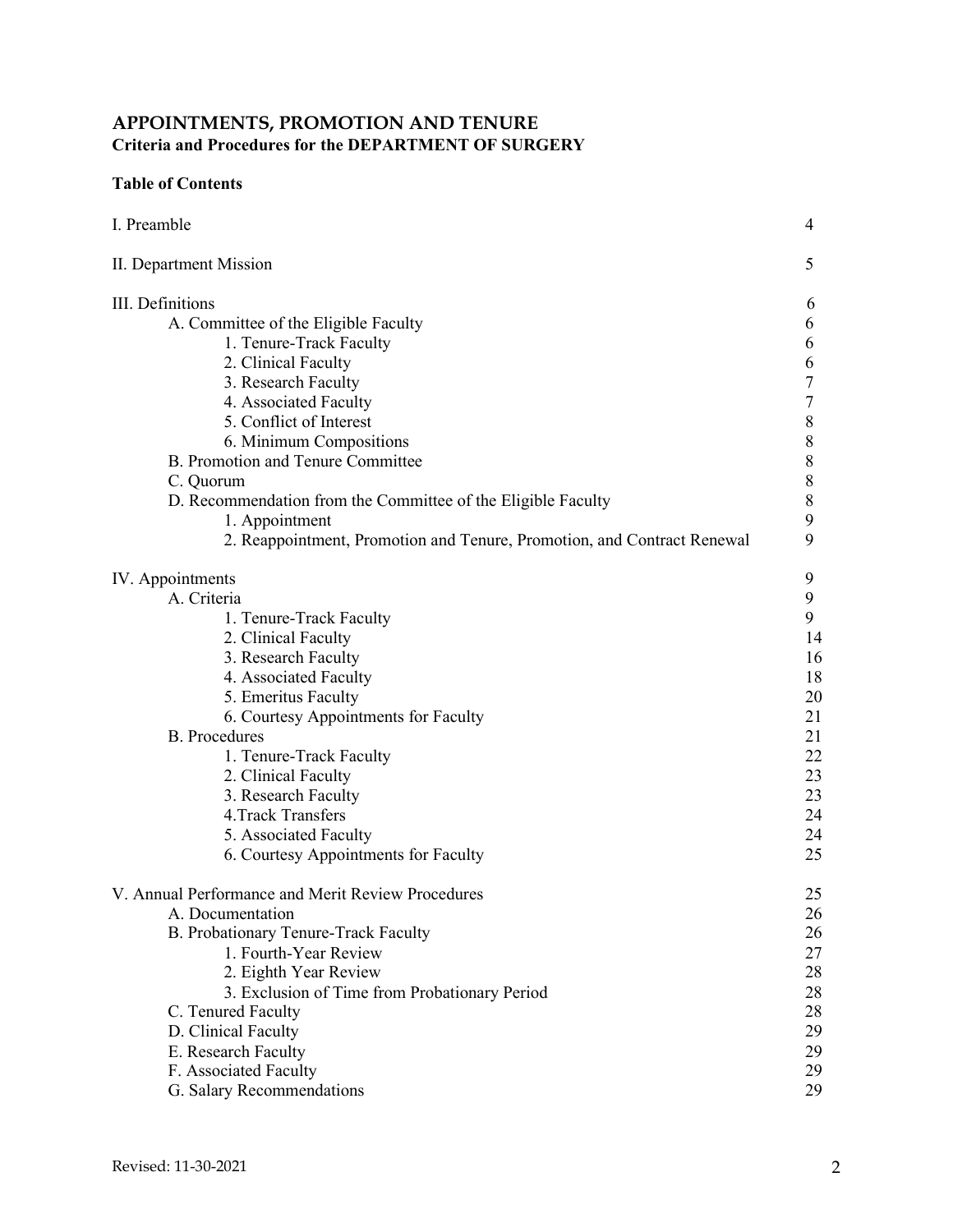# APPOINTMENTS, PROMOTION AND TENURE

## Criteria and Procedures for the DEPARTMENT OF SURGERY

### Table of Contents

| | |
|---|---|
| I. Preamble | 4 |
| II. Department Mission | 5 |
| III. Definitions | 6 |
| A. Committee of the Eligible Faculty | 6 |
| 1. Tenure-Track Faculty | 6 |
| 2. Clinical Faculty | 6 |
| 3. Research Faculty | 7 |
| 4. Associated Faculty | 7 |
| 5. Conflict of Interest | 8 |
| 6. Minimum Compositions | 8 |
| B. Promotion and Tenure Committee | 8 |
| C. Quorum | 8 |
| D. Recommendation from the Committee of the Eligible Faculty | 8 |
| 1. Appointment | 9 |
| 2. Reappointment, Promotion and Tenure, Promotion, and Contract Renewal | 9 |
| IV. Appointments | 9 |
| A. Criteria | 9 |
| 1. Tenure-Track Faculty | 9 |
| 2. Clinical Faculty | 14 |
| 3. Research Faculty | 16 |
| 4. Associated Faculty | 18 |
| 5. Emeritus Faculty | 20 |
| 6. Courtesy Appointments for Faculty | 21 |
| B. Procedures | 21 |
| 1. Tenure-Track Faculty | 22 |
| 2. Clinical Faculty | 23 |
| 3. Research Faculty | 23 |
| 4.Track Transfers | 24 |
| 5. Associated Faculty | 24 |
| 6. Courtesy Appointments for Faculty | 25 |
| V. Annual Performance and Merit Review Procedures | 25 |
| A. Documentation | 26 |
| B. Probationary Tenure-Track Faculty | 26 |
| 1. Fourth-Year Review | 27 |
| 2. Eighth Year Review | 28 |
| 3. Exclusion of Time from Probationary Period | 28 |
| C. Tenured Faculty | 28 |
| D. Clinical Faculty | 29 |
| E. Research Faculty | 29 |
| F. Associated Faculty | 29 |
| G. Salary Recommendations | 29 |

Revised: 11-30-2021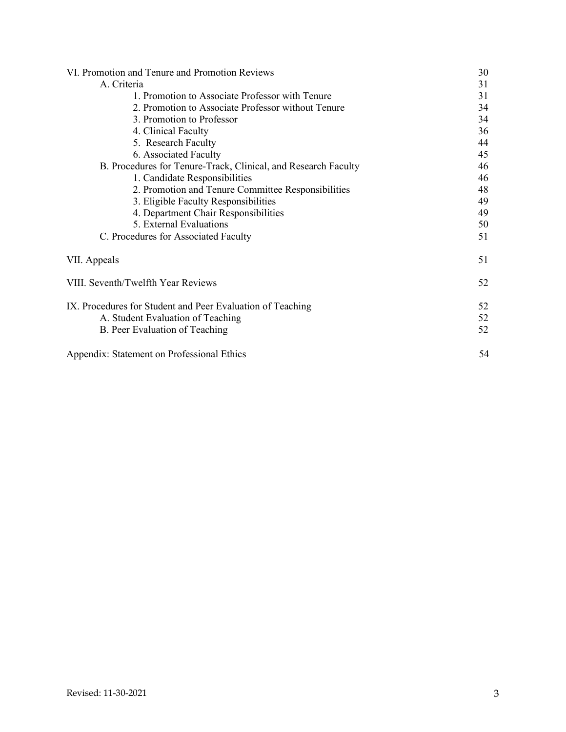| | |
|---|---|
| VI. Promotion and Tenure and Promotion Reviews | 30 |
| A. Criteria | 31 |
| 1. Promotion to Associate Professor with Tenure | 31 |
| 2. Promotion to Associate Professor without Tenure | 34 |
| 3. Promotion to Professor | 34 |
| 4. Clinical Faculty | 36 |
| 5. Research Faculty | 44 |
| 6. Associated Faculty | 45 |
| B. Procedures for Tenure-Track, Clinical, and Research Faculty | 46 |
| 1. Candidate Responsibilities | 46 |
| 2. Promotion and Tenure Committee Responsibilities | 48 |
| 3. Eligible Faculty Responsibilities | 49 |
| 4. Department Chair Responsibilities | 49 |
| 5. External Evaluations | 50 |
| C. Procedures for Associated Faculty | 51 |
| VII. Appeals | 51 |
| VIII. Seventh/Twelfth Year Reviews | 52 |
| IX. Procedures for Student and Peer Evaluation of Teaching | 52 |
| A. Student Evaluation of Teaching | 52 |
| B. Peer Evaluation of Teaching | 52 |
| Appendix: Statement on Professional Ethics | 54 |

Revised: 11-30-2021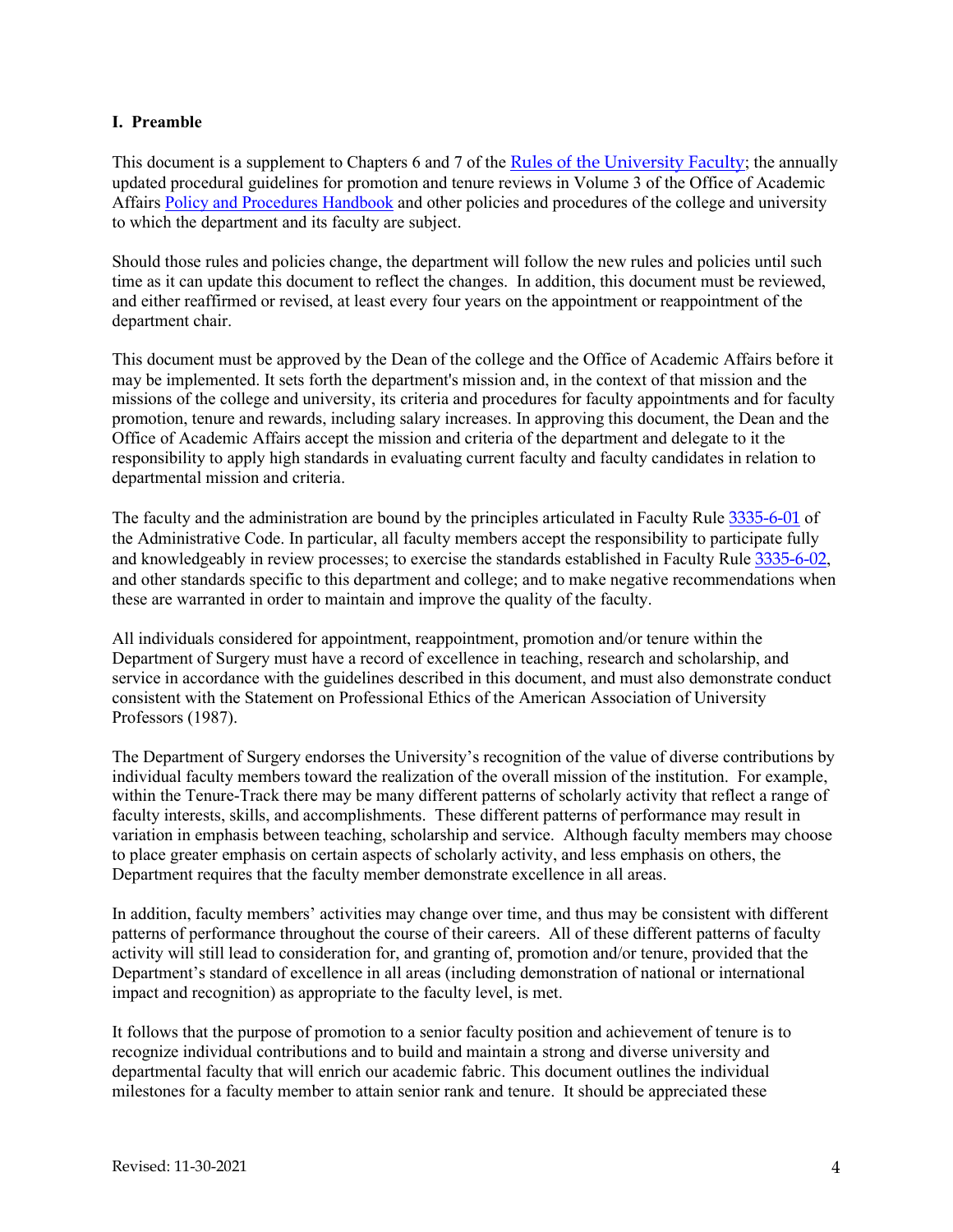## I. Preamble

This document is a supplement to Chapters 6 and 7 of the [Rules of the University Faculty](); the annually updated procedural guidelines for promotion and tenure reviews in Volume 3 of the Office of Academic Affairs [Policy and Procedures Handbook]() and other policies and procedures of the college and university to which the department and its faculty are subject.

Should those rules and policies change, the department will follow the new rules and policies until such time as it can update this document to reflect the changes. In addition, this document must be reviewed, and either reaffirmed or revised, at least every four years on the appointment or reappointment of the department chair.

This document must be approved by the Dean of the college and the Office of Academic Affairs before it may be implemented. It sets forth the department's mission and, in the context of that mission and the missions of the college and university, its criteria and procedures for faculty appointments and for faculty promotion, tenure and rewards, including salary increases. In approving this document, the Dean and the Office of Academic Affairs accept the mission and criteria of the department and delegate to it the responsibility to apply high standards in evaluating current faculty and faculty candidates in relation to departmental mission and criteria.

The faculty and the administration are bound by the principles articulated in Faculty Rule [3335-6-01]() of the Administrative Code. In particular, all faculty members accept the responsibility to participate fully and knowledgeably in review processes; to exercise the standards established in Faculty Rule [3335-6-02](), and other standards specific to this department and college; and to make negative recommendations when these are warranted in order to maintain and improve the quality of the faculty.

All individuals considered for appointment, reappointment, promotion and/or tenure within the Department of Surgery must have a record of excellence in teaching, research and scholarship, and service in accordance with the guidelines described in this document, and must also demonstrate conduct consistent with the Statement on Professional Ethics of the American Association of University Professors (1987).

The Department of Surgery endorses the University's recognition of the value of diverse contributions by individual faculty members toward the realization of the overall mission of the institution. For example, within the Tenure-Track there may be many different patterns of scholarly activity that reflect a range of faculty interests, skills, and accomplishments. These different patterns of performance may result in variation in emphasis between teaching, scholarship and service. Although faculty members may choose to place greater emphasis on certain aspects of scholarly activity, and less emphasis on others, the Department requires that the faculty member demonstrate excellence in all areas.

In addition, faculty members' activities may change over time, and thus may be consistent with different patterns of performance throughout the course of their careers. All of these different patterns of faculty activity will still lead to consideration for, and granting of, promotion and/or tenure, provided that the Department's standard of excellence in all areas (including demonstration of national or international impact and recognition) as appropriate to the faculty level, is met.

It follows that the purpose of promotion to a senior faculty position and achievement of tenure is to recognize individual contributions and to build and maintain a strong and diverse university and departmental faculty that will enrich our academic fabric. This document outlines the individual milestones for a faculty member to attain senior rank and tenure. It should be appreciated these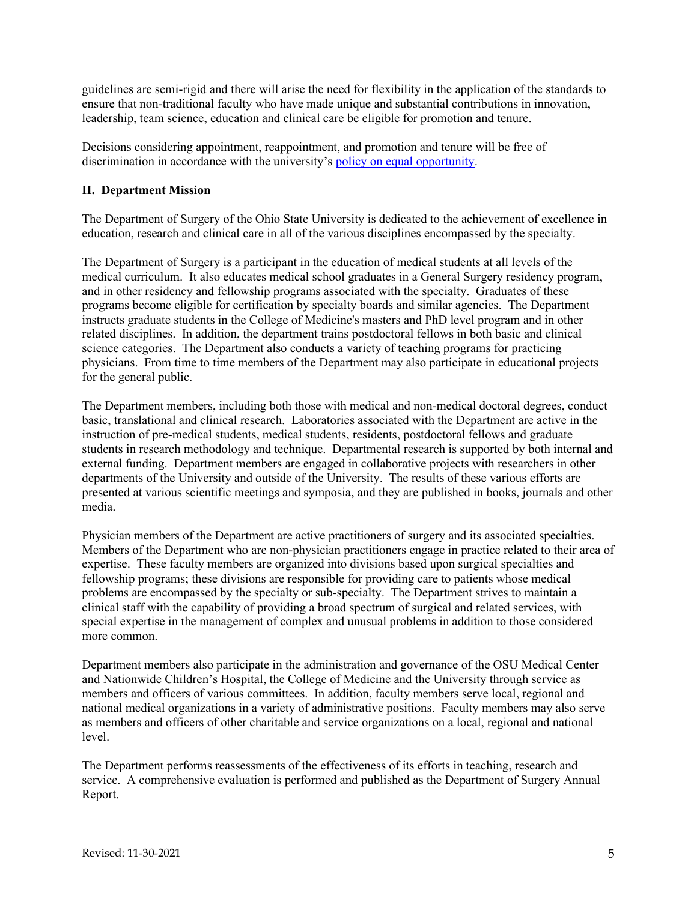guidelines are semi-rigid and there will arise the need for flexibility in the application of the standards to ensure that non-traditional faculty who have made unique and substantial contributions in innovation, leadership, team science, education and clinical care be eligible for promotion and tenure.

Decisions considering appointment, reappointment, and promotion and tenure will be free of discrimination in accordance with the university's [policy on equal opportunity](policy on equal opportunity).

## II. Department Mission

The Department of Surgery of the Ohio State University is dedicated to the achievement of excellence in education, research and clinical care in all of the various disciplines encompassed by the specialty.

The Department of Surgery is a participant in the education of medical students at all levels of the medical curriculum. It also educates medical school graduates in a General Surgery residency program, and in other residency and fellowship programs associated with the specialty. Graduates of these programs become eligible for certification by specialty boards and similar agencies. The Department instructs graduate students in the College of Medicine's masters and PhD level program and in other related disciplines. In addition, the department trains postdoctoral fellows in both basic and clinical science categories. The Department also conducts a variety of teaching programs for practicing physicians. From time to time members of the Department may also participate in educational projects for the general public.

The Department members, including both those with medical and non-medical doctoral degrees, conduct basic, translational and clinical research. Laboratories associated with the Department are active in the instruction of pre-medical students, medical students, residents, postdoctoral fellows and graduate students in research methodology and technique. Departmental research is supported by both internal and external funding. Department members are engaged in collaborative projects with researchers in other departments of the University and outside of the University. The results of these various efforts are presented at various scientific meetings and symposia, and they are published in books, journals and other media.

Physician members of the Department are active practitioners of surgery and its associated specialties. Members of the Department who are non-physician practitioners engage in practice related to their area of expertise. These faculty members are organized into divisions based upon surgical specialties and fellowship programs; these divisions are responsible for providing care to patients whose medical problems are encompassed by the specialty or sub-specialty. The Department strives to maintain a clinical staff with the capability of providing a broad spectrum of surgical and related services, with special expertise in the management of complex and unusual problems in addition to those considered more common.

Department members also participate in the administration and governance of the OSU Medical Center and Nationwide Children's Hospital, the College of Medicine and the University through service as members and officers of various committees. In addition, faculty members serve local, regional and national medical organizations in a variety of administrative positions. Faculty members may also serve as members and officers of other charitable and service organizations on a local, regional and national level.

The Department performs reassessments of the effectiveness of its efforts in teaching, research and service. A comprehensive evaluation is performed and published as the Department of Surgery Annual Report.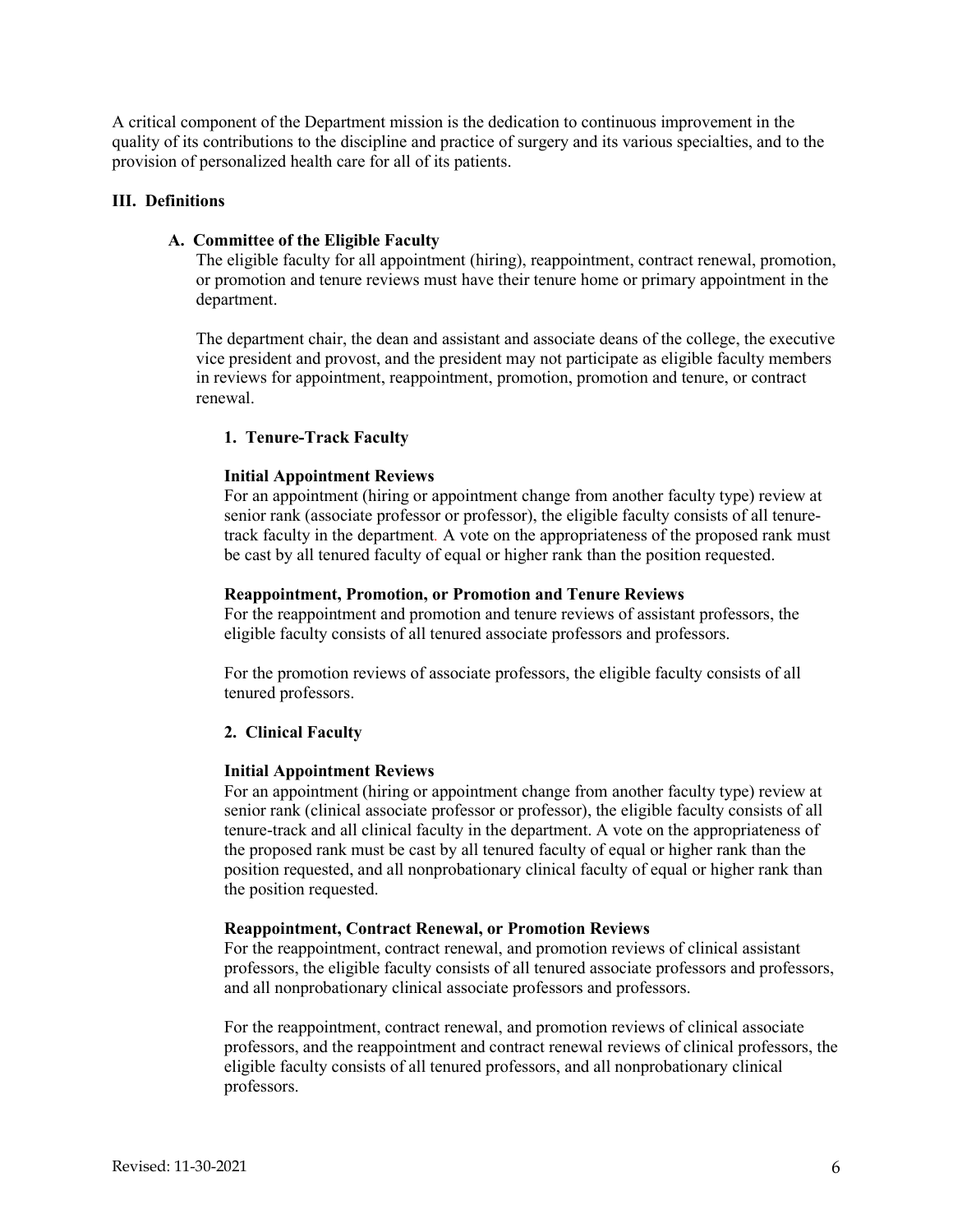A critical component of the Department mission is the dedication to continuous improvement in the quality of its contributions to the discipline and practice of surgery and its various specialties, and to the provision of personalized health care for all of its patients.

## III. Definitions

### A. Committee of the Eligible Faculty

The eligible faculty for all appointment (hiring), reappointment, contract renewal, promotion, or promotion and tenure reviews must have their tenure home or primary appointment in the department.

The department chair, the dean and assistant and associate deans of the college, the executive vice president and provost, and the president may not participate as eligible faculty members in reviews for appointment, reappointment, promotion, promotion and tenure, or contract renewal.

#### 1. Tenure-Track Faculty

**Initial Appointment Reviews**

For an appointment (hiring or appointment change from another faculty type) review at senior rank (associate professor or professor), the eligible faculty consists of all tenure-track faculty in the department. A vote on the appropriateness of the proposed rank must be cast by all tenured faculty of equal or higher rank than the position requested.

**Reappointment, Promotion, or Promotion and Tenure Reviews**

For the reappointment and promotion and tenure reviews of assistant professors, the eligible faculty consists of all tenured associate professors and professors.

For the promotion reviews of associate professors, the eligible faculty consists of all tenured professors.

#### 2. Clinical Faculty

**Initial Appointment Reviews**

For an appointment (hiring or appointment change from another faculty type) review at senior rank (clinical associate professor or professor), the eligible faculty consists of all tenure-track and all clinical faculty in the department. A vote on the appropriateness of the proposed rank must be cast by all tenured faculty of equal or higher rank than the position requested, and all nonprobationary clinical faculty of equal or higher rank than the position requested.

**Reappointment, Contract Renewal, or Promotion Reviews**

For the reappointment, contract renewal, and promotion reviews of clinical assistant professors, the eligible faculty consists of all tenured associate professors and professors, and all nonprobationary clinical associate professors and professors.

For the reappointment, contract renewal, and promotion reviews of clinical associate professors, and the reappointment and contract renewal reviews of clinical professors, the eligible faculty consists of all tenured professors, and all nonprobationary clinical professors.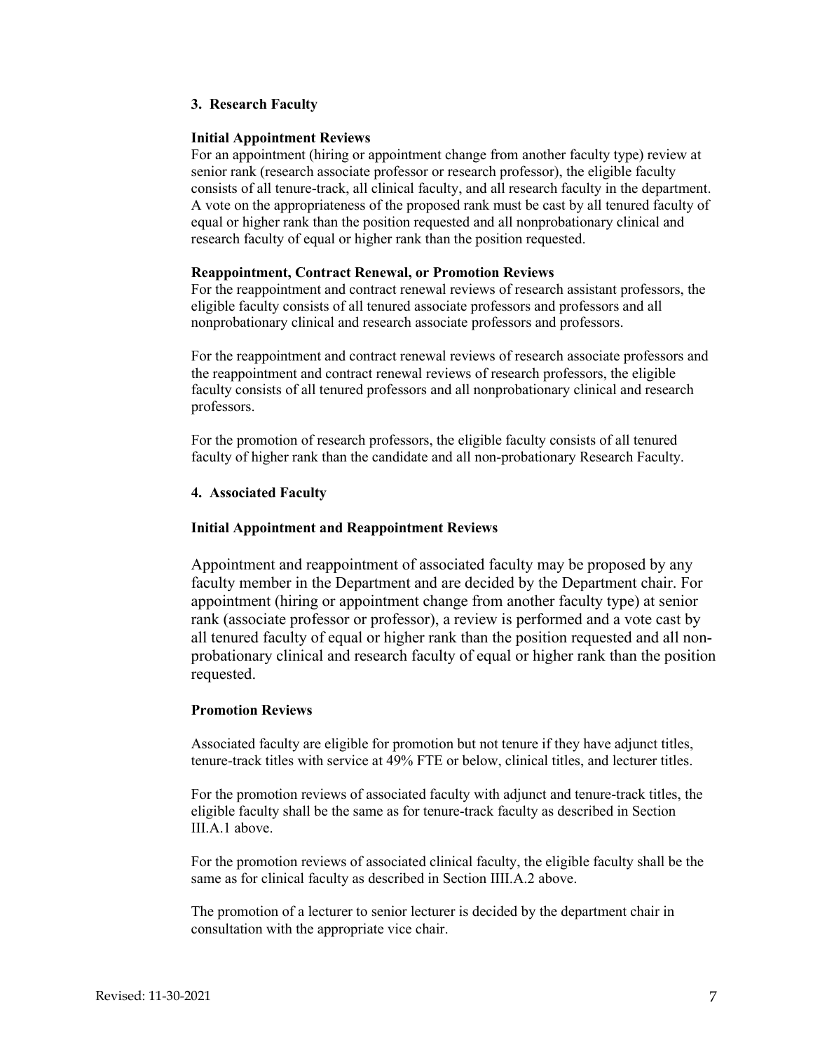### 3. Research Faculty

#### Initial Appointment Reviews

For an appointment (hiring or appointment change from another faculty type) review at senior rank (research associate professor or research professor), the eligible faculty consists of all tenure-track, all clinical faculty, and all research faculty in the department. A vote on the appropriateness of the proposed rank must be cast by all tenured faculty of equal or higher rank than the position requested and all nonprobationary clinical and research faculty of equal or higher rank than the position requested.

#### Reappointment, Contract Renewal, or Promotion Reviews

For the reappointment and contract renewal reviews of research assistant professors, the eligible faculty consists of all tenured associate professors and professors and all nonprobationary clinical and research associate professors and professors.

For the reappointment and contract renewal reviews of research associate professors and the reappointment and contract renewal reviews of research professors, the eligible faculty consists of all tenured professors and all nonprobationary clinical and research professors.

For the promotion of research professors, the eligible faculty consists of all tenured faculty of higher rank than the candidate and all non-probationary Research Faculty.

### 4. Associated Faculty

#### Initial Appointment and Reappointment Reviews

Appointment and reappointment of associated faculty may be proposed by any faculty member in the Department and are decided by the Department chair. For appointment (hiring or appointment change from another faculty type) at senior rank (associate professor or professor), a review is performed and a vote cast by all tenured faculty of equal or higher rank than the position requested and all non-probationary clinical and research faculty of equal or higher rank than the position requested.

#### Promotion Reviews

Associated faculty are eligible for promotion but not tenure if they have adjunct titles, tenure-track titles with service at 49% FTE or below, clinical titles, and lecturer titles.

For the promotion reviews of associated faculty with adjunct and tenure-track titles, the eligible faculty shall be the same as for tenure-track faculty as described in Section III.A.1 above.

For the promotion reviews of associated clinical faculty, the eligible faculty shall be the same as for clinical faculty as described in Section IIII.A.2 above.

The promotion of a lecturer to senior lecturer is decided by the department chair in consultation with the appropriate vice chair.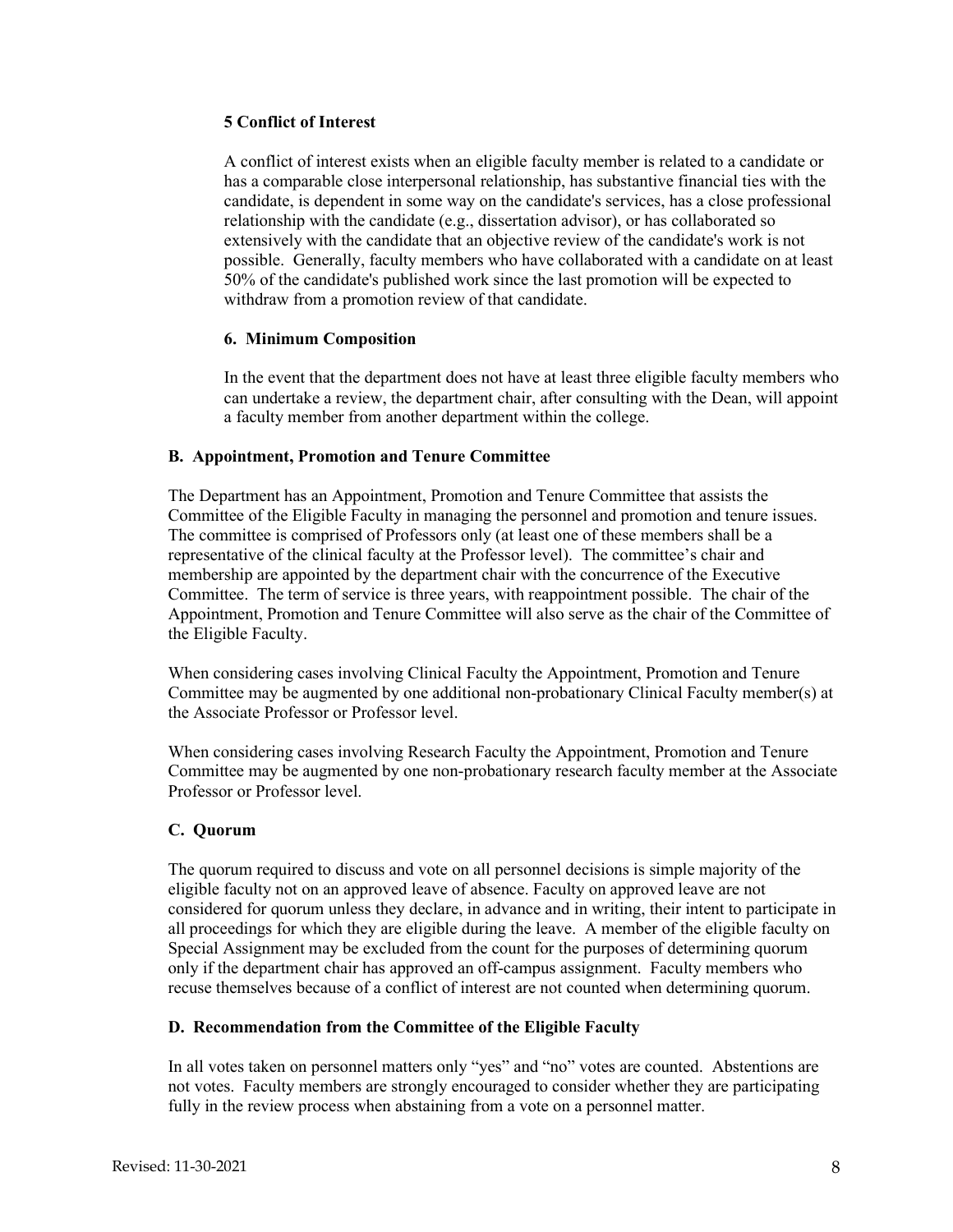#### 5 Conflict of Interest

A conflict of interest exists when an eligible faculty member is related to a candidate or has a comparable close interpersonal relationship, has substantive financial ties with the candidate, is dependent in some way on the candidate's services, has a close professional relationship with the candidate (e.g., dissertation advisor), or has collaborated so extensively with the candidate that an objective review of the candidate's work is not possible. Generally, faculty members who have collaborated with a candidate on at least 50% of the candidate's published work since the last promotion will be expected to withdraw from a promotion review of that candidate.

#### 6. Minimum Composition

In the event that the department does not have at least three eligible faculty members who can undertake a review, the department chair, after consulting with the Dean, will appoint a faculty member from another department within the college.

### B. Appointment, Promotion and Tenure Committee

The Department has an Appointment, Promotion and Tenure Committee that assists the Committee of the Eligible Faculty in managing the personnel and promotion and tenure issues. The committee is comprised of Professors only (at least one of these members shall be a representative of the clinical faculty at the Professor level). The committee's chair and membership are appointed by the department chair with the concurrence of the Executive Committee. The term of service is three years, with reappointment possible. The chair of the Appointment, Promotion and Tenure Committee will also serve as the chair of the Committee of the Eligible Faculty.

When considering cases involving Clinical Faculty the Appointment, Promotion and Tenure Committee may be augmented by one additional non-probationary Clinical Faculty member(s) at the Associate Professor or Professor level.

When considering cases involving Research Faculty the Appointment, Promotion and Tenure Committee may be augmented by one non-probationary research faculty member at the Associate Professor or Professor level.

### C. Quorum

The quorum required to discuss and vote on all personnel decisions is simple majority of the eligible faculty not on an approved leave of absence. Faculty on approved leave are not considered for quorum unless they declare, in advance and in writing, their intent to participate in all proceedings for which they are eligible during the leave. A member of the eligible faculty on Special Assignment may be excluded from the count for the purposes of determining quorum only if the department chair has approved an off-campus assignment. Faculty members who recuse themselves because of a conflict of interest are not counted when determining quorum.

### D. Recommendation from the Committee of the Eligible Faculty

In all votes taken on personnel matters only "yes" and "no" votes are counted. Abstentions are not votes. Faculty members are strongly encouraged to consider whether they are participating fully in the review process when abstaining from a vote on a personnel matter.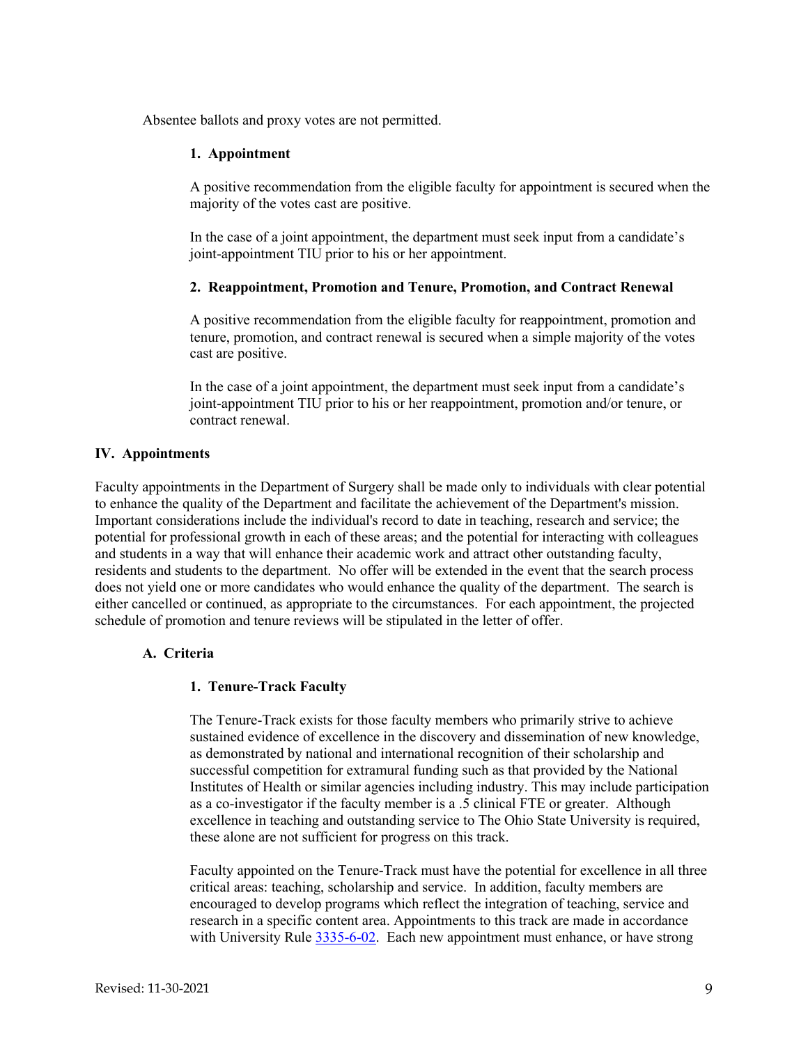Absentee ballots and proxy votes are not permitted.

**1. Appointment**

A positive recommendation from the eligible faculty for appointment is secured when the majority of the votes cast are positive.

In the case of a joint appointment, the department must seek input from a candidate's joint-appointment TIU prior to his or her appointment.

**2. Reappointment, Promotion and Tenure, Promotion, and Contract Renewal**

A positive recommendation from the eligible faculty for reappointment, promotion and tenure, promotion, and contract renewal is secured when a simple majority of the votes cast are positive.

In the case of a joint appointment, the department must seek input from a candidate's joint-appointment TIU prior to his or her reappointment, promotion and/or tenure, or contract renewal.

## IV. Appointments

Faculty appointments in the Department of Surgery shall be made only to individuals with clear potential to enhance the quality of the Department and facilitate the achievement of the Department's mission. Important considerations include the individual's record to date in teaching, research and service; the potential for professional growth in each of these areas; and the potential for interacting with colleagues and students in a way that will enhance their academic work and attract other outstanding faculty, residents and students to the department. No offer will be extended in the event that the search process does not yield one or more candidates who would enhance the quality of the department. The search is either cancelled or continued, as appropriate to the circumstances. For each appointment, the projected schedule of promotion and tenure reviews will be stipulated in the letter of offer.

### A. Criteria

**1. Tenure-Track Faculty**

The Tenure-Track exists for those faculty members who primarily strive to achieve sustained evidence of excellence in the discovery and dissemination of new knowledge, as demonstrated by national and international recognition of their scholarship and successful competition for extramural funding such as that provided by the National Institutes of Health or similar agencies including industry. This may include participation as a co-investigator if the faculty member is a .5 clinical FTE or greater. Although excellence in teaching and outstanding service to The Ohio State University is required, these alone are not sufficient for progress on this track.

Faculty appointed on the Tenure-Track must have the potential for excellence in all three critical areas: teaching, scholarship and service. In addition, faculty members are encouraged to develop programs which reflect the integration of teaching, service and research in a specific content area. Appointments to this track are made in accordance with University Rule 3335-6-02. Each new appointment must enhance, or have strong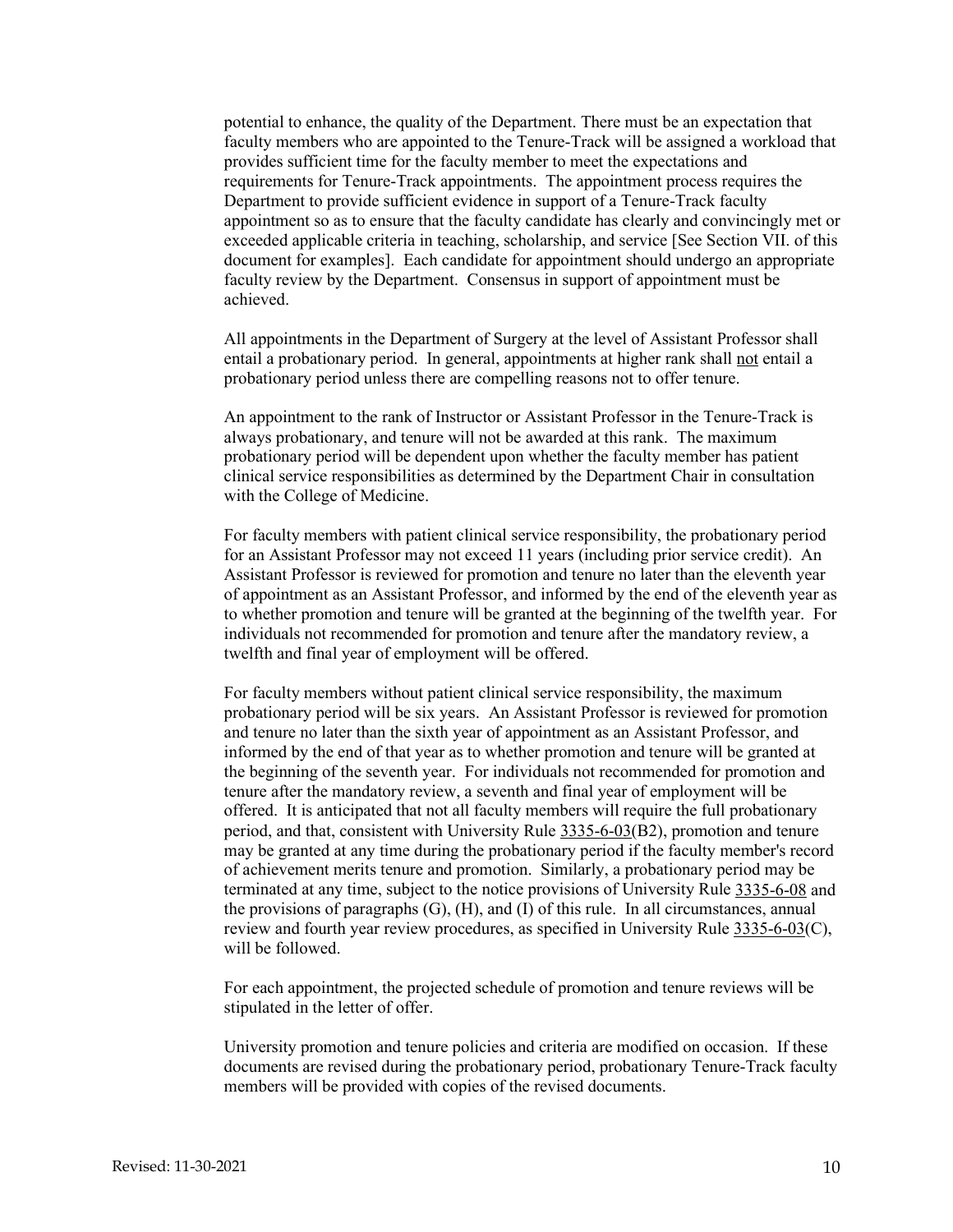potential to enhance, the quality of the Department. There must be an expectation that faculty members who are appointed to the Tenure-Track will be assigned a workload that provides sufficient time for the faculty member to meet the expectations and requirements for Tenure-Track appointments. The appointment process requires the Department to provide sufficient evidence in support of a Tenure-Track faculty appointment so as to ensure that the faculty candidate has clearly and convincingly met or exceeded applicable criteria in teaching, scholarship, and service [See Section VII. of this document for examples]. Each candidate for appointment should undergo an appropriate faculty review by the Department. Consensus in support of appointment must be achieved.

All appointments in the Department of Surgery at the level of Assistant Professor shall entail a probationary period. In general, appointments at higher rank shall not entail a probationary period unless there are compelling reasons not to offer tenure.

An appointment to the rank of Instructor or Assistant Professor in the Tenure-Track is always probationary, and tenure will not be awarded at this rank. The maximum probationary period will be dependent upon whether the faculty member has patient clinical service responsibilities as determined by the Department Chair in consultation with the College of Medicine.

For faculty members with patient clinical service responsibility, the probationary period for an Assistant Professor may not exceed 11 years (including prior service credit). An Assistant Professor is reviewed for promotion and tenure no later than the eleventh year of appointment as an Assistant Professor, and informed by the end of the eleventh year as to whether promotion and tenure will be granted at the beginning of the twelfth year. For individuals not recommended for promotion and tenure after the mandatory review, a twelfth and final year of employment will be offered.

For faculty members without patient clinical service responsibility, the maximum probationary period will be six years. An Assistant Professor is reviewed for promotion and tenure no later than the sixth year of appointment as an Assistant Professor, and informed by the end of that year as to whether promotion and tenure will be granted at the beginning of the seventh year. For individuals not recommended for promotion and tenure after the mandatory review, a seventh and final year of employment will be offered. It is anticipated that not all faculty members will require the full probationary period, and that, consistent with University Rule 3335-6-03(B2), promotion and tenure may be granted at any time during the probationary period if the faculty member's record of achievement merits tenure and promotion. Similarly, a probationary period may be terminated at any time, subject to the notice provisions of University Rule 3335-6-08 and the provisions of paragraphs (G), (H), and (I) of this rule. In all circumstances, annual review and fourth year review procedures, as specified in University Rule 3335-6-03(C), will be followed.

For each appointment, the projected schedule of promotion and tenure reviews will be stipulated in the letter of offer.

University promotion and tenure policies and criteria are modified on occasion. If these documents are revised during the probationary period, probationary Tenure-Track faculty members will be provided with copies of the revised documents.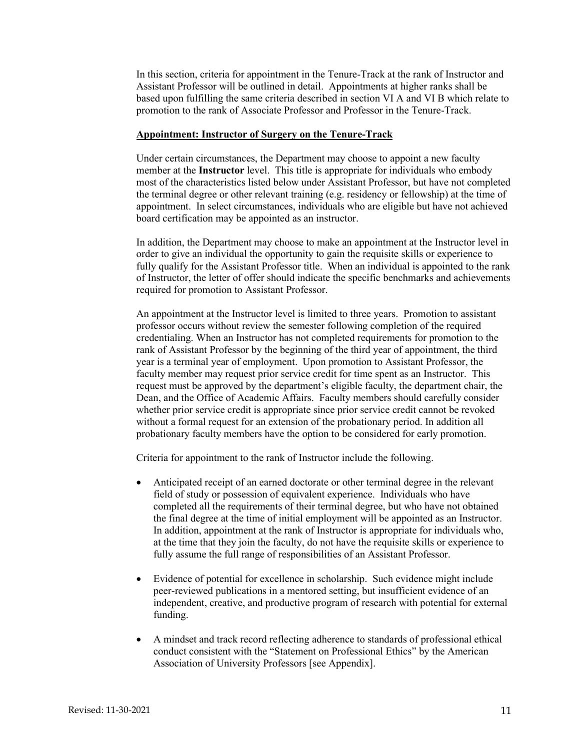In this section, criteria for appointment in the Tenure-Track at the rank of Instructor and Assistant Professor will be outlined in detail. Appointments at higher ranks shall be based upon fulfilling the same criteria described in section VI A and VI B which relate to promotion to the rank of Associate Professor and Professor in the Tenure-Track.

**Appointment: Instructor of Surgery on the Tenure-Track**

Under certain circumstances, the Department may choose to appoint a new faculty member at the **Instructor** level. This title is appropriate for individuals who embody most of the characteristics listed below under Assistant Professor, but have not completed the terminal degree or other relevant training (e.g. residency or fellowship) at the time of appointment. In select circumstances, individuals who are eligible but have not achieved board certification may be appointed as an instructor.

In addition, the Department may choose to make an appointment at the Instructor level in order to give an individual the opportunity to gain the requisite skills or experience to fully qualify for the Assistant Professor title. When an individual is appointed to the rank of Instructor, the letter of offer should indicate the specific benchmarks and achievements required for promotion to Assistant Professor.

An appointment at the Instructor level is limited to three years. Promotion to assistant professor occurs without review the semester following completion of the required credentialing. When an Instructor has not completed requirements for promotion to the rank of Assistant Professor by the beginning of the third year of appointment, the third year is a terminal year of employment. Upon promotion to Assistant Professor, the faculty member may request prior service credit for time spent as an Instructor. This request must be approved by the department's eligible faculty, the department chair, the Dean, and the Office of Academic Affairs. Faculty members should carefully consider whether prior service credit is appropriate since prior service credit cannot be revoked without a formal request for an extension of the probationary period. In addition all probationary faculty members have the option to be considered for early promotion.

Criteria for appointment to the rank of Instructor include the following.

- Anticipated receipt of an earned doctorate or other terminal degree in the relevant field of study or possession of equivalent experience. Individuals who have completed all the requirements of their terminal degree, but who have not obtained the final degree at the time of initial employment will be appointed as an Instructor. In addition, appointment at the rank of Instructor is appropriate for individuals who, at the time that they join the faculty, do not have the requisite skills or experience to fully assume the full range of responsibilities of an Assistant Professor.

- Evidence of potential for excellence in scholarship. Such evidence might include peer-reviewed publications in a mentored setting, but insufficient evidence of an independent, creative, and productive program of research with potential for external funding.

- A mindset and track record reflecting adherence to standards of professional ethical conduct consistent with the "Statement on Professional Ethics" by the American Association of University Professors [see Appendix].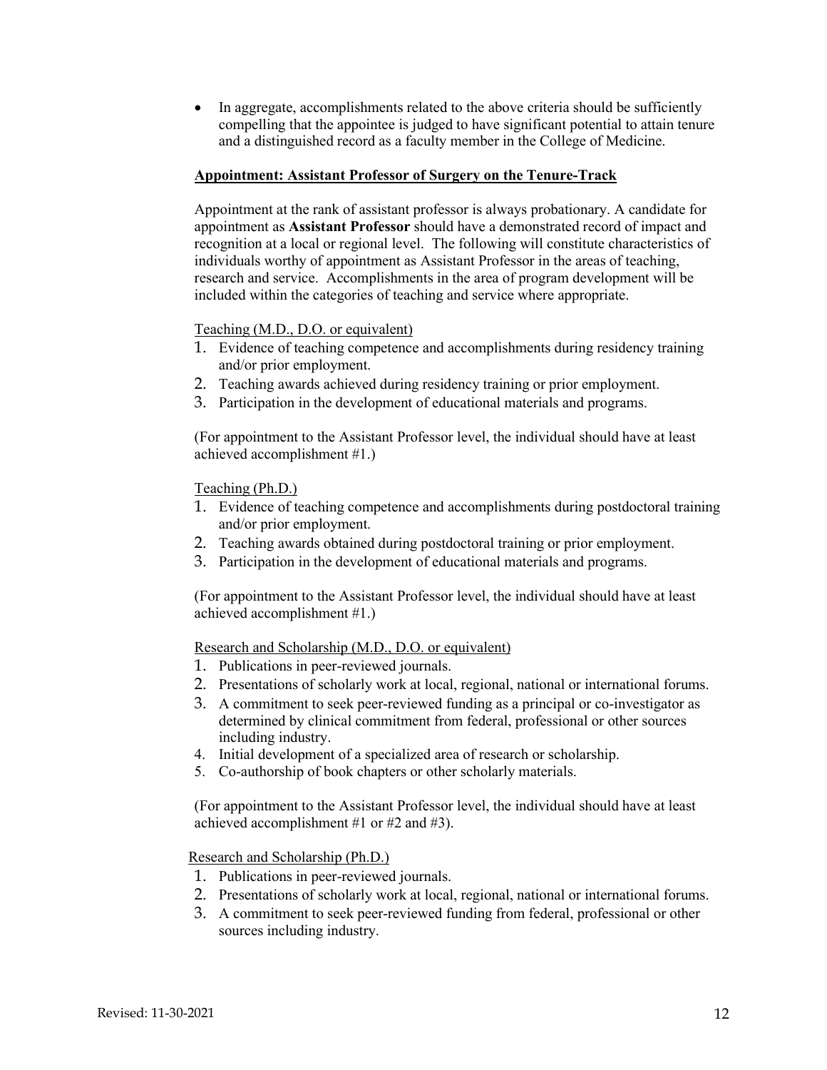- In aggregate, accomplishments related to the above criteria should be sufficiently compelling that the appointee is judged to have significant potential to attain tenure and a distinguished record as a faculty member in the College of Medicine.

**Appointment: Assistant Professor of Surgery on the Tenure-Track**

Appointment at the rank of assistant professor is always probationary. A candidate for appointment as **Assistant Professor** should have a demonstrated record of impact and recognition at a local or regional level. The following will constitute characteristics of individuals worthy of appointment as Assistant Professor in the areas of teaching, research and service. Accomplishments in the area of program development will be included within the categories of teaching and service where appropriate.

Teaching (M.D., D.O. or equivalent)

1. Evidence of teaching competence and accomplishments during residency training and/or prior employment.
2. Teaching awards achieved during residency training or prior employment.
3. Participation in the development of educational materials and programs.

(For appointment to the Assistant Professor level, the individual should have at least achieved accomplishment #1.)

Teaching (Ph.D.)

1. Evidence of teaching competence and accomplishments during postdoctoral training and/or prior employment.
2. Teaching awards obtained during postdoctoral training or prior employment.
3. Participation in the development of educational materials and programs.

(For appointment to the Assistant Professor level, the individual should have at least achieved accomplishment #1.)

Research and Scholarship (M.D., D.O. or equivalent)

1. Publications in peer-reviewed journals.
2. Presentations of scholarly work at local, regional, national or international forums.
3. A commitment to seek peer-reviewed funding as a principal or co-investigator as determined by clinical commitment from federal, professional or other sources including industry.
4. Initial development of a specialized area of research or scholarship.
5. Co-authorship of book chapters or other scholarly materials.

(For appointment to the Assistant Professor level, the individual should have at least achieved accomplishment #1 or #2 and #3).

Research and Scholarship (Ph.D.)

1. Publications in peer-reviewed journals.
2. Presentations of scholarly work at local, regional, national or international forums.
3. A commitment to seek peer-reviewed funding from federal, professional or other sources including industry.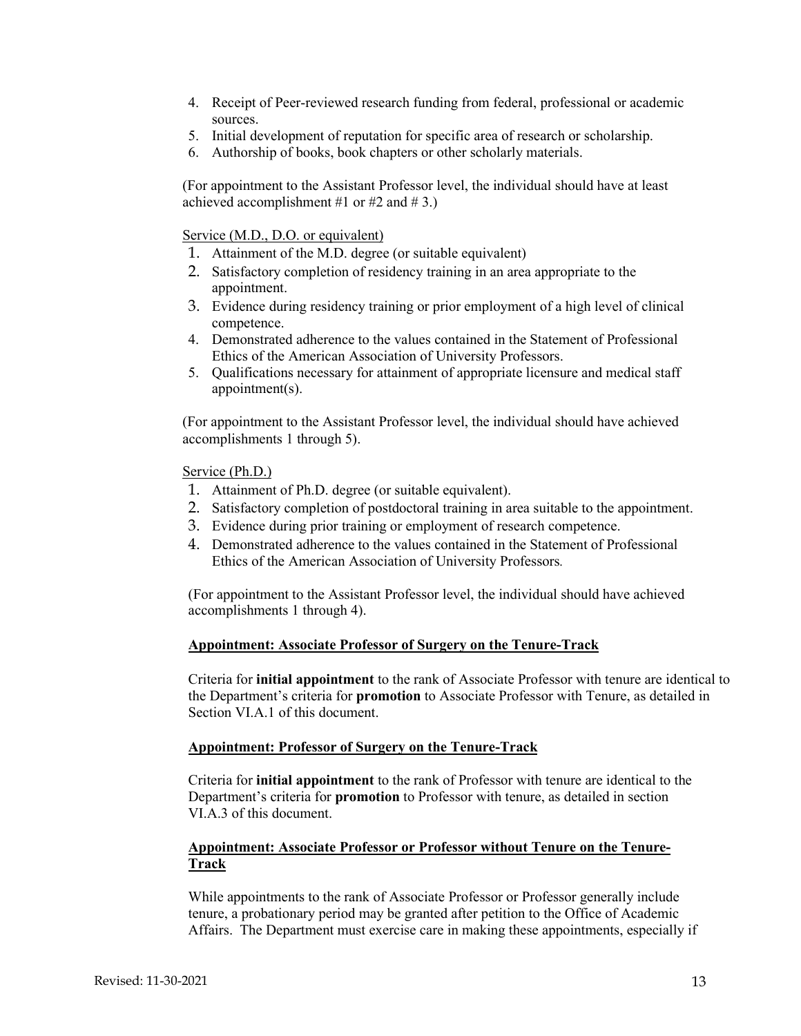4. Receipt of Peer-reviewed research funding from federal, professional or academic sources.
5. Initial development of reputation for specific area of research or scholarship.
6. Authorship of books, book chapters or other scholarly materials.

(For appointment to the Assistant Professor level, the individual should have at least achieved accomplishment #1 or #2 and # 3.)

Service (M.D., D.O. or equivalent)

1. Attainment of the M.D. degree (or suitable equivalent)
2. Satisfactory completion of residency training in an area appropriate to the appointment.
3. Evidence during residency training or prior employment of a high level of clinical competence.
4. Demonstrated adherence to the values contained in the Statement of Professional Ethics of the American Association of University Professors.
5. Qualifications necessary for attainment of appropriate licensure and medical staff appointment(s).

(For appointment to the Assistant Professor level, the individual should have achieved accomplishments 1 through 5).

Service (Ph.D.)

1. Attainment of Ph.D. degree (or suitable equivalent).
2. Satisfactory completion of postdoctoral training in area suitable to the appointment.
3. Evidence during prior training or employment of research competence.
4. Demonstrated adherence to the values contained in the Statement of Professional Ethics of the American Association of University Professors.

(For appointment to the Assistant Professor level, the individual should have achieved accomplishments 1 through 4).

**Appointment: Associate Professor of Surgery on the Tenure-Track**

Criteria for **initial appointment** to the rank of Associate Professor with tenure are identical to the Department's criteria for **promotion** to Associate Professor with Tenure, as detailed in Section VI.A.1 of this document.

**Appointment: Professor of Surgery on the Tenure-Track**

Criteria for **initial appointment** to the rank of Professor with tenure are identical to the Department's criteria for **promotion** to Professor with tenure, as detailed in section VI.A.3 of this document.

**Appointment: Associate Professor or Professor without Tenure on the Tenure-Track**

While appointments to the rank of Associate Professor or Professor generally include tenure, a probationary period may be granted after petition to the Office of Academic Affairs. The Department must exercise care in making these appointments, especially if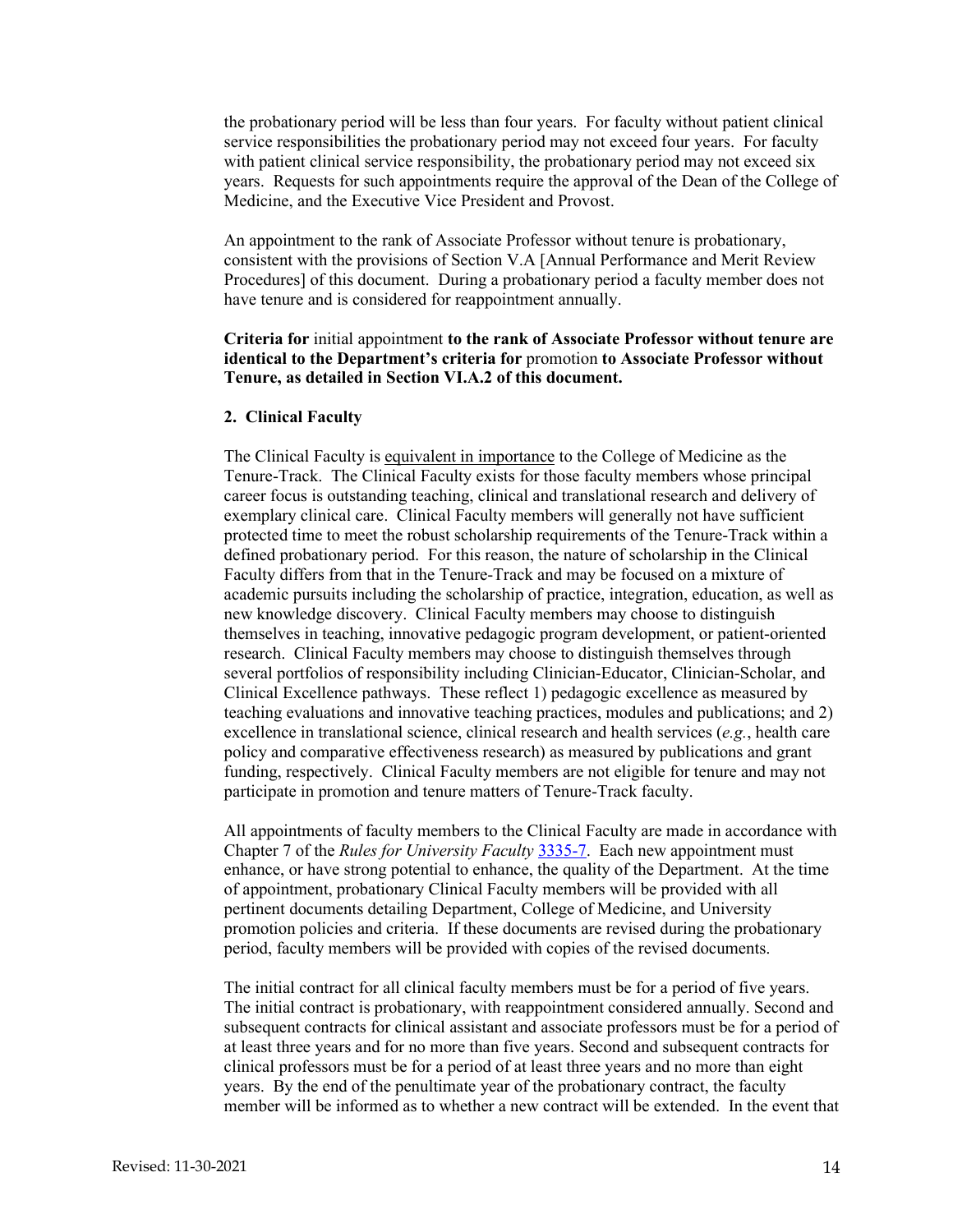the probationary period will be less than four years. For faculty without patient clinical service responsibilities the probationary period may not exceed four years. For faculty with patient clinical service responsibility, the probationary period may not exceed six years. Requests for such appointments require the approval of the Dean of the College of Medicine, and the Executive Vice President and Provost.

An appointment to the rank of Associate Professor without tenure is probationary, consistent with the provisions of Section V.A [Annual Performance and Merit Review Procedures] of this document. During a probationary period a faculty member does not have tenure and is considered for reappointment annually.

**Criteria for** initial appointment **to the rank of Associate Professor without tenure are identical to the Department's criteria for** promotion **to Associate Professor without Tenure, as detailed in Section VI.A.2 of this document.**

**2. Clinical Faculty**

The Clinical Faculty is equivalent in importance to the College of Medicine as the Tenure-Track. The Clinical Faculty exists for those faculty members whose principal career focus is outstanding teaching, clinical and translational research and delivery of exemplary clinical care. Clinical Faculty members will generally not have sufficient protected time to meet the robust scholarship requirements of the Tenure-Track within a defined probationary period. For this reason, the nature of scholarship in the Clinical Faculty differs from that in the Tenure-Track and may be focused on a mixture of academic pursuits including the scholarship of practice, integration, education, as well as new knowledge discovery. Clinical Faculty members may choose to distinguish themselves in teaching, innovative pedagogic program development, or patient-oriented research. Clinical Faculty members may choose to distinguish themselves through several portfolios of responsibility including Clinician-Educator, Clinician-Scholar, and Clinical Excellence pathways. These reflect 1) pedagogic excellence as measured by teaching evaluations and innovative teaching practices, modules and publications; and 2) excellence in translational science, clinical research and health services (*e.g.*, health care policy and comparative effectiveness research) as measured by publications and grant funding, respectively. Clinical Faculty members are not eligible for tenure and may not participate in promotion and tenure matters of Tenure-Track faculty.

All appointments of faculty members to the Clinical Faculty are made in accordance with Chapter 7 of the *Rules for University Faculty* 3335-7. Each new appointment must enhance, or have strong potential to enhance, the quality of the Department. At the time of appointment, probationary Clinical Faculty members will be provided with all pertinent documents detailing Department, College of Medicine, and University promotion policies and criteria. If these documents are revised during the probationary period, faculty members will be provided with copies of the revised documents.

The initial contract for all clinical faculty members must be for a period of five years. The initial contract is probationary, with reappointment considered annually. Second and subsequent contracts for clinical assistant and associate professors must be for a period of at least three years and for no more than five years. Second and subsequent contracts for clinical professors must be for a period of at least three years and no more than eight years. By the end of the penultimate year of the probationary contract, the faculty member will be informed as to whether a new contract will be extended. In the event that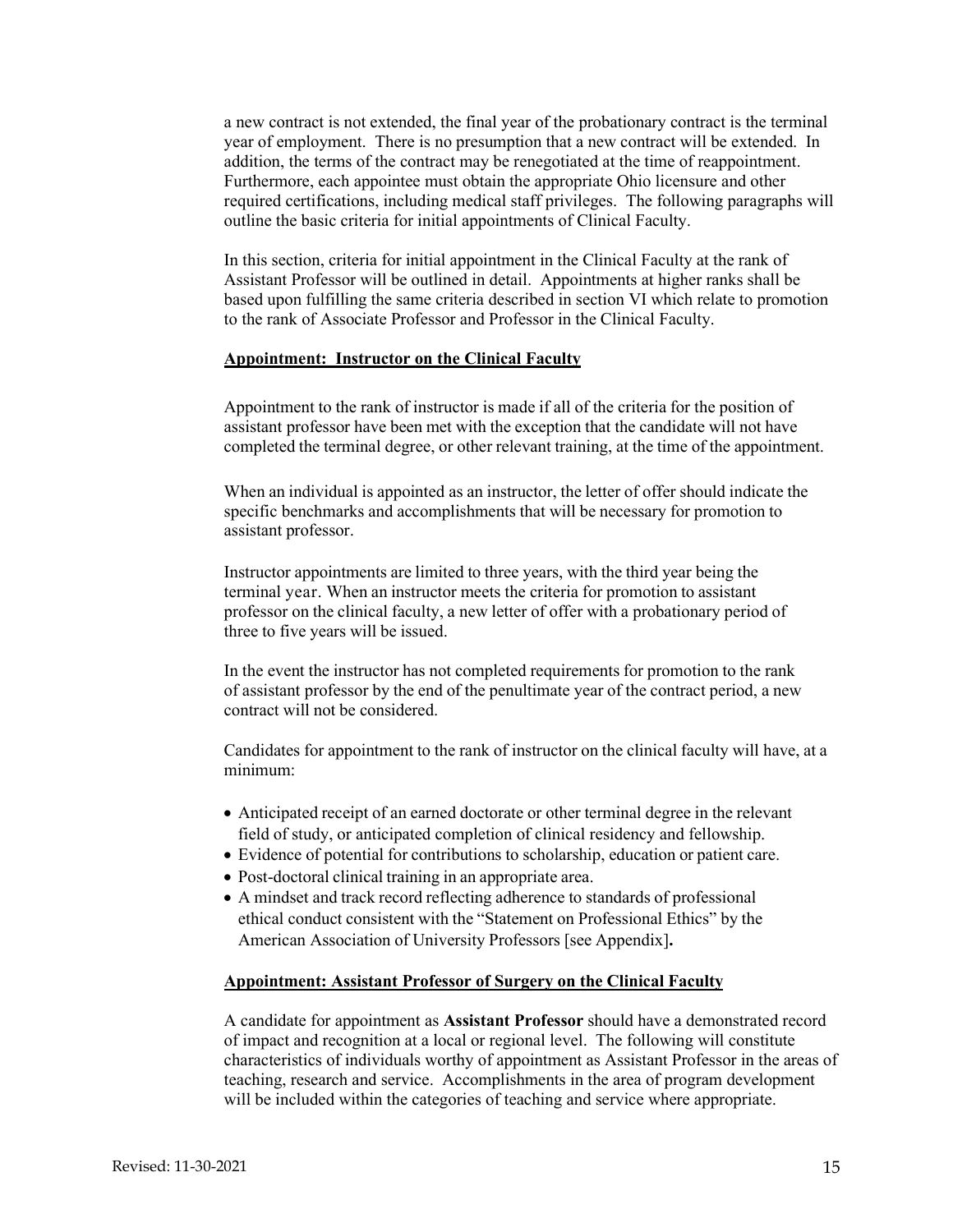a new contract is not extended, the final year of the probationary contract is the terminal year of employment. There is no presumption that a new contract will be extended. In addition, the terms of the contract may be renegotiated at the time of reappointment. Furthermore, each appointee must obtain the appropriate Ohio licensure and other required certifications, including medical staff privileges. The following paragraphs will outline the basic criteria for initial appointments of Clinical Faculty.

In this section, criteria for initial appointment in the Clinical Faculty at the rank of Assistant Professor will be outlined in detail. Appointments at higher ranks shall be based upon fulfilling the same criteria described in section VI which relate to promotion to the rank of Associate Professor and Professor in the Clinical Faculty.

### Appointment: Instructor on the Clinical Faculty

Appointment to the rank of instructor is made if all of the criteria for the position of assistant professor have been met with the exception that the candidate will not have completed the terminal degree, or other relevant training, at the time of the appointment.

When an individual is appointed as an instructor, the letter of offer should indicate the specific benchmarks and accomplishments that will be necessary for promotion to assistant professor.

Instructor appointments are limited to three years, with the third year being the terminal year. When an instructor meets the criteria for promotion to assistant professor on the clinical faculty, a new letter of offer with a probationary period of three to five years will be issued.

In the event the instructor has not completed requirements for promotion to the rank of assistant professor by the end of the penultimate year of the contract period, a new contract will not be considered.

Candidates for appointment to the rank of instructor on the clinical faculty will have, at a minimum:

- Anticipated receipt of an earned doctorate or other terminal degree in the relevant field of study, or anticipated completion of clinical residency and fellowship.
- Evidence of potential for contributions to scholarship, education or patient care.
- Post-doctoral clinical training in an appropriate area.
- A mindset and track record reflecting adherence to standards of professional ethical conduct consistent with the "Statement on Professional Ethics" by the American Association of University Professors [see Appendix]**.**

### Appointment: Assistant Professor of Surgery on the Clinical Faculty

A candidate for appointment as **Assistant Professor** should have a demonstrated record of impact and recognition at a local or regional level. The following will constitute characteristics of individuals worthy of appointment as Assistant Professor in the areas of teaching, research and service. Accomplishments in the area of program development will be included within the categories of teaching and service where appropriate.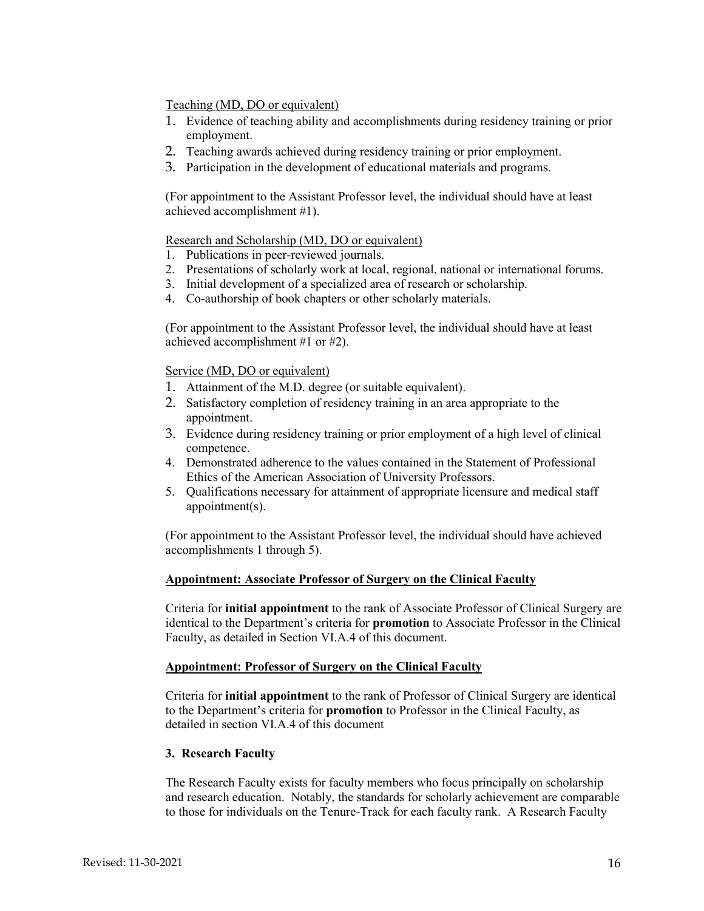Teaching (MD, DO or equivalent)

1. Evidence of teaching ability and accomplishments during residency training or prior employment.
2. Teaching awards achieved during residency training or prior employment.
3. Participation in the development of educational materials and programs.

(For appointment to the Assistant Professor level, the individual should have at least achieved accomplishment #1).

Research and Scholarship (MD, DO or equivalent)

1. Publications in peer-reviewed journals.
2. Presentations of scholarly work at local, regional, national or international forums.
3. Initial development of a specialized area of research or scholarship.
4. Co-authorship of book chapters or other scholarly materials.

(For appointment to the Assistant Professor level, the individual should have at least achieved accomplishment #1 or #2).

Service (MD, DO or equivalent)

1. Attainment of the M.D. degree (or suitable equivalent).
2. Satisfactory completion of residency training in an area appropriate to the appointment.
3. Evidence during residency training or prior employment of a high level of clinical competence.
4. Demonstrated adherence to the values contained in the Statement of Professional Ethics of the American Association of University Professors.
5. Qualifications necessary for attainment of appropriate licensure and medical staff appointment(s).

(For appointment to the Assistant Professor level, the individual should have achieved accomplishments 1 through 5).

**Appointment: Associate Professor of Surgery on the Clinical Faculty**

Criteria for **initial appointment** to the rank of Associate Professor of Clinical Surgery are identical to the Department's criteria for **promotion** to Associate Professor in the Clinical Faculty, as detailed in Section VI.A.4 of this document.

**Appointment: Professor of Surgery on the Clinical Faculty**

Criteria for **initial appointment** to the rank of Professor of Clinical Surgery are identical to the Department's criteria for **promotion** to Professor in the Clinical Faculty, as detailed in section VI.A.4 of this document

### 3. Research Faculty

The Research Faculty exists for faculty members who focus principally on scholarship and research education. Notably, the standards for scholarly achievement are comparable to those for individuals on the Tenure-Track for each faculty rank. A Research Faculty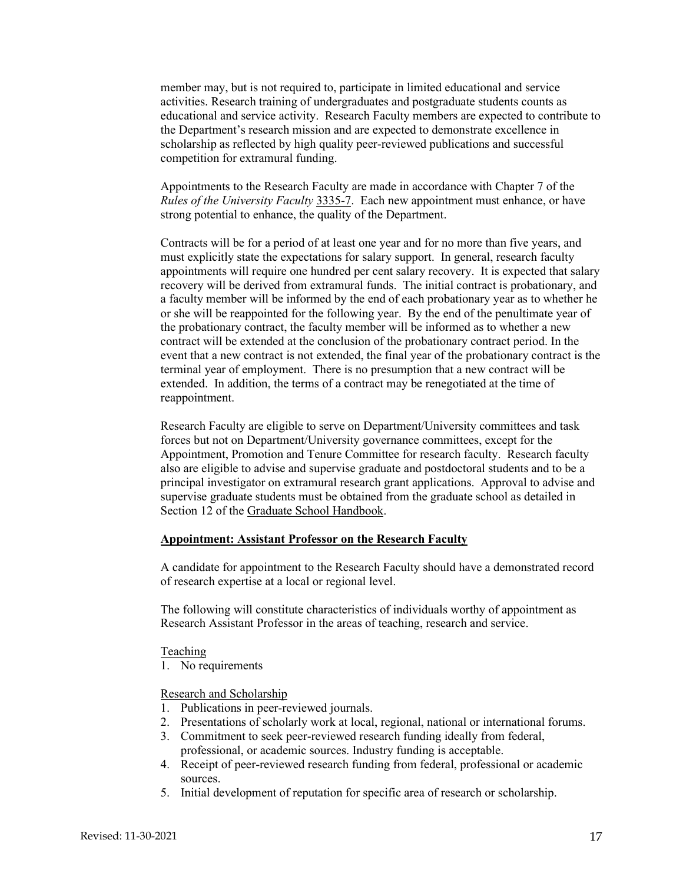member may, but is not required to, participate in limited educational and service activities. Research training of undergraduates and postgraduate students counts as educational and service activity. Research Faculty members are expected to contribute to the Department's research mission and are expected to demonstrate excellence in scholarship as reflected by high quality peer-reviewed publications and successful competition for extramural funding.

Appointments to the Research Faculty are made in accordance with Chapter 7 of the *Rules of the University Faculty* 3335-7. Each new appointment must enhance, or have strong potential to enhance, the quality of the Department.

Contracts will be for a period of at least one year and for no more than five years, and must explicitly state the expectations for salary support. In general, research faculty appointments will require one hundred per cent salary recovery. It is expected that salary recovery will be derived from extramural funds. The initial contract is probationary, and a faculty member will be informed by the end of each probationary year as to whether he or she will be reappointed for the following year. By the end of the penultimate year of the probationary contract, the faculty member will be informed as to whether a new contract will be extended at the conclusion of the probationary contract period. In the event that a new contract is not extended, the final year of the probationary contract is the terminal year of employment. There is no presumption that a new contract will be extended. In addition, the terms of a contract may be renegotiated at the time of reappointment.

Research Faculty are eligible to serve on Department/University committees and task forces but not on Department/University governance committees, except for the Appointment, Promotion and Tenure Committee for research faculty. Research faculty also are eligible to advise and supervise graduate and postdoctoral students and to be a principal investigator on extramural research grant applications. Approval to advise and supervise graduate students must be obtained from the graduate school as detailed in Section 12 of the Graduate School Handbook.

**Appointment: Assistant Professor on the Research Faculty**

A candidate for appointment to the Research Faculty should have a demonstrated record of research expertise at a local or regional level.

The following will constitute characteristics of individuals worthy of appointment as Research Assistant Professor in the areas of teaching, research and service.

Teaching

1. No requirements

Research and Scholarship

1. Publications in peer-reviewed journals.
2. Presentations of scholarly work at local, regional, national or international forums.
3. Commitment to seek peer-reviewed research funding ideally from federal, professional, or academic sources. Industry funding is acceptable.
4. Receipt of peer-reviewed research funding from federal, professional or academic sources.
5. Initial development of reputation for specific area of research or scholarship.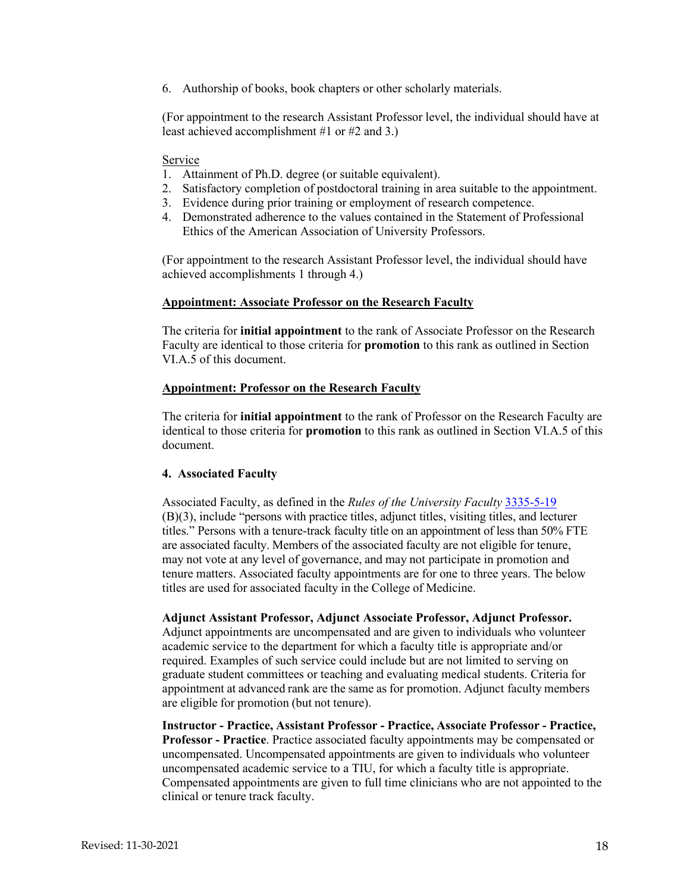6. Authorship of books, book chapters or other scholarly materials.

(For appointment to the research Assistant Professor level, the individual should have at least achieved accomplishment #1 or #2 and 3.)

Service

1. Attainment of Ph.D. degree (or suitable equivalent).
2. Satisfactory completion of postdoctoral training in area suitable to the appointment.
3. Evidence during prior training or employment of research competence.
4. Demonstrated adherence to the values contained in the Statement of Professional Ethics of the American Association of University Professors.

(For appointment to the research Assistant Professor level, the individual should have achieved accomplishments 1 through 4.)

**Appointment: Associate Professor on the Research Faculty**

The criteria for **initial appointment** to the rank of Associate Professor on the Research Faculty are identical to those criteria for **promotion** to this rank as outlined in Section VI.A.5 of this document.

**Appointment: Professor on the Research Faculty**

The criteria for **initial appointment** to the rank of Professor on the Research Faculty are identical to those criteria for **promotion** to this rank as outlined in Section VI.A.5 of this document.

#### 4. Associated Faculty

Associated Faculty, as defined in the *Rules of the University Faculty* 3335-5-19 (B)(3), include "persons with practice titles, adjunct titles, visiting titles, and lecturer titles." Persons with a tenure-track faculty title on an appointment of less than 50% FTE are associated faculty. Members of the associated faculty are not eligible for tenure, may not vote at any level of governance, and may not participate in promotion and tenure matters. Associated faculty appointments are for one to three years. The below titles are used for associated faculty in the College of Medicine.

**Adjunct Assistant Professor, Adjunct Associate Professor, Adjunct Professor.** Adjunct appointments are uncompensated and are given to individuals who volunteer academic service to the department for which a faculty title is appropriate and/or required. Examples of such service could include but are not limited to serving on graduate student committees or teaching and evaluating medical students. Criteria for appointment at advanced rank are the same as for promotion. Adjunct faculty members are eligible for promotion (but not tenure).

**Instructor - Practice, Assistant Professor - Practice, Associate Professor - Practice, Professor - Practice**. Practice associated faculty appointments may be compensated or uncompensated. Uncompensated appointments are given to individuals who volunteer uncompensated academic service to a TIU, for which a faculty title is appropriate. Compensated appointments are given to full time clinicians who are not appointed to the clinical or tenure track faculty.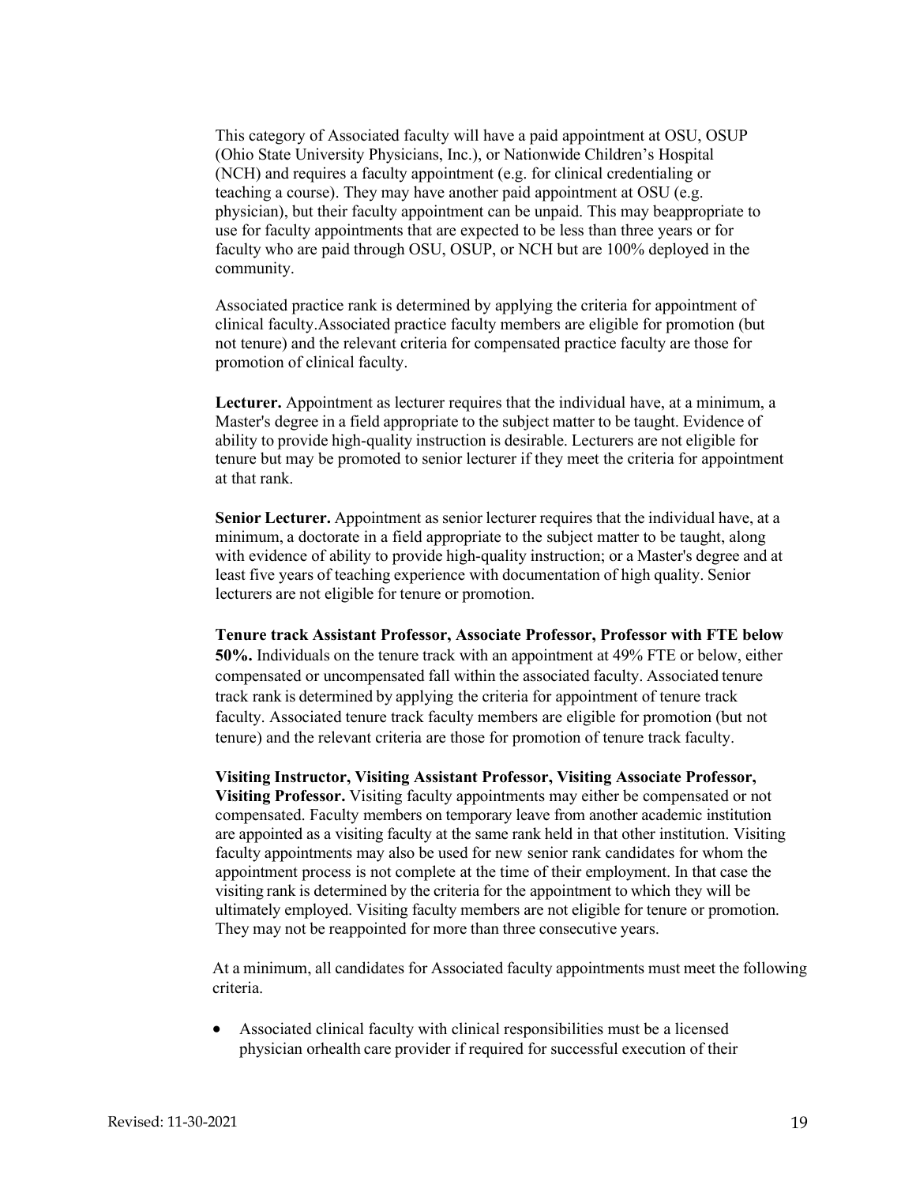This category of Associated faculty will have a paid appointment at OSU, OSUP (Ohio State University Physicians, Inc.), or Nationwide Children's Hospital (NCH) and requires a faculty appointment (e.g. for clinical credentialing or teaching a course). They may have another paid appointment at OSU (e.g. physician), but their faculty appointment can be unpaid. This may beappropriate to use for faculty appointments that are expected to be less than three years or for faculty who are paid through OSU, OSUP, or NCH but are 100% deployed in the community.

Associated practice rank is determined by applying the criteria for appointment of clinical faculty.Associated practice faculty members are eligible for promotion (but not tenure) and the relevant criteria for compensated practice faculty are those for promotion of clinical faculty.

**Lecturer.** Appointment as lecturer requires that the individual have, at a minimum, a Master's degree in a field appropriate to the subject matter to be taught. Evidence of ability to provide high-quality instruction is desirable. Lecturers are not eligible for tenure but may be promoted to senior lecturer if they meet the criteria for appointment at that rank.

**Senior Lecturer.** Appointment as senior lecturer requires that the individual have, at a minimum, a doctorate in a field appropriate to the subject matter to be taught, along with evidence of ability to provide high-quality instruction; or a Master's degree and at least five years of teaching experience with documentation of high quality. Senior lecturers are not eligible for tenure or promotion.

**Tenure track Assistant Professor, Associate Professor, Professor with FTE below 50%.** Individuals on the tenure track with an appointment at 49% FTE or below, either compensated or uncompensated fall within the associated faculty. Associated tenure track rank is determined by applying the criteria for appointment of tenure track faculty. Associated tenure track faculty members are eligible for promotion (but not tenure) and the relevant criteria are those for promotion of tenure track faculty.

**Visiting Instructor, Visiting Assistant Professor, Visiting Associate Professor, Visiting Professor.** Visiting faculty appointments may either be compensated or not compensated. Faculty members on temporary leave from another academic institution are appointed as a visiting faculty at the same rank held in that other institution. Visiting faculty appointments may also be used for new senior rank candidates for whom the appointment process is not complete at the time of their employment. In that case the visiting rank is determined by the criteria for the appointment to which they will be ultimately employed. Visiting faculty members are not eligible for tenure or promotion. They may not be reappointed for more than three consecutive years.

At a minimum, all candidates for Associated faculty appointments must meet the following criteria.

- Associated clinical faculty with clinical responsibilities must be a licensed physician orhealth care provider if required for successful execution of their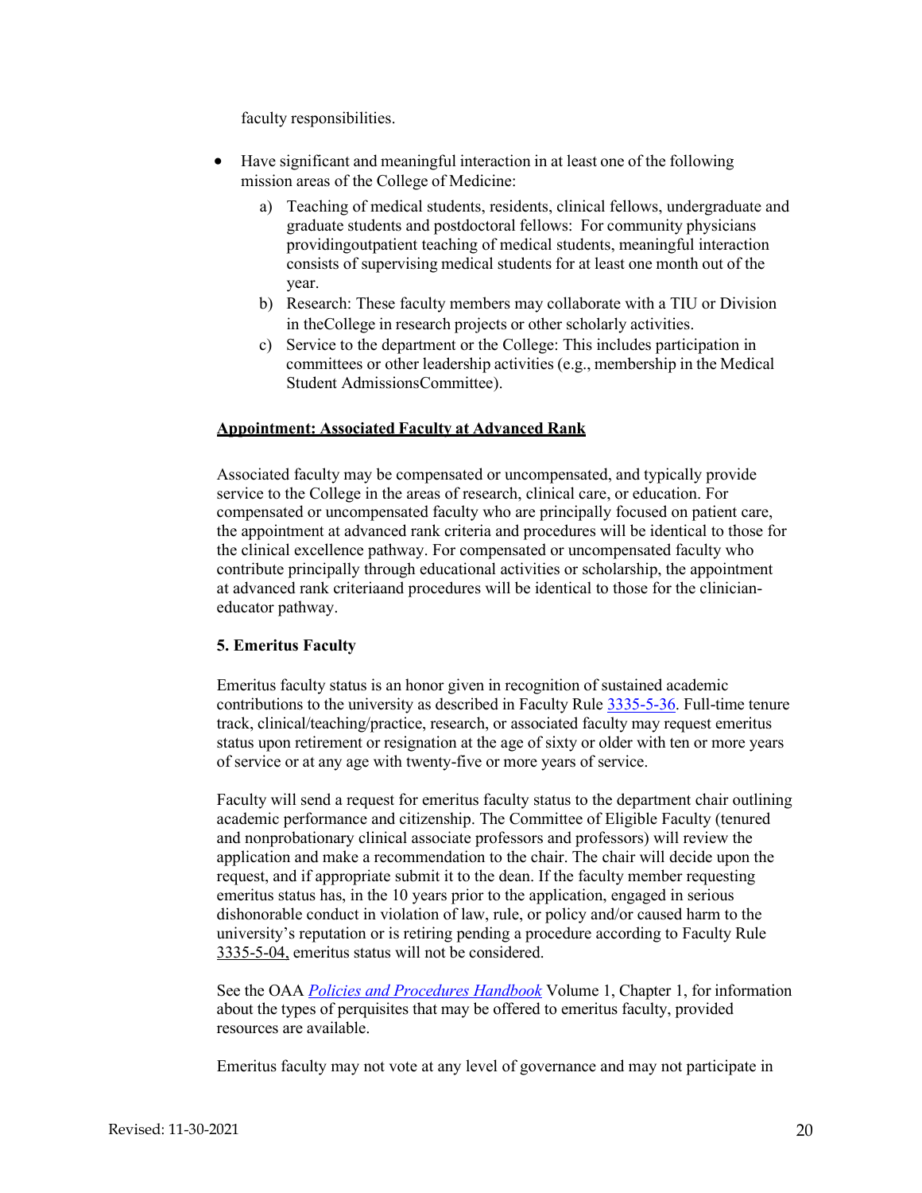faculty responsibilities.

- Have significant and meaningful interaction in at least one of the following mission areas of the College of Medicine:
  a) Teaching of medical students, residents, clinical fellows, undergraduate and graduate students and postdoctoral fellows: For community physicians providingoutpatient teaching of medical students, meaningful interaction consists of supervising medical students for at least one month out of the year.
  b) Research: These faculty members may collaborate with a TIU or Division in theCollege in research projects or other scholarly activities.
  c) Service to the department or the College: This includes participation in committees or other leadership activities (e.g., membership in the Medical Student AdmissionsCommittee).

**Appointment: Associated Faculty at Advanced Rank**

Associated faculty may be compensated or uncompensated, and typically provide service to the College in the areas of research, clinical care, or education. For compensated or uncompensated faculty who are principally focused on patient care, the appointment at advanced rank criteria and procedures will be identical to those for the clinical excellence pathway. For compensated or uncompensated faculty who contribute principally through educational activities or scholarship, the appointment at advanced rank criteriaand procedures will be identical to those for the clinician-educator pathway.

**5. Emeritus Faculty**

Emeritus faculty status is an honor given in recognition of sustained academic contributions to the university as described in Faculty Rule 3335-5-36. Full-time tenure track, clinical/teaching/practice, research, or associated faculty may request emeritus status upon retirement or resignation at the age of sixty or older with ten or more years of service or at any age with twenty-five or more years of service.

Faculty will send a request for emeritus faculty status to the department chair outlining academic performance and citizenship. The Committee of Eligible Faculty (tenured and nonprobationary clinical associate professors and professors) will review the application and make a recommendation to the chair. The chair will decide upon the request, and if appropriate submit it to the dean. If the faculty member requesting emeritus status has, in the 10 years prior to the application, engaged in serious dishonorable conduct in violation of law, rule, or policy and/or caused harm to the university's reputation or is retiring pending a procedure according to Faculty Rule 3335-5-04, emeritus status will not be considered.

See the OAA *Policies and Procedures Handbook* Volume 1, Chapter 1, for information about the types of perquisites that may be offered to emeritus faculty, provided resources are available.

Emeritus faculty may not vote at any level of governance and may not participate in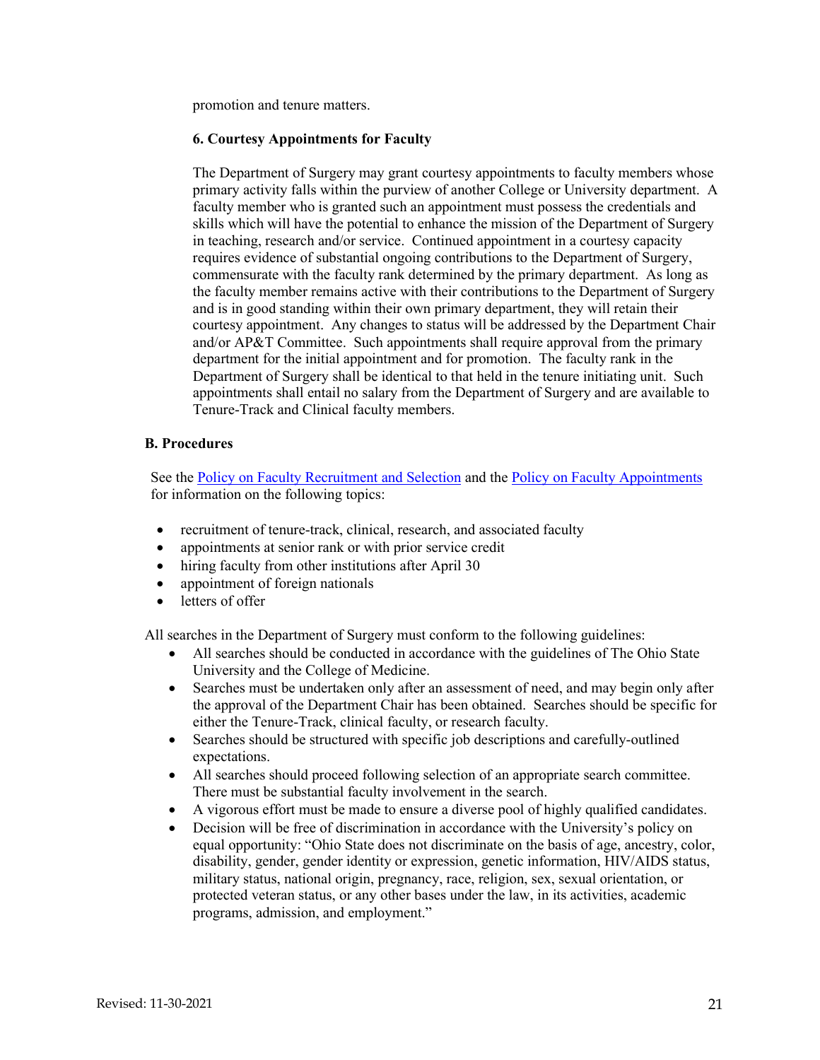promotion and tenure matters.

**6. Courtesy Appointments for Faculty**

The Department of Surgery may grant courtesy appointments to faculty members whose primary activity falls within the purview of another College or University department. A faculty member who is granted such an appointment must possess the credentials and skills which will have the potential to enhance the mission of the Department of Surgery in teaching, research and/or service. Continued appointment in a courtesy capacity requires evidence of substantial ongoing contributions to the Department of Surgery, commensurate with the faculty rank determined by the primary department. As long as the faculty member remains active with their contributions to the Department of Surgery and is in good standing within their own primary department, they will retain their courtesy appointment. Any changes to status will be addressed by the Department Chair and/or AP&T Committee. Such appointments shall require approval from the primary department for the initial appointment and for promotion. The faculty rank in the Department of Surgery shall be identical to that held in the tenure initiating unit. Such appointments shall entail no salary from the Department of Surgery and are available to Tenure-Track and Clinical faculty members.

**B. Procedures**

See the Policy on Faculty Recruitment and Selection and the Policy on Faculty Appointments for information on the following topics:

- recruitment of tenure-track, clinical, research, and associated faculty
- appointments at senior rank or with prior service credit
- hiring faculty from other institutions after April 30
- appointment of foreign nationals
- letters of offer

All searches in the Department of Surgery must conform to the following guidelines:

- All searches should be conducted in accordance with the guidelines of The Ohio State University and the College of Medicine.
- Searches must be undertaken only after an assessment of need, and may begin only after the approval of the Department Chair has been obtained. Searches should be specific for either the Tenure-Track, clinical faculty, or research faculty.
- Searches should be structured with specific job descriptions and carefully-outlined expectations.
- All searches should proceed following selection of an appropriate search committee. There must be substantial faculty involvement in the search.
- A vigorous effort must be made to ensure a diverse pool of highly qualified candidates.
- Decision will be free of discrimination in accordance with the University's policy on equal opportunity: "Ohio State does not discriminate on the basis of age, ancestry, color, disability, gender, gender identity or expression, genetic information, HIV/AIDS status, military status, national origin, pregnancy, race, religion, sex, sexual orientation, or protected veteran status, or any other bases under the law, in its activities, academic programs, admission, and employment."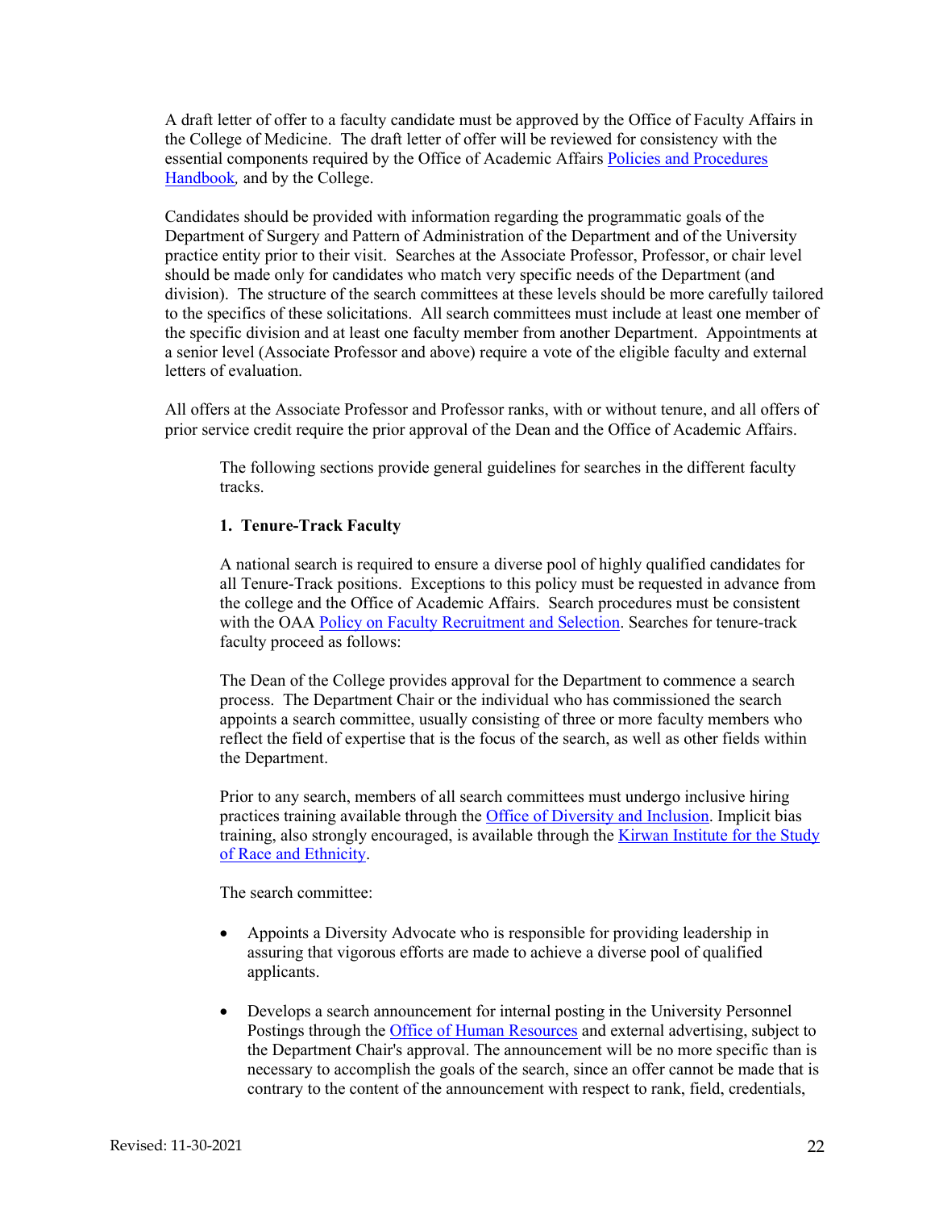A draft letter of offer to a faculty candidate must be approved by the Office of Faculty Affairs in the College of Medicine. The draft letter of offer will be reviewed for consistency with the essential components required by the Office of Academic Affairs [Policies and Procedures Handbook](), and by the College.

Candidates should be provided with information regarding the programmatic goals of the Department of Surgery and Pattern of Administration of the Department and of the University practice entity prior to their visit. Searches at the Associate Professor, Professor, or chair level should be made only for candidates who match very specific needs of the Department (and division). The structure of the search committees at these levels should be more carefully tailored to the specifics of these solicitations. All search committees must include at least one member of the specific division and at least one faculty member from another Department. Appointments at a senior level (Associate Professor and above) require a vote of the eligible faculty and external letters of evaluation.

All offers at the Associate Professor and Professor ranks, with or without tenure, and all offers of prior service credit require the prior approval of the Dean and the Office of Academic Affairs.

The following sections provide general guidelines for searches in the different faculty tracks.

**1. Tenure-Track Faculty**

A national search is required to ensure a diverse pool of highly qualified candidates for all Tenure-Track positions. Exceptions to this policy must be requested in advance from the college and the Office of Academic Affairs. Search procedures must be consistent with the OAA Policy on Faculty Recruitment and Selection. Searches for tenure-track faculty proceed as follows:

The Dean of the College provides approval for the Department to commence a search process. The Department Chair or the individual who has commissioned the search appoints a search committee, usually consisting of three or more faculty members who reflect the field of expertise that is the focus of the search, as well as other fields within the Department.

Prior to any search, members of all search committees must undergo inclusive hiring practices training available through the Office of Diversity and Inclusion. Implicit bias training, also strongly encouraged, is available through the Kirwan Institute for the Study of Race and Ethnicity.

The search committee:

- Appoints a Diversity Advocate who is responsible for providing leadership in assuring that vigorous efforts are made to achieve a diverse pool of qualified applicants.
- Develops a search announcement for internal posting in the University Personnel Postings through the Office of Human Resources and external advertising, subject to the Department Chair's approval. The announcement will be no more specific than is necessary to accomplish the goals of the search, since an offer cannot be made that is contrary to the content of the announcement with respect to rank, field, credentials,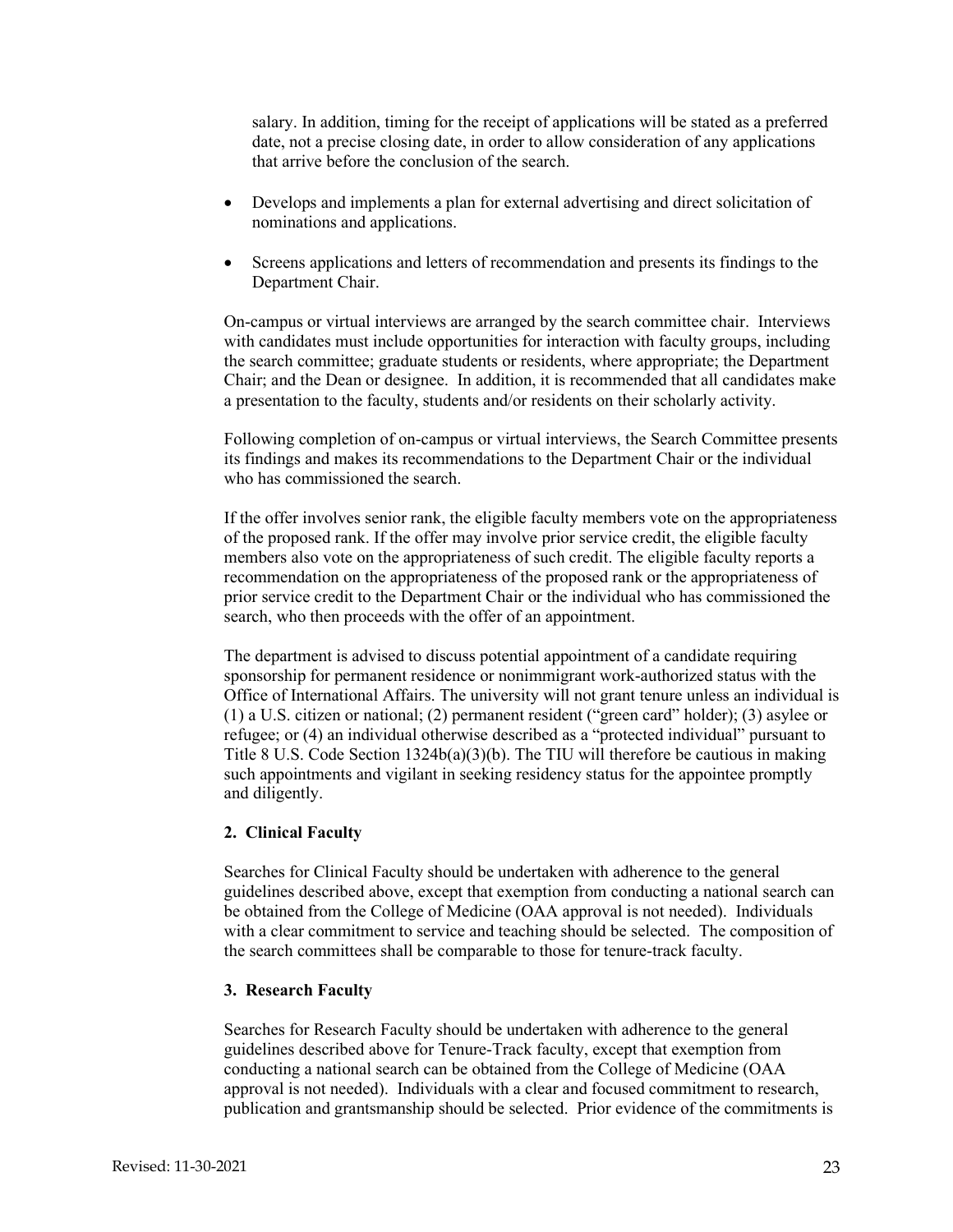salary. In addition, timing for the receipt of applications will be stated as a preferred date, not a precise closing date, in order to allow consideration of any applications that arrive before the conclusion of the search.

- Develops and implements a plan for external advertising and direct solicitation of nominations and applications.
- Screens applications and letters of recommendation and presents its findings to the Department Chair.

On-campus or virtual interviews are arranged by the search committee chair. Interviews with candidates must include opportunities for interaction with faculty groups, including the search committee; graduate students or residents, where appropriate; the Department Chair; and the Dean or designee. In addition, it is recommended that all candidates make a presentation to the faculty, students and/or residents on their scholarly activity.

Following completion of on-campus or virtual interviews, the Search Committee presents its findings and makes its recommendations to the Department Chair or the individual who has commissioned the search.

If the offer involves senior rank, the eligible faculty members vote on the appropriateness of the proposed rank. If the offer may involve prior service credit, the eligible faculty members also vote on the appropriateness of such credit. The eligible faculty reports a recommendation on the appropriateness of the proposed rank or the appropriateness of prior service credit to the Department Chair or the individual who has commissioned the search, who then proceeds with the offer of an appointment.

The department is advised to discuss potential appointment of a candidate requiring sponsorship for permanent residence or nonimmigrant work-authorized status with the Office of International Affairs. The university will not grant tenure unless an individual is (1) a U.S. citizen or national; (2) permanent resident ("green card" holder); (3) asylee or refugee; or (4) an individual otherwise described as a "protected individual" pursuant to Title 8 U.S. Code Section 1324b(a)(3)(b). The TIU will therefore be cautious in making such appointments and vigilant in seeking residency status for the appointee promptly and diligently.

**2. Clinical Faculty**

Searches for Clinical Faculty should be undertaken with adherence to the general guidelines described above, except that exemption from conducting a national search can be obtained from the College of Medicine (OAA approval is not needed). Individuals with a clear commitment to service and teaching should be selected. The composition of the search committees shall be comparable to those for tenure-track faculty.

**3. Research Faculty**

Searches for Research Faculty should be undertaken with adherence to the general guidelines described above for Tenure-Track faculty, except that exemption from conducting a national search can be obtained from the College of Medicine (OAA approval is not needed). Individuals with a clear and focused commitment to research, publication and grantsmanship should be selected. Prior evidence of the commitments is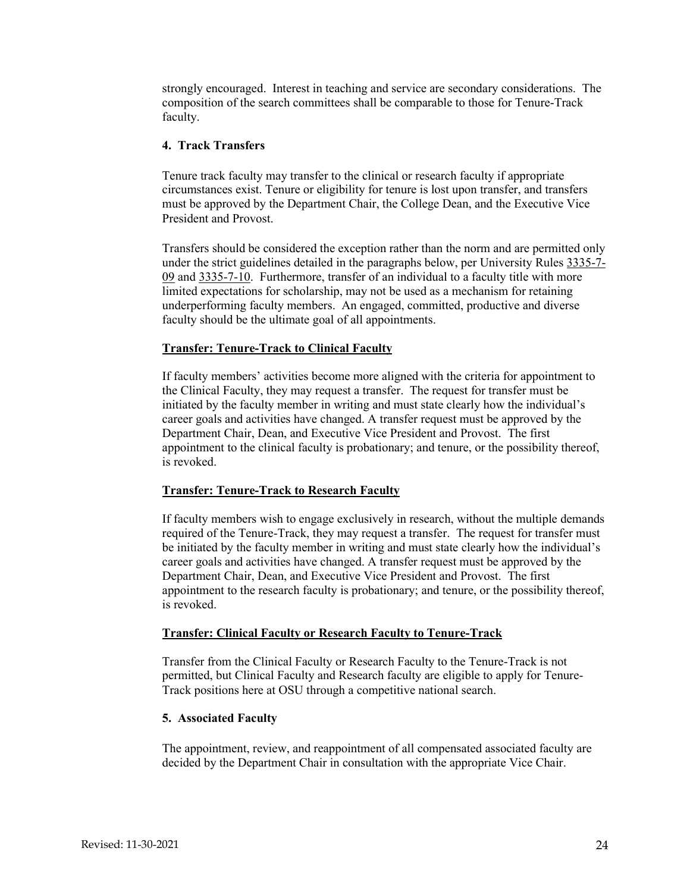strongly encouraged. Interest in teaching and service are secondary considerations. The composition of the search committees shall be comparable to those for Tenure-Track faculty.

**4. Track Transfers**

Tenure track faculty may transfer to the clinical or research faculty if appropriate circumstances exist. Tenure or eligibility for tenure is lost upon transfer, and transfers must be approved by the Department Chair, the College Dean, and the Executive Vice President and Provost.

Transfers should be considered the exception rather than the norm and are permitted only under the strict guidelines detailed in the paragraphs below, per University Rules 3335-7-09 and 3335-7-10. Furthermore, transfer of an individual to a faculty title with more limited expectations for scholarship, may not be used as a mechanism for retaining underperforming faculty members. An engaged, committed, productive and diverse faculty should be the ultimate goal of all appointments.

**Transfer: Tenure-Track to Clinical Faculty**

If faculty members' activities become more aligned with the criteria for appointment to the Clinical Faculty, they may request a transfer. The request for transfer must be initiated by the faculty member in writing and must state clearly how the individual's career goals and activities have changed. A transfer request must be approved by the Department Chair, Dean, and Executive Vice President and Provost. The first appointment to the clinical faculty is probationary; and tenure, or the possibility thereof, is revoked.

**Transfer: Tenure-Track to Research Faculty**

If faculty members wish to engage exclusively in research, without the multiple demands required of the Tenure-Track, they may request a transfer. The request for transfer must be initiated by the faculty member in writing and must state clearly how the individual's career goals and activities have changed. A transfer request must be approved by the Department Chair, Dean, and Executive Vice President and Provost. The first appointment to the research faculty is probationary; and tenure, or the possibility thereof, is revoked.

**Transfer: Clinical Faculty or Research Faculty to Tenure-Track**

Transfer from the Clinical Faculty or Research Faculty to the Tenure-Track is not permitted, but Clinical Faculty and Research faculty are eligible to apply for Tenure-Track positions here at OSU through a competitive national search.

**5. Associated Faculty**

The appointment, review, and reappointment of all compensated associated faculty are decided by the Department Chair in consultation with the appropriate Vice Chair.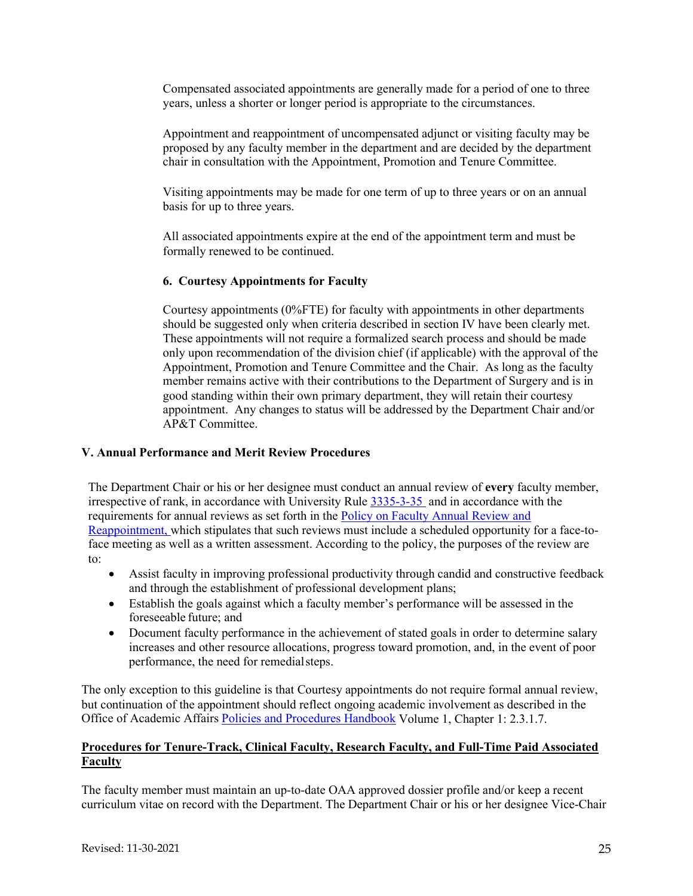Compensated associated appointments are generally made for a period of one to three years, unless a shorter or longer period is appropriate to the circumstances.

Appointment and reappointment of uncompensated adjunct or visiting faculty may be proposed by any faculty member in the department and are decided by the department chair in consultation with the Appointment, Promotion and Tenure Committee.

Visiting appointments may be made for one term of up to three years or on an annual basis for up to three years.

All associated appointments expire at the end of the appointment term and must be formally renewed to be continued.

#### 6. Courtesy Appointments for Faculty

Courtesy appointments (0%FTE) for faculty with appointments in other departments should be suggested only when criteria described in section IV have been clearly met. These appointments will not require a formalized search process and should be made only upon recommendation of the division chief (if applicable) with the approval of the Appointment, Promotion and Tenure Committee and the Chair. As long as the faculty member remains active with their contributions to the Department of Surgery and is in good standing within their own primary department, they will retain their courtesy appointment. Any changes to status will be addressed by the Department Chair and/or AP&T Committee.

## V. Annual Performance and Merit Review Procedures

The Department Chair or his or her designee must conduct an annual review of **every** faculty member, irrespective of rank, in accordance with University Rule 3335-3-35 and in accordance with the requirements for annual reviews as set forth in the Policy on Faculty Annual Review and Reappointment, which stipulates that such reviews must include a scheduled opportunity for a face-to-face meeting as well as a written assessment. According to the policy, the purposes of the review are to:

- Assist faculty in improving professional productivity through candid and constructive feedback and through the establishment of professional development plans;
- Establish the goals against which a faculty member's performance will be assessed in the foreseeable future; and
- Document faculty performance in the achievement of stated goals in order to determine salary increases and other resource allocations, progress toward promotion, and, in the event of poor performance, the need for remedial steps.

The only exception to this guideline is that Courtesy appointments do not require formal annual review, but continuation of the appointment should reflect ongoing academic involvement as described in the Office of Academic Affairs Policies and Procedures Handbook Volume 1, Chapter 1: 2.3.1.7.

**Procedures for Tenure-Track, Clinical Faculty, Research Faculty, and Full-Time Paid Associated Faculty**

The faculty member must maintain an up-to-date OAA approved dossier profile and/or keep a recent curriculum vitae on record with the Department. The Department Chair or his or her designee Vice-Chair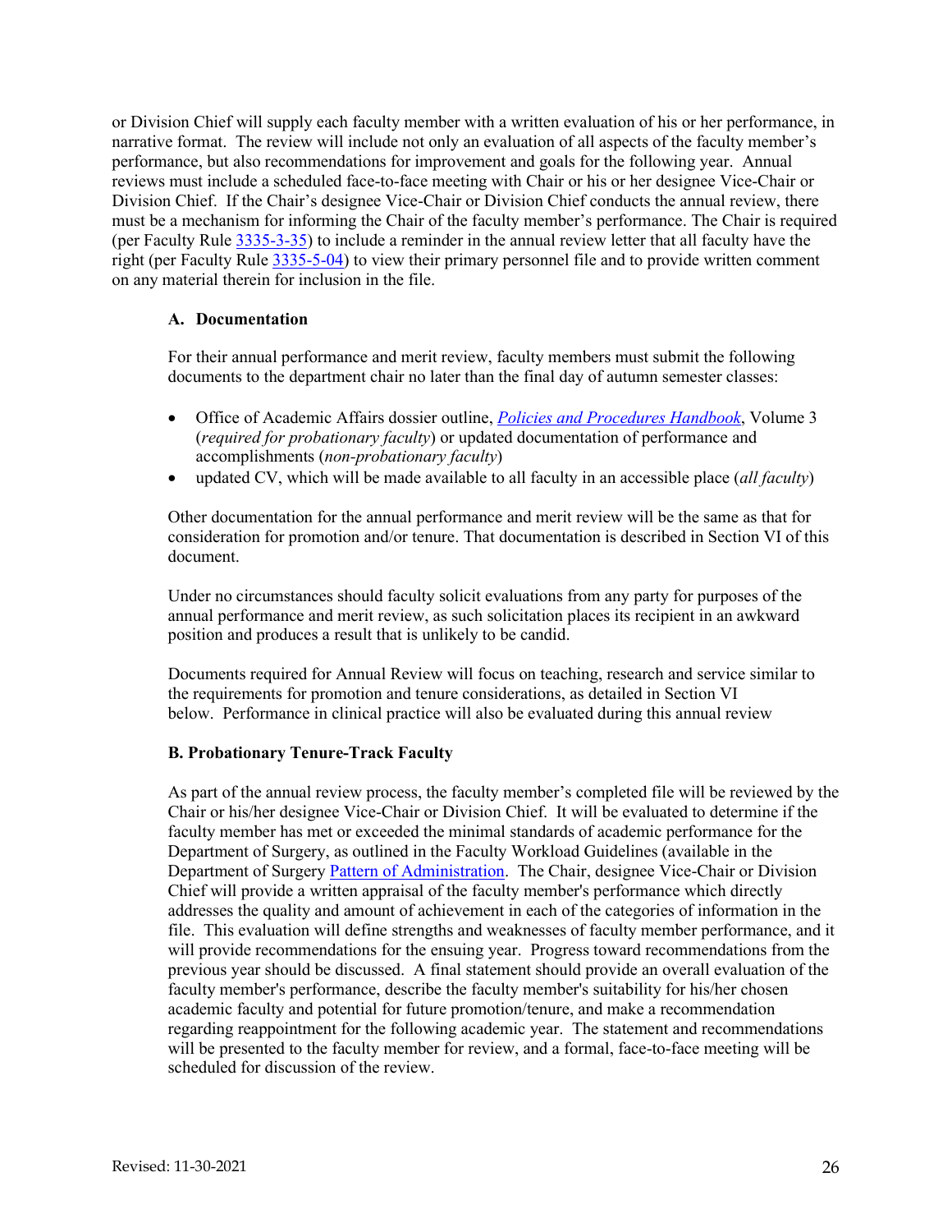or Division Chief will supply each faculty member with a written evaluation of his or her performance, in narrative format. The review will include not only an evaluation of all aspects of the faculty member's performance, but also recommendations for improvement and goals for the following year. Annual reviews must include a scheduled face-to-face meeting with Chair or his or her designee Vice-Chair or Division Chief. If the Chair's designee Vice-Chair or Division Chief conducts the annual review, there must be a mechanism for informing the Chair of the faculty member's performance. The Chair is required (per Faculty Rule 3335-3-35) to include a reminder in the annual review letter that all faculty have the right (per Faculty Rule 3335-5-04) to view their primary personnel file and to provide written comment on any material therein for inclusion in the file.

### A. Documentation

For their annual performance and merit review, faculty members must submit the following documents to the department chair no later than the final day of autumn semester classes:

- Office of Academic Affairs dossier outline, *Policies and Procedures Handbook*, Volume 3 (*required for probationary faculty*) or updated documentation of performance and accomplishments (*non-probationary faculty*)
- updated CV, which will be made available to all faculty in an accessible place (*all faculty*)

Other documentation for the annual performance and merit review will be the same as that for consideration for promotion and/or tenure. That documentation is described in Section VI of this document.

Under no circumstances should faculty solicit evaluations from any party for purposes of the annual performance and merit review, as such solicitation places its recipient in an awkward position and produces a result that is unlikely to be candid.

Documents required for Annual Review will focus on teaching, research and service similar to the requirements for promotion and tenure considerations, as detailed in Section VI below. Performance in clinical practice will also be evaluated during this annual review

### B. Probationary Tenure-Track Faculty

As part of the annual review process, the faculty member's completed file will be reviewed by the Chair or his/her designee Vice-Chair or Division Chief. It will be evaluated to determine if the faculty member has met or exceeded the minimal standards of academic performance for the Department of Surgery, as outlined in the Faculty Workload Guidelines (available in the Department of Surgery Pattern of Administration. The Chair, designee Vice-Chair or Division Chief will provide a written appraisal of the faculty member's performance which directly addresses the quality and amount of achievement in each of the categories of information in the file. This evaluation will define strengths and weaknesses of faculty member performance, and it will provide recommendations for the ensuing year. Progress toward recommendations from the previous year should be discussed. A final statement should provide an overall evaluation of the faculty member's performance, describe the faculty member's suitability for his/her chosen academic faculty and potential for future promotion/tenure, and make a recommendation regarding reappointment for the following academic year. The statement and recommendations will be presented to the faculty member for review, and a formal, face-to-face meeting will be scheduled for discussion of the review.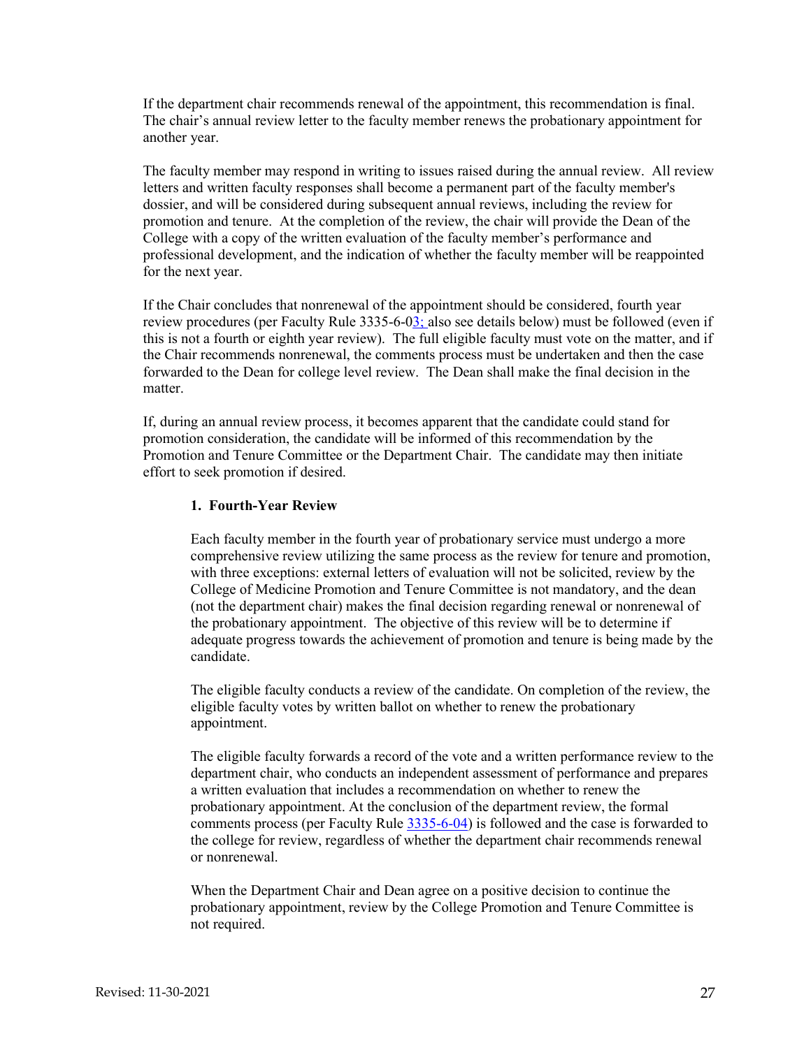If the department chair recommends renewal of the appointment, this recommendation is final. The chair's annual review letter to the faculty member renews the probationary appointment for another year.

The faculty member may respond in writing to issues raised during the annual review. All review letters and written faculty responses shall become a permanent part of the faculty member's dossier, and will be considered during subsequent annual reviews, including the review for promotion and tenure. At the completion of the review, the chair will provide the Dean of the College with a copy of the written evaluation of the faculty member's performance and professional development, and the indication of whether the faculty member will be reappointed for the next year.

If the Chair concludes that nonrenewal of the appointment should be considered, fourth year review procedures (per Faculty Rule 3335-6-03; also see details below) must be followed (even if this is not a fourth or eighth year review). The full eligible faculty must vote on the matter, and if the Chair recommends nonrenewal, the comments process must be undertaken and then the case forwarded to the Dean for college level review. The Dean shall make the final decision in the matter.

If, during an annual review process, it becomes apparent that the candidate could stand for promotion consideration, the candidate will be informed of this recommendation by the Promotion and Tenure Committee or the Department Chair. The candidate may then initiate effort to seek promotion if desired.

**1. Fourth-Year Review**

Each faculty member in the fourth year of probationary service must undergo a more comprehensive review utilizing the same process as the review for tenure and promotion, with three exceptions: external letters of evaluation will not be solicited, review by the College of Medicine Promotion and Tenure Committee is not mandatory, and the dean (not the department chair) makes the final decision regarding renewal or nonrenewal of the probationary appointment. The objective of this review will be to determine if adequate progress towards the achievement of promotion and tenure is being made by the candidate.

The eligible faculty conducts a review of the candidate. On completion of the review, the eligible faculty votes by written ballot on whether to renew the probationary appointment.

The eligible faculty forwards a record of the vote and a written performance review to the department chair, who conducts an independent assessment of performance and prepares a written evaluation that includes a recommendation on whether to renew the probationary appointment. At the conclusion of the department review, the formal comments process (per Faculty Rule 3335-6-04) is followed and the case is forwarded to the college for review, regardless of whether the department chair recommends renewal or nonrenewal.

When the Department Chair and Dean agree on a positive decision to continue the probationary appointment, review by the College Promotion and Tenure Committee is not required.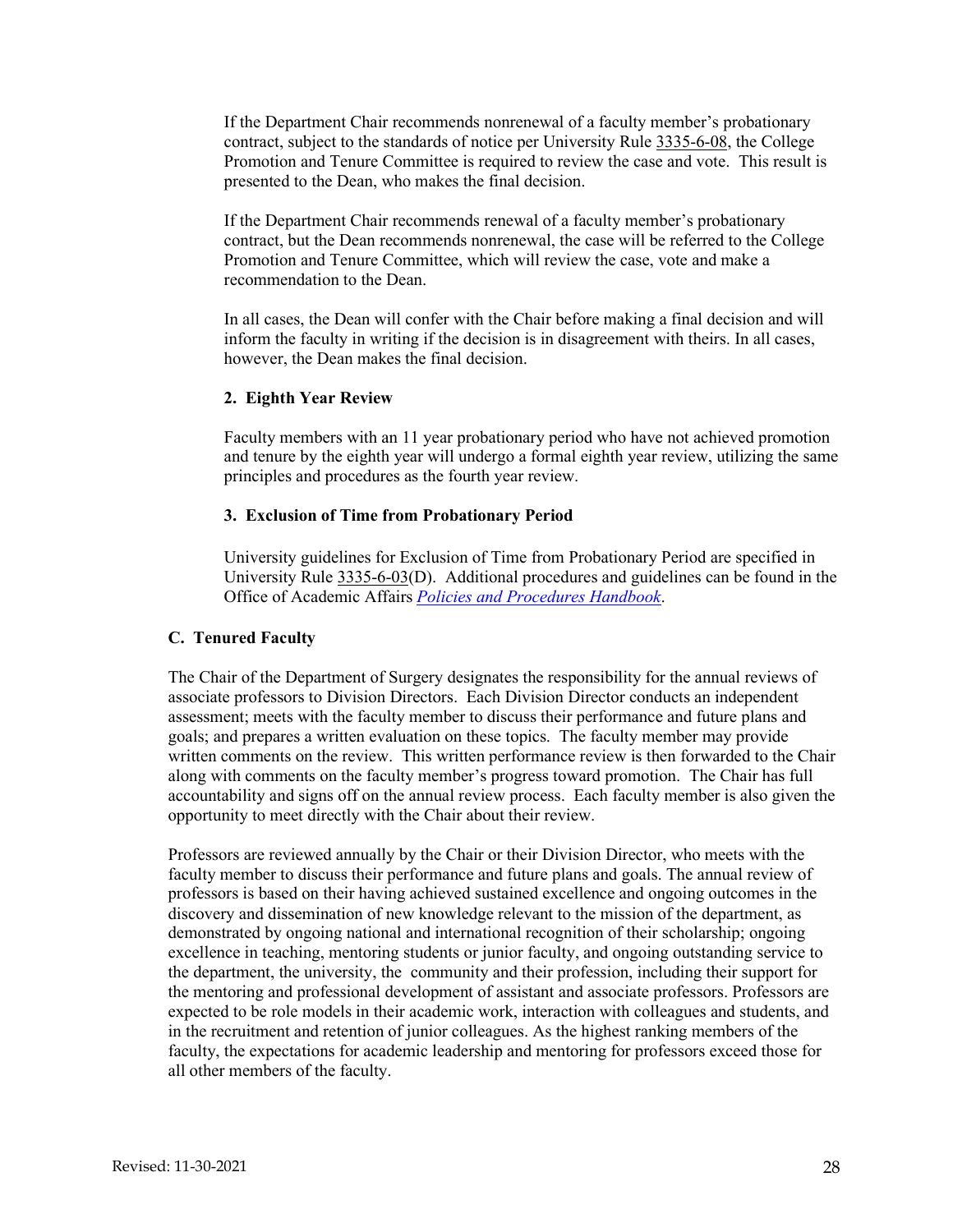If the Department Chair recommends nonrenewal of a faculty member's probationary contract, subject to the standards of notice per University Rule 3335-6-08, the College Promotion and Tenure Committee is required to review the case and vote. This result is presented to the Dean, who makes the final decision.

If the Department Chair recommends renewal of a faculty member's probationary contract, but the Dean recommends nonrenewal, the case will be referred to the College Promotion and Tenure Committee, which will review the case, vote and make a recommendation to the Dean.

In all cases, the Dean will confer with the Chair before making a final decision and will inform the faculty in writing if the decision is in disagreement with theirs. In all cases, however, the Dean makes the final decision.

#### 2. Eighth Year Review

Faculty members with an 11 year probationary period who have not achieved promotion and tenure by the eighth year will undergo a formal eighth year review, utilizing the same principles and procedures as the fourth year review.

#### 3. Exclusion of Time from Probationary Period

University guidelines for Exclusion of Time from Probationary Period are specified in University Rule 3335-6-03(D). Additional procedures and guidelines can be found in the Office of Academic Affairs *Policies and Procedures Handbook*.

### C. Tenured Faculty

The Chair of the Department of Surgery designates the responsibility for the annual reviews of associate professors to Division Directors. Each Division Director conducts an independent assessment; meets with the faculty member to discuss their performance and future plans and goals; and prepares a written evaluation on these topics. The faculty member may provide written comments on the review. This written performance review is then forwarded to the Chair along with comments on the faculty member's progress toward promotion. The Chair has full accountability and signs off on the annual review process. Each faculty member is also given the opportunity to meet directly with the Chair about their review.

Professors are reviewed annually by the Chair or their Division Director, who meets with the faculty member to discuss their performance and future plans and goals. The annual review of professors is based on their having achieved sustained excellence and ongoing outcomes in the discovery and dissemination of new knowledge relevant to the mission of the department, as demonstrated by ongoing national and international recognition of their scholarship; ongoing excellence in teaching, mentoring students or junior faculty, and ongoing outstanding service to the department, the university, the community and their profession, including their support for the mentoring and professional development of assistant and associate professors. Professors are expected to be role models in their academic work, interaction with colleagues and students, and in the recruitment and retention of junior colleagues. As the highest ranking members of the faculty, the expectations for academic leadership and mentoring for professors exceed those for all other members of the faculty.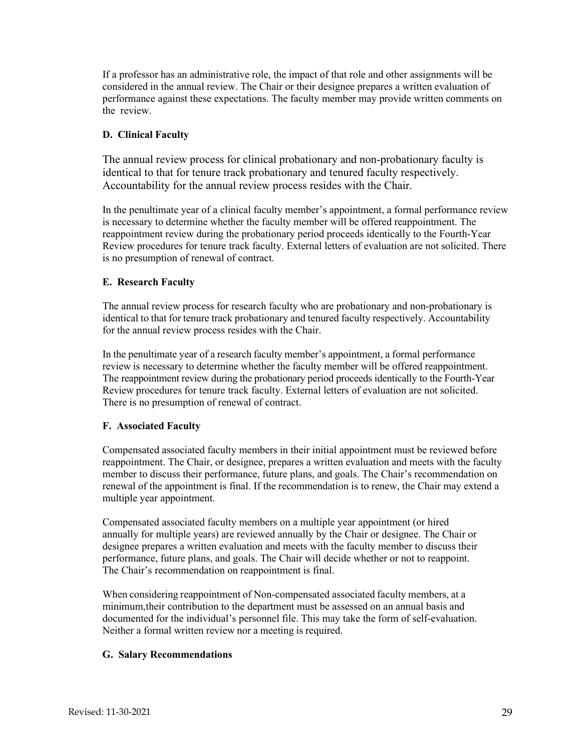If a professor has an administrative role, the impact of that role and other assignments will be considered in the annual review. The Chair or their designee prepares a written evaluation of performance against these expectations. The faculty member may provide written comments on the review.

### D. Clinical Faculty

The annual review process for clinical probationary and non-probationary faculty is identical to that for tenure track probationary and tenured faculty respectively. Accountability for the annual review process resides with the Chair.

In the penultimate year of a clinical faculty member's appointment, a formal performance review is necessary to determine whether the faculty member will be offered reappointment. The reappointment review during the probationary period proceeds identically to the Fourth-Year Review procedures for tenure track faculty. External letters of evaluation are not solicited. There is no presumption of renewal of contract.

### E. Research Faculty

The annual review process for research faculty who are probationary and non-probationary is identical to that for tenure track probationary and tenured faculty respectively. Accountability for the annual review process resides with the Chair.

In the penultimate year of a research faculty member's appointment, a formal performance review is necessary to determine whether the faculty member will be offered reappointment. The reappointment review during the probationary period proceeds identically to the Fourth-Year Review procedures for tenure track faculty. External letters of evaluation are not solicited. There is no presumption of renewal of contract.

### F. Associated Faculty

Compensated associated faculty members in their initial appointment must be reviewed before reappointment. The Chair, or designee, prepares a written evaluation and meets with the faculty member to discuss their performance, future plans, and goals. The Chair's recommendation on renewal of the appointment is final. If the recommendation is to renew, the Chair may extend a multiple year appointment.

Compensated associated faculty members on a multiple year appointment (or hired annually for multiple years) are reviewed annually by the Chair or designee. The Chair or designee prepares a written evaluation and meets with the faculty member to discuss their performance, future plans, and goals. The Chair will decide whether or not to reappoint. The Chair's recommendation on reappointment is final.

When considering reappointment of Non-compensated associated faculty members, at a minimum,their contribution to the department must be assessed on an annual basis and documented for the individual's personnel file. This may take the form of self-evaluation. Neither a formal written review nor a meeting is required.

### G. Salary Recommendations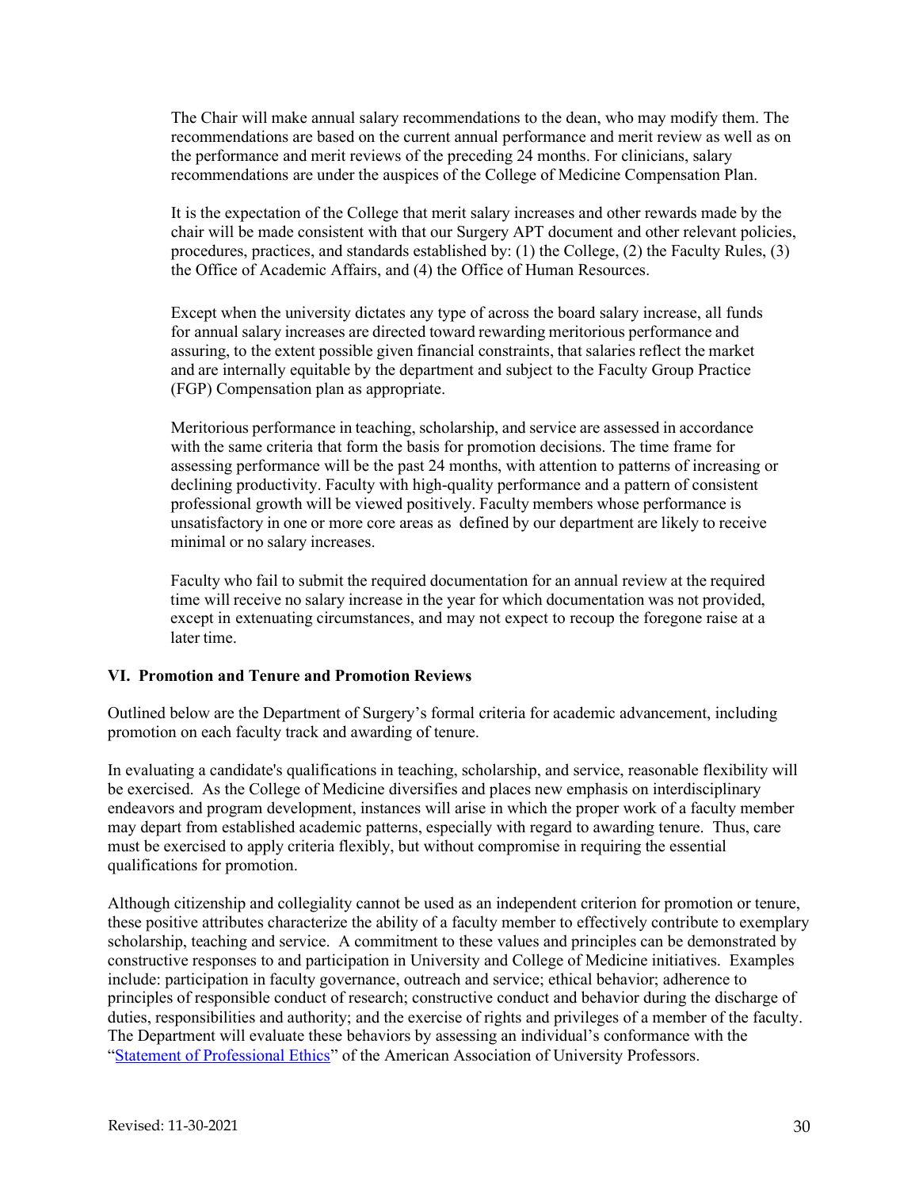The Chair will make annual salary recommendations to the dean, who may modify them. The recommendations are based on the current annual performance and merit review as well as on the performance and merit reviews of the preceding 24 months. For clinicians, salary recommendations are under the auspices of the College of Medicine Compensation Plan.

It is the expectation of the College that merit salary increases and other rewards made by the chair will be made consistent with that our Surgery APT document and other relevant policies, procedures, practices, and standards established by: (1) the College, (2) the Faculty Rules, (3) the Office of Academic Affairs, and (4) the Office of Human Resources.

Except when the university dictates any type of across the board salary increase, all funds for annual salary increases are directed toward rewarding meritorious performance and assuring, to the extent possible given financial constraints, that salaries reflect the market and are internally equitable by the department and subject to the Faculty Group Practice (FGP) Compensation plan as appropriate.

Meritorious performance in teaching, scholarship, and service are assessed in accordance with the same criteria that form the basis for promotion decisions. The time frame for assessing performance will be the past 24 months, with attention to patterns of increasing or declining productivity. Faculty with high-quality performance and a pattern of consistent professional growth will be viewed positively. Faculty members whose performance is unsatisfactory in one or more core areas as defined by our department are likely to receive minimal or no salary increases.

Faculty who fail to submit the required documentation for an annual review at the required time will receive no salary increase in the year for which documentation was not provided, except in extenuating circumstances, and may not expect to recoup the foregone raise at a later time.

## VI. Promotion and Tenure and Promotion Reviews

Outlined below are the Department of Surgery's formal criteria for academic advancement, including promotion on each faculty track and awarding of tenure.

In evaluating a candidate's qualifications in teaching, scholarship, and service, reasonable flexibility will be exercised. As the College of Medicine diversifies and places new emphasis on interdisciplinary endeavors and program development, instances will arise in which the proper work of a faculty member may depart from established academic patterns, especially with regard to awarding tenure. Thus, care must be exercised to apply criteria flexibly, but without compromise in requiring the essential qualifications for promotion.

Although citizenship and collegiality cannot be used as an independent criterion for promotion or tenure, these positive attributes characterize the ability of a faculty member to effectively contribute to exemplary scholarship, teaching and service. A commitment to these values and principles can be demonstrated by constructive responses to and participation in University and College of Medicine initiatives. Examples include: participation in faculty governance, outreach and service; ethical behavior; adherence to principles of responsible conduct of research; constructive conduct and behavior during the discharge of duties, responsibilities and authority; and the exercise of rights and privileges of a member of the faculty. The Department will evaluate these behaviors by assessing an individual's conformance with the "Statement of Professional Ethics" of the American Association of University Professors.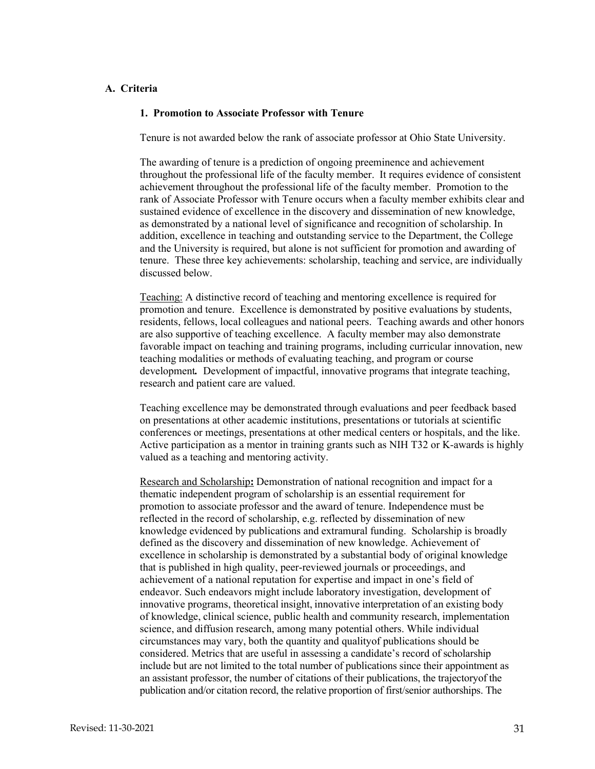## A. Criteria

### 1. Promotion to Associate Professor with Tenure

Tenure is not awarded below the rank of associate professor at Ohio State University.

The awarding of tenure is a prediction of ongoing preeminence and achievement throughout the professional life of the faculty member. It requires evidence of consistent achievement throughout the professional life of the faculty member. Promotion to the rank of Associate Professor with Tenure occurs when a faculty member exhibits clear and sustained evidence of excellence in the discovery and dissemination of new knowledge, as demonstrated by a national level of significance and recognition of scholarship. In addition, excellence in teaching and outstanding service to the Department, the College and the University is required, but alone is not sufficient for promotion and awarding of tenure. These three key achievements: scholarship, teaching and service, are individually discussed below.

Teaching: A distinctive record of teaching and mentoring excellence is required for promotion and tenure. Excellence is demonstrated by positive evaluations by students, residents, fellows, local colleagues and national peers. Teaching awards and other honors are also supportive of teaching excellence. A faculty member may also demonstrate favorable impact on teaching and training programs, including curricular innovation, new teaching modalities or methods of evaluating teaching, and program or course development**.** Development of impactful, innovative programs that integrate teaching, research and patient care are valued.

Teaching excellence may be demonstrated through evaluations and peer feedback based on presentations at other academic institutions, presentations or tutorials at scientific conferences or meetings, presentations at other medical centers or hospitals, and the like. Active participation as a mentor in training grants such as NIH T32 or K-awards is highly valued as a teaching and mentoring activity.

Research and Scholarship**:** Demonstration of national recognition and impact for a thematic independent program of scholarship is an essential requirement for promotion to associate professor and the award of tenure. Independence must be reflected in the record of scholarship, e.g. reflected by dissemination of new knowledge evidenced by publications and extramural funding. Scholarship is broadly defined as the discovery and dissemination of new knowledge. Achievement of excellence in scholarship is demonstrated by a substantial body of original knowledge that is published in high quality, peer-reviewed journals or proceedings, and achievement of a national reputation for expertise and impact in one's field of endeavor. Such endeavors might include laboratory investigation, development of innovative programs, theoretical insight, innovative interpretation of an existing body of knowledge, clinical science, public health and community research, implementation science, and diffusion research, among many potential others. While individual circumstances may vary, both the quantity and qualityof publications should be considered. Metrics that are useful in assessing a candidate's record of scholarship include but are not limited to the total number of publications since their appointment as an assistant professor, the number of citations of their publications, the trajectoryof the publication and/or citation record, the relative proportion of first/senior authorships. The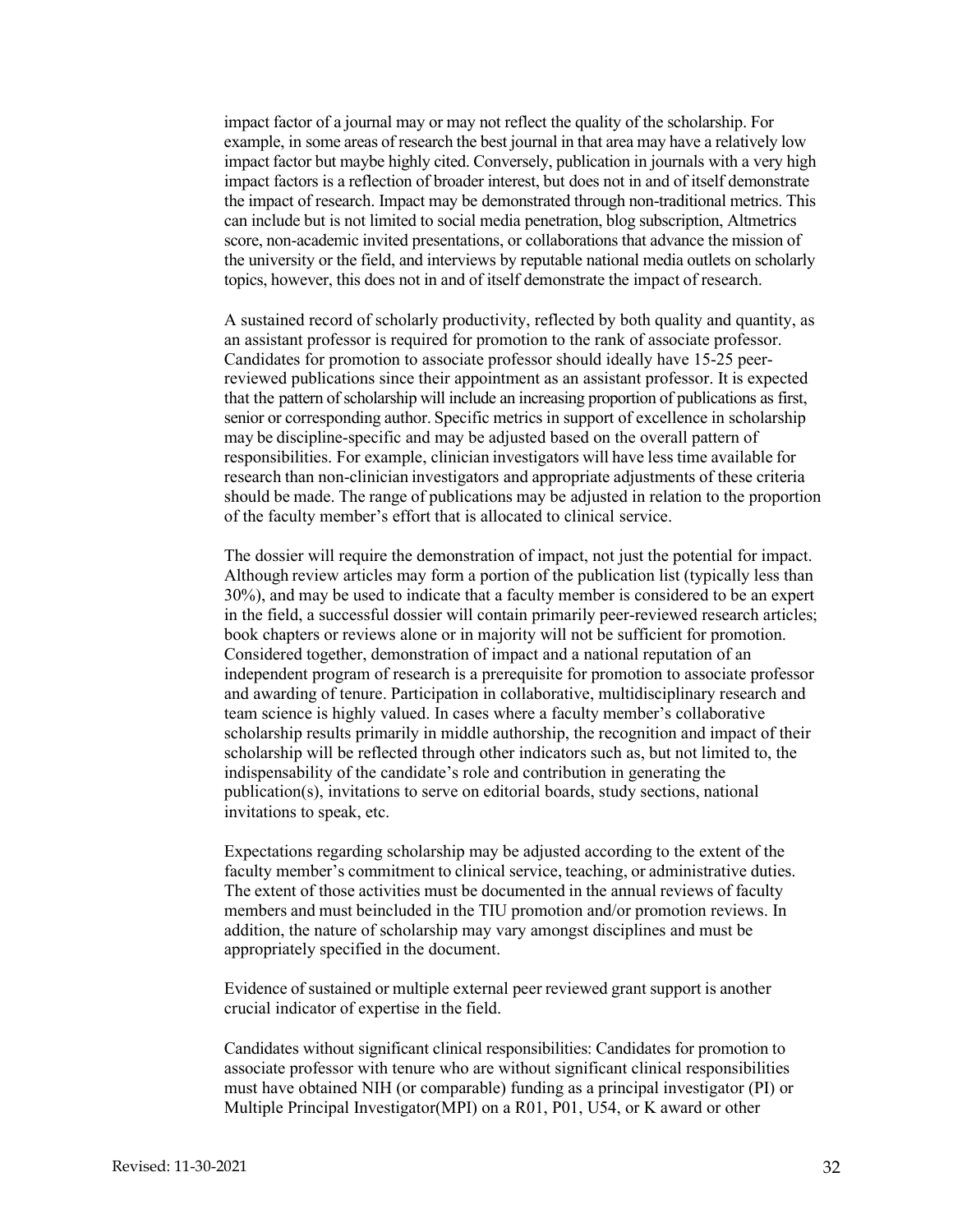impact factor of a journal may or may not reflect the quality of the scholarship. For example, in some areas of research the best journal in that area may have a relatively low impact factor but maybe highly cited. Conversely, publication in journals with a very high impact factors is a reflection of broader interest, but does not in and of itself demonstrate the impact of research. Impact may be demonstrated through non-traditional metrics. This can include but is not limited to social media penetration, blog subscription, Altmetrics score, non-academic invited presentations, or collaborations that advance the mission of the university or the field, and interviews by reputable national media outlets on scholarly topics, however, this does not in and of itself demonstrate the impact of research.

A sustained record of scholarly productivity, reflected by both quality and quantity, as an assistant professor is required for promotion to the rank of associate professor. Candidates for promotion to associate professor should ideally have 15-25 peer-reviewed publications since their appointment as an assistant professor. It is expected that the pattern of scholarship will include an increasing proportion of publications as first, senior or corresponding author. Specific metrics in support of excellence in scholarship may be discipline-specific and may be adjusted based on the overall pattern of responsibilities. For example, clinician investigators will have less time available for research than non-clinician investigators and appropriate adjustments of these criteria should be made. The range of publications may be adjusted in relation to the proportion of the faculty member's effort that is allocated to clinical service.

The dossier will require the demonstration of impact, not just the potential for impact. Although review articles may form a portion of the publication list (typically less than 30%), and may be used to indicate that a faculty member is considered to be an expert in the field, a successful dossier will contain primarily peer-reviewed research articles; book chapters or reviews alone or in majority will not be sufficient for promotion. Considered together, demonstration of impact and a national reputation of an independent program of research is a prerequisite for promotion to associate professor and awarding of tenure. Participation in collaborative, multidisciplinary research and team science is highly valued. In cases where a faculty member's collaborative scholarship results primarily in middle authorship, the recognition and impact of their scholarship will be reflected through other indicators such as, but not limited to, the indispensability of the candidate's role and contribution in generating the publication(s), invitations to serve on editorial boards, study sections, national invitations to speak, etc.

Expectations regarding scholarship may be adjusted according to the extent of the faculty member's commitment to clinical service, teaching, or administrative duties. The extent of those activities must be documented in the annual reviews of faculty members and must beincluded in the TIU promotion and/or promotion reviews. In addition, the nature of scholarship may vary amongst disciplines and must be appropriately specified in the document.

Evidence of sustained or multiple external peer reviewed grant support is another crucial indicator of expertise in the field.

Candidates without significant clinical responsibilities: Candidates for promotion to associate professor with tenure who are without significant clinical responsibilities must have obtained NIH (or comparable) funding as a principal investigator (PI) or Multiple Principal Investigator(MPI) on a R01, P01, U54, or K award or other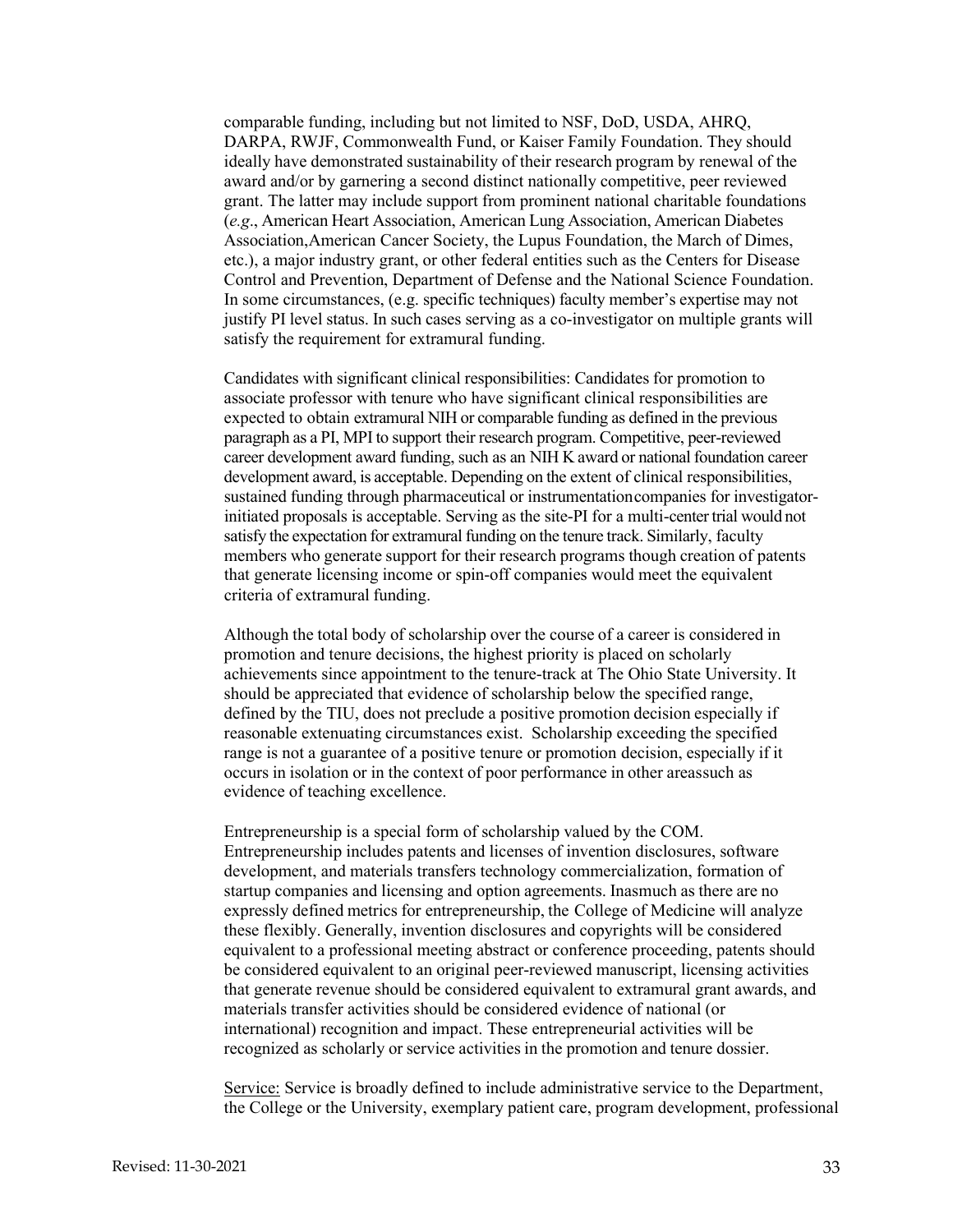comparable funding, including but not limited to NSF, DoD, USDA, AHRQ, DARPA, RWJF, Commonwealth Fund, or Kaiser Family Foundation. They should ideally have demonstrated sustainability of their research program by renewal of the award and/or by garnering a second distinct nationally competitive, peer reviewed grant. The latter may include support from prominent national charitable foundations (*e.g*., American Heart Association, American Lung Association, American Diabetes Association,American Cancer Society, the Lupus Foundation, the March of Dimes, etc.), a major industry grant, or other federal entities such as the Centers for Disease Control and Prevention, Department of Defense and the National Science Foundation. In some circumstances, (e.g. specific techniques) faculty member's expertise may not justify PI level status. In such cases serving as a co-investigator on multiple grants will satisfy the requirement for extramural funding.

Candidates with significant clinical responsibilities: Candidates for promotion to associate professor with tenure who have significant clinical responsibilities are expected to obtain extramural NIH or comparable funding as defined in the previous paragraph as a PI, MPI to support their research program. Competitive, peer-reviewed career development award funding, such as an NIH K award or national foundation career development award, is acceptable. Depending on the extent of clinical responsibilities, sustained funding through pharmaceutical or instrumentationcompanies for investigator-initiated proposals is acceptable. Serving as the site-PI for a multi-center trial would not satisfy the expectation for extramural funding on the tenure track. Similarly, faculty members who generate support for their research programs though creation of patents that generate licensing income or spin-off companies would meet the equivalent criteria of extramural funding.

Although the total body of scholarship over the course of a career is considered in promotion and tenure decisions, the highest priority is placed on scholarly achievements since appointment to the tenure-track at The Ohio State University. It should be appreciated that evidence of scholarship below the specified range, defined by the TIU, does not preclude a positive promotion decision especially if reasonable extenuating circumstances exist. Scholarship exceeding the specified range is not a guarantee of a positive tenure or promotion decision, especially if it occurs in isolation or in the context of poor performance in other areassuch as evidence of teaching excellence.

Entrepreneurship is a special form of scholarship valued by the COM. Entrepreneurship includes patents and licenses of invention disclosures, software development, and materials transfers technology commercialization, formation of startup companies and licensing and option agreements. Inasmuch as there are no expressly defined metrics for entrepreneurship, the College of Medicine will analyze these flexibly. Generally, invention disclosures and copyrights will be considered equivalent to a professional meeting abstract or conference proceeding, patents should be considered equivalent to an original peer-reviewed manuscript, licensing activities that generate revenue should be considered equivalent to extramural grant awards, and materials transfer activities should be considered evidence of national (or international) recognition and impact. These entrepreneurial activities will be recognized as scholarly or service activities in the promotion and tenure dossier.

<u>Service:</u> Service is broadly defined to include administrative service to the Department, the College or the University, exemplary patient care, program development, professional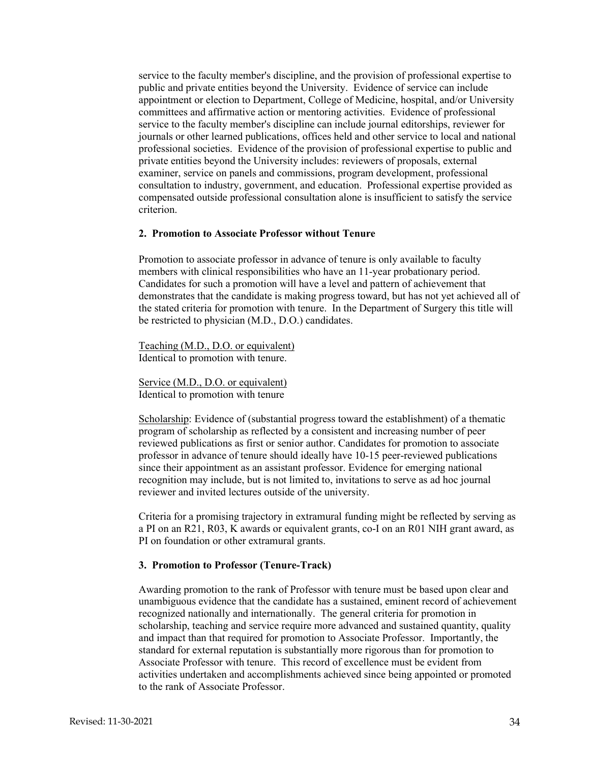service to the faculty member's discipline, and the provision of professional expertise to public and private entities beyond the University. Evidence of service can include appointment or election to Department, College of Medicine, hospital, and/or University committees and affirmative action or mentoring activities. Evidence of professional service to the faculty member's discipline can include journal editorships, reviewer for journals or other learned publications, offices held and other service to local and national professional societies. Evidence of the provision of professional expertise to public and private entities beyond the University includes: reviewers of proposals, external examiner, service on panels and commissions, program development, professional consultation to industry, government, and education. Professional expertise provided as compensated outside professional consultation alone is insufficient to satisfy the service criterion.

#### 2. Promotion to Associate Professor without Tenure

Promotion to associate professor in advance of tenure is only available to faculty members with clinical responsibilities who have an 11-year probationary period. Candidates for such a promotion will have a level and pattern of achievement that demonstrates that the candidate is making progress toward, but has not yet achieved all of the stated criteria for promotion with tenure. In the Department of Surgery this title will be restricted to physician (M.D., D.O.) candidates.

<u>Teaching (M.D., D.O. or equivalent)</u>
Identical to promotion with tenure.

<u>Service (M.D., D.O. or equivalent)</u>
Identical to promotion with tenure

<u>Scholarship</u>: Evidence of (substantial progress toward the establishment) of a thematic program of scholarship as reflected by a consistent and increasing number of peer reviewed publications as first or senior author. Candidates for promotion to associate professor in advance of tenure should ideally have 10-15 peer-reviewed publications since their appointment as an assistant professor. Evidence for emerging national recognition may include, but is not limited to, invitations to serve as ad hoc journal reviewer and invited lectures outside of the university.

Criteria for a promising trajectory in extramural funding might be reflected by serving as a PI on an R21, R03, K awards or equivalent grants, co-I on an R01 NIH grant award, as PI on foundation or other extramural grants.

#### 3. Promotion to Professor (Tenure-Track)

Awarding promotion to the rank of Professor with tenure must be based upon clear and unambiguous evidence that the candidate has a sustained, eminent record of achievement recognized nationally and internationally. The general criteria for promotion in scholarship, teaching and service require more advanced and sustained quantity, quality and impact than that required for promotion to Associate Professor. Importantly, the standard for external reputation is substantially more rigorous than for promotion to Associate Professor with tenure. This record of excellence must be evident from activities undertaken and accomplishments achieved since being appointed or promoted to the rank of Associate Professor.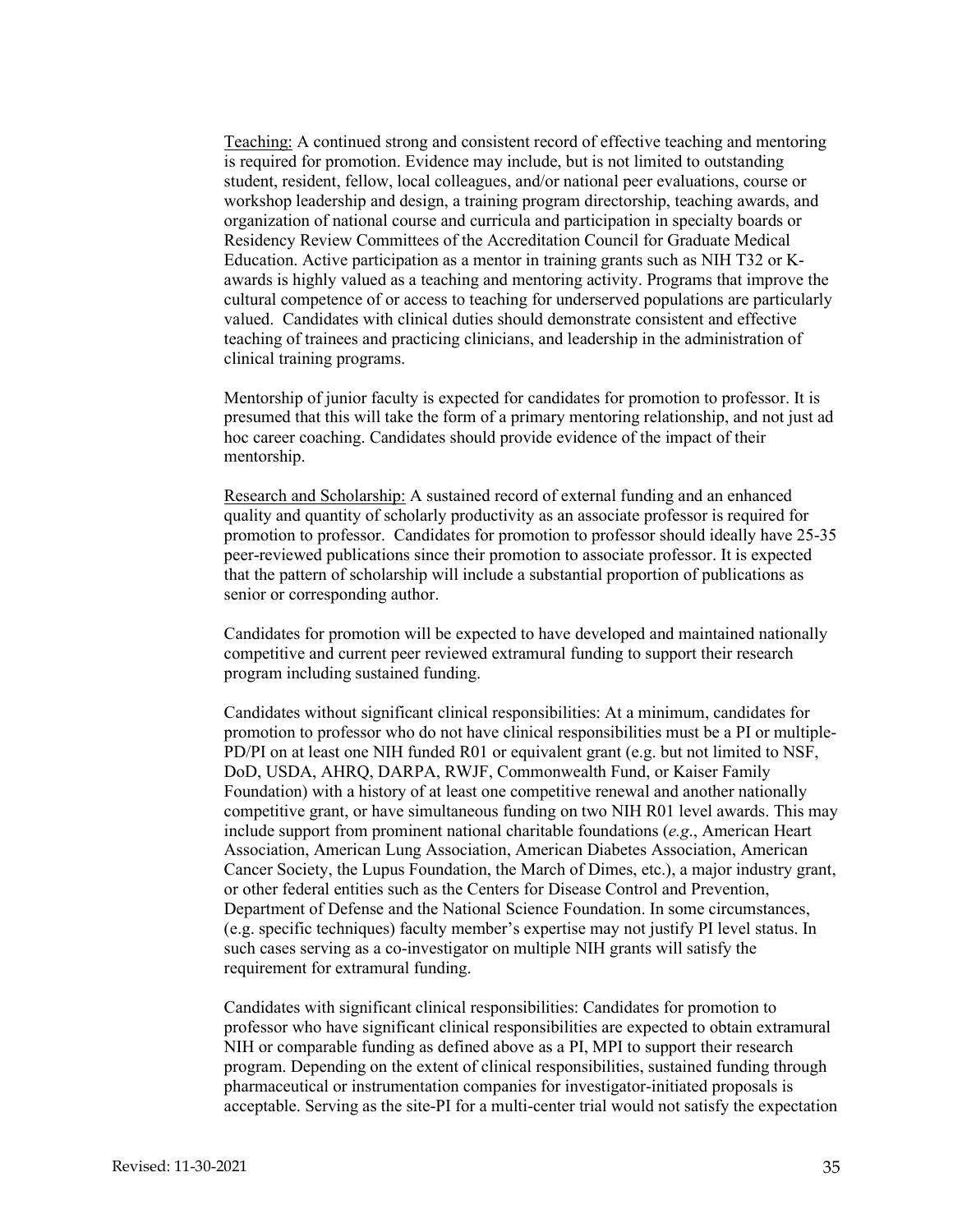Teaching: A continued strong and consistent record of effective teaching and mentoring is required for promotion. Evidence may include, but is not limited to outstanding student, resident, fellow, local colleagues, and/or national peer evaluations, course or workshop leadership and design, a training program directorship, teaching awards, and organization of national course and curricula and participation in specialty boards or Residency Review Committees of the Accreditation Council for Graduate Medical Education. Active participation as a mentor in training grants such as NIH T32 or K-awards is highly valued as a teaching and mentoring activity. Programs that improve the cultural competence of or access to teaching for underserved populations are particularly valued. Candidates with clinical duties should demonstrate consistent and effective teaching of trainees and practicing clinicians, and leadership in the administration of clinical training programs.

Mentorship of junior faculty is expected for candidates for promotion to professor. It is presumed that this will take the form of a primary mentoring relationship, and not just ad hoc career coaching. Candidates should provide evidence of the impact of their mentorship.

Research and Scholarship: A sustained record of external funding and an enhanced quality and quantity of scholarly productivity as an associate professor is required for promotion to professor. Candidates for promotion to professor should ideally have 25-35 peer-reviewed publications since their promotion to associate professor. It is expected that the pattern of scholarship will include a substantial proportion of publications as senior or corresponding author.

Candidates for promotion will be expected to have developed and maintained nationally competitive and current peer reviewed extramural funding to support their research program including sustained funding.

Candidates without significant clinical responsibilities: At a minimum, candidates for promotion to professor who do not have clinical responsibilities must be a PI or multiple-PD/PI on at least one NIH funded R01 or equivalent grant (e.g. but not limited to NSF, DoD, USDA, AHRQ, DARPA, RWJF, Commonwealth Fund, or Kaiser Family Foundation) with a history of at least one competitive renewal and another nationally competitive grant, or have simultaneous funding on two NIH R01 level awards. This may include support from prominent national charitable foundations (*e.g*., American Heart Association, American Lung Association, American Diabetes Association, American Cancer Society, the Lupus Foundation, the March of Dimes, etc.), a major industry grant, or other federal entities such as the Centers for Disease Control and Prevention, Department of Defense and the National Science Foundation. In some circumstances, (e.g. specific techniques) faculty member's expertise may not justify PI level status. In such cases serving as a co-investigator on multiple NIH grants will satisfy the requirement for extramural funding.

Candidates with significant clinical responsibilities: Candidates for promotion to professor who have significant clinical responsibilities are expected to obtain extramural NIH or comparable funding as defined above as a PI, MPI to support their research program. Depending on the extent of clinical responsibilities, sustained funding through pharmaceutical or instrumentation companies for investigator-initiated proposals is acceptable. Serving as the site-PI for a multi-center trial would not satisfy the expectation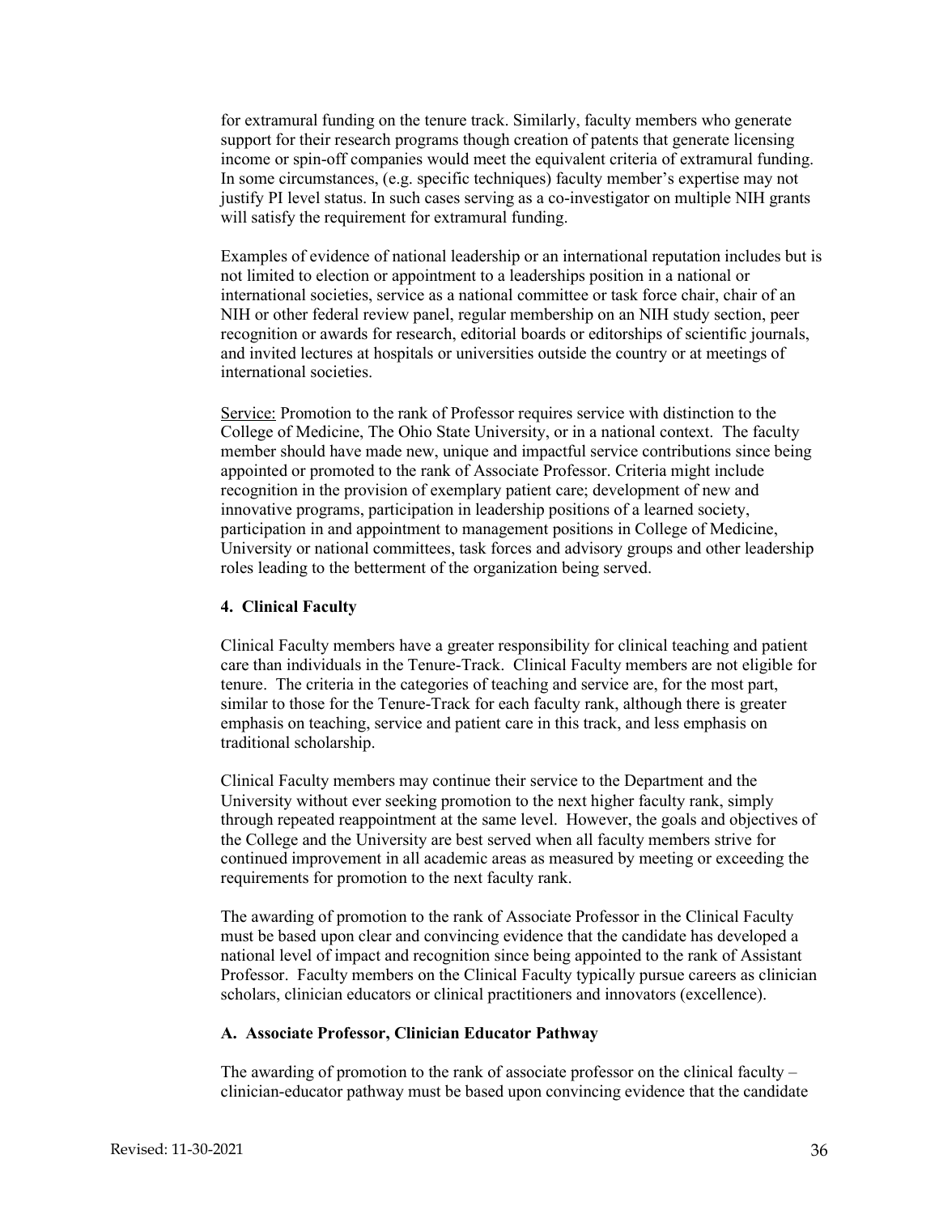for extramural funding on the tenure track. Similarly, faculty members who generate support for their research programs though creation of patents that generate licensing income or spin-off companies would meet the equivalent criteria of extramural funding. In some circumstances, (e.g. specific techniques) faculty member's expertise may not justify PI level status. In such cases serving as a co-investigator on multiple NIH grants will satisfy the requirement for extramural funding.

Examples of evidence of national leadership or an international reputation includes but is not limited to election or appointment to a leaderships position in a national or international societies, service as a national committee or task force chair, chair of an NIH or other federal review panel, regular membership on an NIH study section, peer recognition or awards for research, editorial boards or editorships of scientific journals, and invited lectures at hospitals or universities outside the country or at meetings of international societies.

Service: Promotion to the rank of Professor requires service with distinction to the College of Medicine, The Ohio State University, or in a national context. The faculty member should have made new, unique and impactful service contributions since being appointed or promoted to the rank of Associate Professor. Criteria might include recognition in the provision of exemplary patient care; development of new and innovative programs, participation in leadership positions of a learned society, participation in and appointment to management positions in College of Medicine, University or national committees, task forces and advisory groups and other leadership roles leading to the betterment of the organization being served.

**4. Clinical Faculty**

Clinical Faculty members have a greater responsibility for clinical teaching and patient care than individuals in the Tenure-Track. Clinical Faculty members are not eligible for tenure. The criteria in the categories of teaching and service are, for the most part, similar to those for the Tenure-Track for each faculty rank, although there is greater emphasis on teaching, service and patient care in this track, and less emphasis on traditional scholarship.

Clinical Faculty members may continue their service to the Department and the University without ever seeking promotion to the next higher faculty rank, simply through repeated reappointment at the same level. However, the goals and objectives of the College and the University are best served when all faculty members strive for continued improvement in all academic areas as measured by meeting or exceeding the requirements for promotion to the next faculty rank.

The awarding of promotion to the rank of Associate Professor in the Clinical Faculty must be based upon clear and convincing evidence that the candidate has developed a national level of impact and recognition since being appointed to the rank of Assistant Professor. Faculty members on the Clinical Faculty typically pursue careers as clinician scholars, clinician educators or clinical practitioners and innovators (excellence).

**A. Associate Professor, Clinician Educator Pathway**

The awarding of promotion to the rank of associate professor on the clinical faculty – clinician-educator pathway must be based upon convincing evidence that the candidate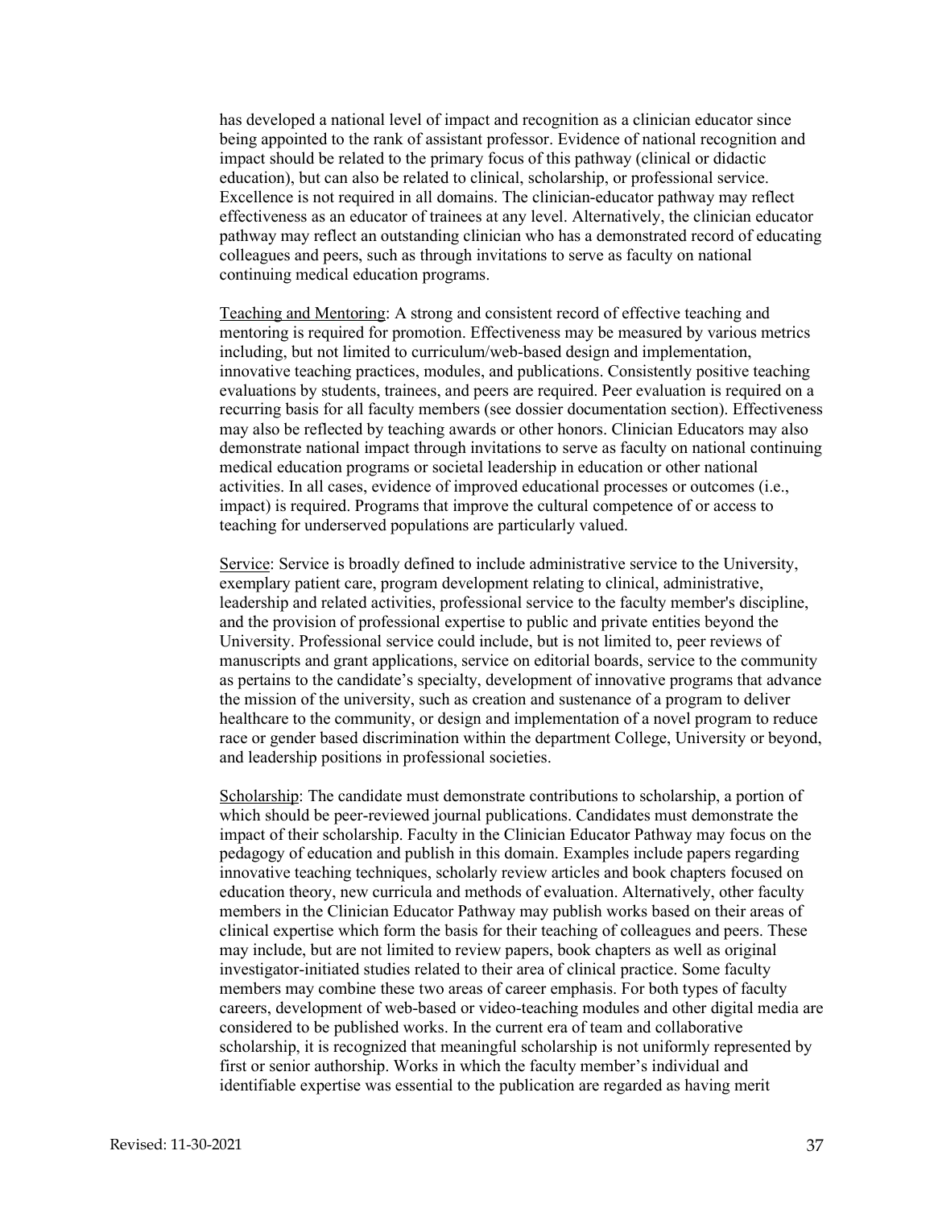has developed a national level of impact and recognition as a clinician educator since being appointed to the rank of assistant professor. Evidence of national recognition and impact should be related to the primary focus of this pathway (clinical or didactic education), but can also be related to clinical, scholarship, or professional service. Excellence is not required in all domains. The clinician-educator pathway may reflect effectiveness as an educator of trainees at any level. Alternatively, the clinician educator pathway may reflect an outstanding clinician who has a demonstrated record of educating colleagues and peers, such as through invitations to serve as faculty on national continuing medical education programs.

<u>Teaching and Mentoring</u>: A strong and consistent record of effective teaching and mentoring is required for promotion. Effectiveness may be measured by various metrics including, but not limited to curriculum/web-based design and implementation, innovative teaching practices, modules, and publications. Consistently positive teaching evaluations by students, trainees, and peers are required. Peer evaluation is required on a recurring basis for all faculty members (see dossier documentation section). Effectiveness may also be reflected by teaching awards or other honors. Clinician Educators may also demonstrate national impact through invitations to serve as faculty on national continuing medical education programs or societal leadership in education or other national activities. In all cases, evidence of improved educational processes or outcomes (i.e., impact) is required. Programs that improve the cultural competence of or access to teaching for underserved populations are particularly valued.

<u>Service</u>: Service is broadly defined to include administrative service to the University, exemplary patient care, program development relating to clinical, administrative, leadership and related activities, professional service to the faculty member's discipline, and the provision of professional expertise to public and private entities beyond the University. Professional service could include, but is not limited to, peer reviews of manuscripts and grant applications, service on editorial boards, service to the community as pertains to the candidate's specialty, development of innovative programs that advance the mission of the university, such as creation and sustenance of a program to deliver healthcare to the community, or design and implementation of a novel program to reduce race or gender based discrimination within the department College, University or beyond, and leadership positions in professional societies.

<u>Scholarship</u>: The candidate must demonstrate contributions to scholarship, a portion of which should be peer-reviewed journal publications. Candidates must demonstrate the impact of their scholarship. Faculty in the Clinician Educator Pathway may focus on the pedagogy of education and publish in this domain. Examples include papers regarding innovative teaching techniques, scholarly review articles and book chapters focused on education theory, new curricula and methods of evaluation. Alternatively, other faculty members in the Clinician Educator Pathway may publish works based on their areas of clinical expertise which form the basis for their teaching of colleagues and peers. These may include, but are not limited to review papers, book chapters as well as original investigator-initiated studies related to their area of clinical practice. Some faculty members may combine these two areas of career emphasis. For both types of faculty careers, development of web-based or video-teaching modules and other digital media are considered to be published works. In the current era of team and collaborative scholarship, it is recognized that meaningful scholarship is not uniformly represented by first or senior authorship. Works in which the faculty member's individual and identifiable expertise was essential to the publication are regarded as having merit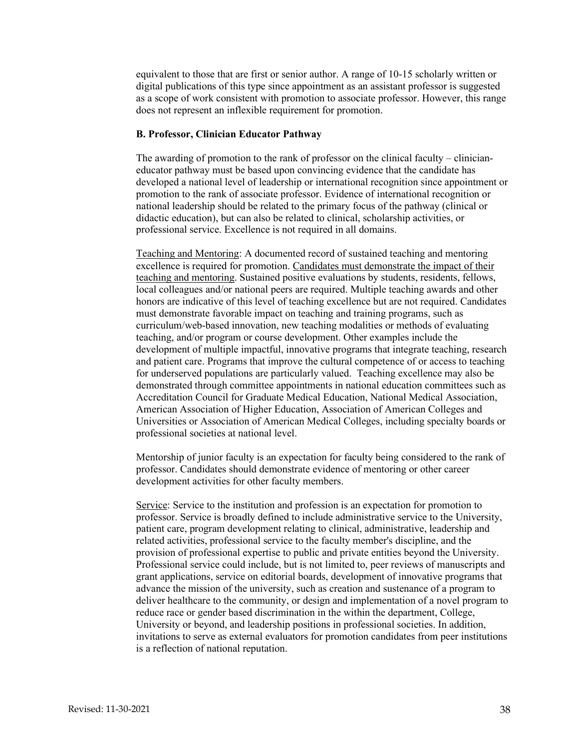equivalent to those that are first or senior author. A range of 10-15 scholarly written or digital publications of this type since appointment as an assistant professor is suggested as a scope of work consistent with promotion to associate professor. However, this range does not represent an inflexible requirement for promotion.

**B. Professor, Clinician Educator Pathway**

The awarding of promotion to the rank of professor on the clinical faculty – clinician-educator pathway must be based upon convincing evidence that the candidate has developed a national level of leadership or international recognition since appointment or promotion to the rank of associate professor. Evidence of international recognition or national leadership should be related to the primary focus of the pathway (clinical or didactic education), but can also be related to clinical, scholarship activities, or professional service. Excellence is not required in all domains.

<u>Teaching and Mentoring</u>: A documented record of sustained teaching and mentoring excellence is required for promotion. <u>Candidates must demonstrate the impact of their teaching and mentoring</u>. Sustained positive evaluations by students, residents, fellows, local colleagues and/or national peers are required. Multiple teaching awards and other honors are indicative of this level of teaching excellence but are not required. Candidates must demonstrate favorable impact on teaching and training programs, such as curriculum/web-based innovation, new teaching modalities or methods of evaluating teaching, and/or program or course development. Other examples include the development of multiple impactful, innovative programs that integrate teaching, research and patient care. Programs that improve the cultural competence of or access to teaching for underserved populations are particularly valued. Teaching excellence may also be demonstrated through committee appointments in national education committees such as Accreditation Council for Graduate Medical Education, National Medical Association, American Association of Higher Education, Association of American Colleges and Universities or Association of American Medical Colleges, including specialty boards or professional societies at national level.

Mentorship of junior faculty is an expectation for faculty being considered to the rank of professor. Candidates should demonstrate evidence of mentoring or other career development activities for other faculty members.

<u>Service</u>: Service to the institution and profession is an expectation for promotion to professor. Service is broadly defined to include administrative service to the University, patient care, program development relating to clinical, administrative, leadership and related activities, professional service to the faculty member's discipline, and the provision of professional expertise to public and private entities beyond the University. Professional service could include, but is not limited to, peer reviews of manuscripts and grant applications, service on editorial boards, development of innovative programs that advance the mission of the university, such as creation and sustenance of a program to deliver healthcare to the community, or design and implementation of a novel program to reduce race or gender based discrimination in the within the department, College, University or beyond, and leadership positions in professional societies. In addition, invitations to serve as external evaluators for promotion candidates from peer institutions is a reflection of national reputation.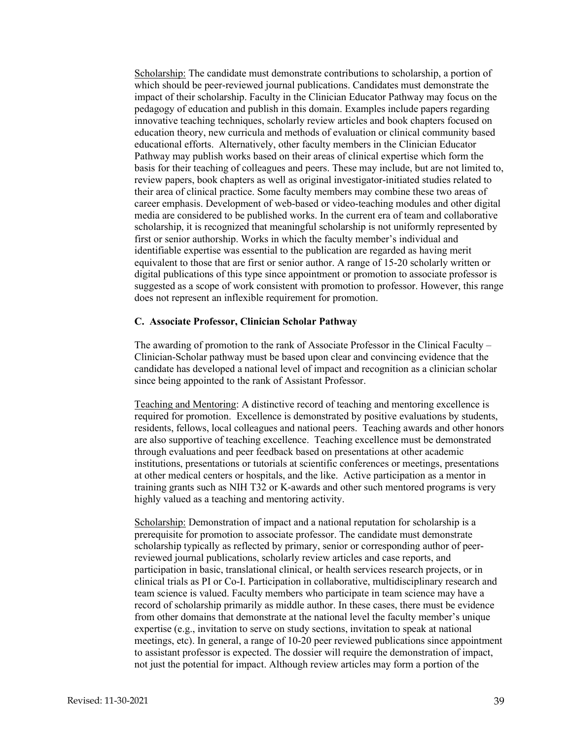Scholarship: The candidate must demonstrate contributions to scholarship, a portion of which should be peer-reviewed journal publications. Candidates must demonstrate the impact of their scholarship. Faculty in the Clinician Educator Pathway may focus on the pedagogy of education and publish in this domain. Examples include papers regarding innovative teaching techniques, scholarly review articles and book chapters focused on education theory, new curricula and methods of evaluation or clinical community based educational efforts. Alternatively, other faculty members in the Clinician Educator Pathway may publish works based on their areas of clinical expertise which form the basis for their teaching of colleagues and peers. These may include, but are not limited to, review papers, book chapters as well as original investigator-initiated studies related to their area of clinical practice. Some faculty members may combine these two areas of career emphasis. Development of web-based or video-teaching modules and other digital media are considered to be published works. In the current era of team and collaborative scholarship, it is recognized that meaningful scholarship is not uniformly represented by first or senior authorship. Works in which the faculty member's individual and identifiable expertise was essential to the publication are regarded as having merit equivalent to those that are first or senior author. A range of 15-20 scholarly written or digital publications of this type since appointment or promotion to associate professor is suggested as a scope of work consistent with promotion to professor. However, this range does not represent an inflexible requirement for promotion.

### C. Associate Professor, Clinician Scholar Pathway

The awarding of promotion to the rank of Associate Professor in the Clinical Faculty – Clinician-Scholar pathway must be based upon clear and convincing evidence that the candidate has developed a national level of impact and recognition as a clinician scholar since being appointed to the rank of Assistant Professor.

Teaching and Mentoring: A distinctive record of teaching and mentoring excellence is required for promotion. Excellence is demonstrated by positive evaluations by students, residents, fellows, local colleagues and national peers. Teaching awards and other honors are also supportive of teaching excellence. Teaching excellence must be demonstrated through evaluations and peer feedback based on presentations at other academic institutions, presentations or tutorials at scientific conferences or meetings, presentations at other medical centers or hospitals, and the like. Active participation as a mentor in training grants such as NIH T32 or K-awards and other such mentored programs is very highly valued as a teaching and mentoring activity.

Scholarship: Demonstration of impact and a national reputation for scholarship is a prerequisite for promotion to associate professor. The candidate must demonstrate scholarship typically as reflected by primary, senior or corresponding author of peer-reviewed journal publications, scholarly review articles and case reports, and participation in basic, translational clinical, or health services research projects, or in clinical trials as PI or Co-I. Participation in collaborative, multidisciplinary research and team science is valued. Faculty members who participate in team science may have a record of scholarship primarily as middle author. In these cases, there must be evidence from other domains that demonstrate at the national level the faculty member's unique expertise (e.g., invitation to serve on study sections, invitation to speak at national meetings, etc). In general, a range of 10-20 peer reviewed publications since appointment to assistant professor is expected. The dossier will require the demonstration of impact, not just the potential for impact. Although review articles may form a portion of the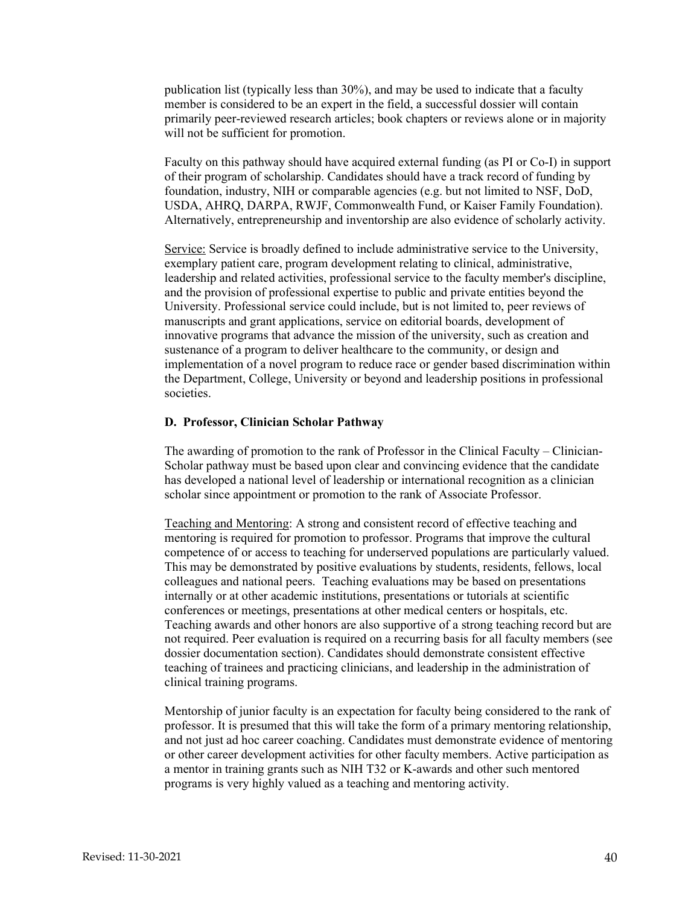publication list (typically less than 30%), and may be used to indicate that a faculty member is considered to be an expert in the field, a successful dossier will contain primarily peer-reviewed research articles; book chapters or reviews alone or in majority will not be sufficient for promotion.

Faculty on this pathway should have acquired external funding (as PI or Co-I) in support of their program of scholarship. Candidates should have a track record of funding by foundation, industry, NIH or comparable agencies (e.g. but not limited to NSF, DoD, USDA, AHRQ, DARPA, RWJF, Commonwealth Fund, or Kaiser Family Foundation). Alternatively, entrepreneurship and inventorship are also evidence of scholarly activity.

Service: Service is broadly defined to include administrative service to the University, exemplary patient care, program development relating to clinical, administrative, leadership and related activities, professional service to the faculty member's discipline, and the provision of professional expertise to public and private entities beyond the University. Professional service could include, but is not limited to, peer reviews of manuscripts and grant applications, service on editorial boards, development of innovative programs that advance the mission of the university, such as creation and sustenance of a program to deliver healthcare to the community, or design and implementation of a novel program to reduce race or gender based discrimination within the Department, College, University or beyond and leadership positions in professional societies.

### D. Professor, Clinician Scholar Pathway

The awarding of promotion to the rank of Professor in the Clinical Faculty – Clinician-Scholar pathway must be based upon clear and convincing evidence that the candidate has developed a national level of leadership or international recognition as a clinician scholar since appointment or promotion to the rank of Associate Professor.

Teaching and Mentoring: A strong and consistent record of effective teaching and mentoring is required for promotion to professor. Programs that improve the cultural competence of or access to teaching for underserved populations are particularly valued. This may be demonstrated by positive evaluations by students, residents, fellows, local colleagues and national peers. Teaching evaluations may be based on presentations internally or at other academic institutions, presentations or tutorials at scientific conferences or meetings, presentations at other medical centers or hospitals, etc. Teaching awards and other honors are also supportive of a strong teaching record but are not required. Peer evaluation is required on a recurring basis for all faculty members (see dossier documentation section). Candidates should demonstrate consistent effective teaching of trainees and practicing clinicians, and leadership in the administration of clinical training programs.

Mentorship of junior faculty is an expectation for faculty being considered to the rank of professor. It is presumed that this will take the form of a primary mentoring relationship, and not just ad hoc career coaching. Candidates must demonstrate evidence of mentoring or other career development activities for other faculty members. Active participation as a mentor in training grants such as NIH T32 or K-awards and other such mentored programs is very highly valued as a teaching and mentoring activity.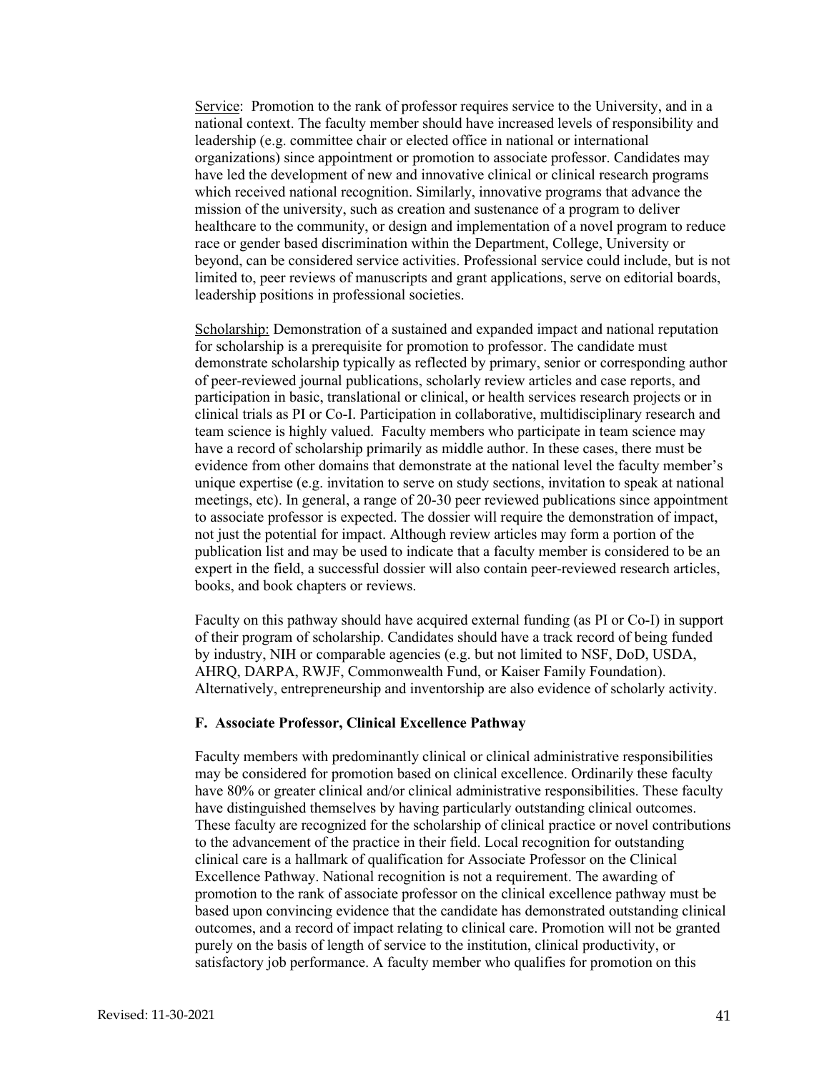Service: Promotion to the rank of professor requires service to the University, and in a national context. The faculty member should have increased levels of responsibility and leadership (e.g. committee chair or elected office in national or international organizations) since appointment or promotion to associate professor. Candidates may have led the development of new and innovative clinical or clinical research programs which received national recognition. Similarly, innovative programs that advance the mission of the university, such as creation and sustenance of a program to deliver healthcare to the community, or design and implementation of a novel program to reduce race or gender based discrimination within the Department, College, University or beyond, can be considered service activities. Professional service could include, but is not limited to, peer reviews of manuscripts and grant applications, serve on editorial boards, leadership positions in professional societies.

Scholarship: Demonstration of a sustained and expanded impact and national reputation for scholarship is a prerequisite for promotion to professor. The candidate must demonstrate scholarship typically as reflected by primary, senior or corresponding author of peer-reviewed journal publications, scholarly review articles and case reports, and participation in basic, translational or clinical, or health services research projects or in clinical trials as PI or Co-I. Participation in collaborative, multidisciplinary research and team science is highly valued. Faculty members who participate in team science may have a record of scholarship primarily as middle author. In these cases, there must be evidence from other domains that demonstrate at the national level the faculty member's unique expertise (e.g. invitation to serve on study sections, invitation to speak at national meetings, etc). In general, a range of 20-30 peer reviewed publications since appointment to associate professor is expected. The dossier will require the demonstration of impact, not just the potential for impact. Although review articles may form a portion of the publication list and may be used to indicate that a faculty member is considered to be an expert in the field, a successful dossier will also contain peer-reviewed research articles, books, and book chapters or reviews.

Faculty on this pathway should have acquired external funding (as PI or Co-I) in support of their program of scholarship. Candidates should have a track record of being funded by industry, NIH or comparable agencies (e.g. but not limited to NSF, DoD, USDA, AHRQ, DARPA, RWJF, Commonwealth Fund, or Kaiser Family Foundation). Alternatively, entrepreneurship and inventorship are also evidence of scholarly activity.

### F. Associate Professor, Clinical Excellence Pathway

Faculty members with predominantly clinical or clinical administrative responsibilities may be considered for promotion based on clinical excellence. Ordinarily these faculty have 80% or greater clinical and/or clinical administrative responsibilities. These faculty have distinguished themselves by having particularly outstanding clinical outcomes. These faculty are recognized for the scholarship of clinical practice or novel contributions to the advancement of the practice in their field. Local recognition for outstanding clinical care is a hallmark of qualification for Associate Professor on the Clinical Excellence Pathway. National recognition is not a requirement. The awarding of promotion to the rank of associate professor on the clinical excellence pathway must be based upon convincing evidence that the candidate has demonstrated outstanding clinical outcomes, and a record of impact relating to clinical care. Promotion will not be granted purely on the basis of length of service to the institution, clinical productivity, or satisfactory job performance. A faculty member who qualifies for promotion on this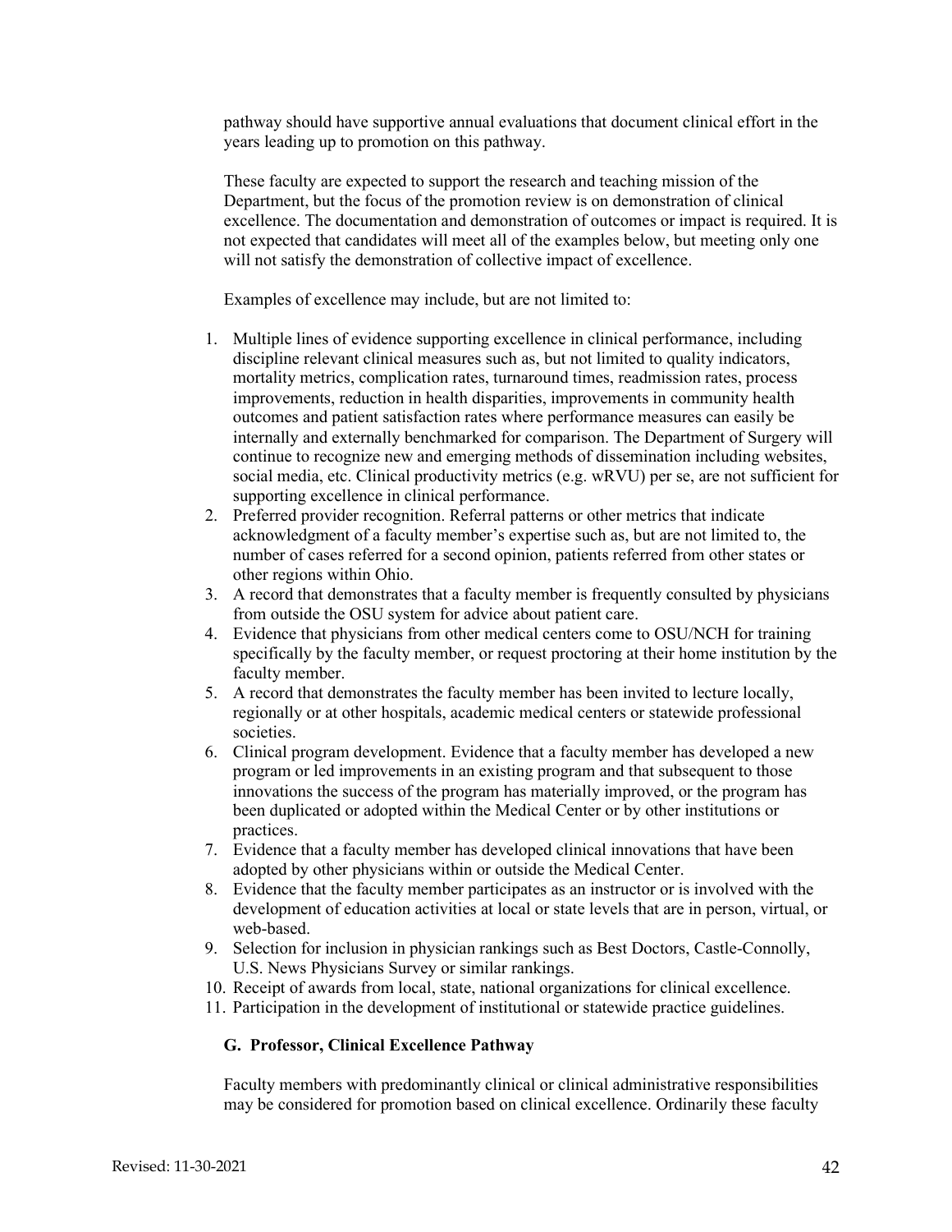pathway should have supportive annual evaluations that document clinical effort in the years leading up to promotion on this pathway.

These faculty are expected to support the research and teaching mission of the Department, but the focus of the promotion review is on demonstration of clinical excellence. The documentation and demonstration of outcomes or impact is required. It is not expected that candidates will meet all of the examples below, but meeting only one will not satisfy the demonstration of collective impact of excellence.

Examples of excellence may include, but are not limited to:

1. Multiple lines of evidence supporting excellence in clinical performance, including discipline relevant clinical measures such as, but not limited to quality indicators, mortality metrics, complication rates, turnaround times, readmission rates, process improvements, reduction in health disparities, improvements in community health outcomes and patient satisfaction rates where performance measures can easily be internally and externally benchmarked for comparison. The Department of Surgery will continue to recognize new and emerging methods of dissemination including websites, social media, etc. Clinical productivity metrics (e.g. wRVU) per se, are not sufficient for supporting excellence in clinical performance.
2. Preferred provider recognition. Referral patterns or other metrics that indicate acknowledgment of a faculty member's expertise such as, but not limited to, the number of cases referred for a second opinion, patients referred from other states or other regions within Ohio.
3. A record that demonstrates that a faculty member is frequently consulted by physicians from outside the OSU system for advice about patient care.
4. Evidence that physicians from other medical centers come to OSU/NCH for training specifically by the faculty member, or request proctoring at their home institution by the faculty member.
5. A record that demonstrates the faculty member has been invited to lecture locally, regionally or at other hospitals, academic medical centers or statewide professional societies.
6. Clinical program development. Evidence that a faculty member has developed a new program or led improvements in an existing program and that subsequent to those innovations the success of the program has materially improved, or the program has been duplicated or adopted within the Medical Center or by other institutions or practices.
7. Evidence that a faculty member has developed clinical innovations that have been adopted by other physicians within or outside the Medical Center.
8. Evidence that the faculty member participates as an instructor or is involved with the development of education activities at local or state levels that are in person, virtual, or web-based.
9. Selection for inclusion in physician rankings such as Best Doctors, Castle-Connolly, U.S. News Physicians Survey or similar rankings.
10. Receipt of awards from local, state, national organizations for clinical excellence.
11. Participation in the development of institutional or statewide practice guidelines.

### G. Professor, Clinical Excellence Pathway

Faculty members with predominantly clinical or clinical administrative responsibilities may be considered for promotion based on clinical excellence. Ordinarily these faculty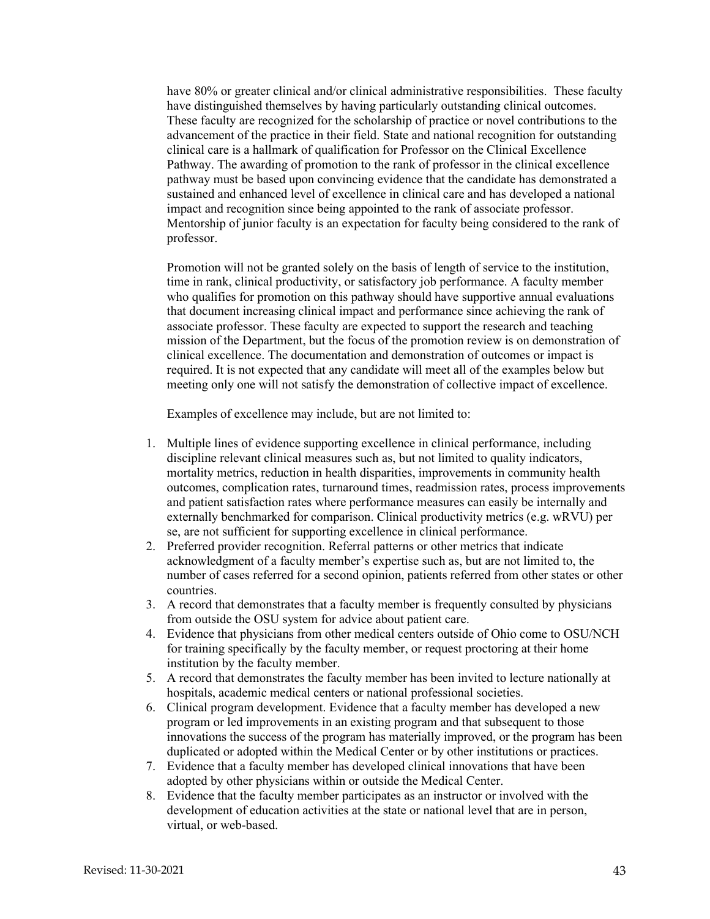have 80% or greater clinical and/or clinical administrative responsibilities. These faculty have distinguished themselves by having particularly outstanding clinical outcomes. These faculty are recognized for the scholarship of practice or novel contributions to the advancement of the practice in their field. State and national recognition for outstanding clinical care is a hallmark of qualification for Professor on the Clinical Excellence Pathway. The awarding of promotion to the rank of professor in the clinical excellence pathway must be based upon convincing evidence that the candidate has demonstrated a sustained and enhanced level of excellence in clinical care and has developed a national impact and recognition since being appointed to the rank of associate professor. Mentorship of junior faculty is an expectation for faculty being considered to the rank of professor.

Promotion will not be granted solely on the basis of length of service to the institution, time in rank, clinical productivity, or satisfactory job performance. A faculty member who qualifies for promotion on this pathway should have supportive annual evaluations that document increasing clinical impact and performance since achieving the rank of associate professor. These faculty are expected to support the research and teaching mission of the Department, but the focus of the promotion review is on demonstration of clinical excellence. The documentation and demonstration of outcomes or impact is required. It is not expected that any candidate will meet all of the examples below but meeting only one will not satisfy the demonstration of collective impact of excellence.

Examples of excellence may include, but are not limited to:

1. Multiple lines of evidence supporting excellence in clinical performance, including discipline relevant clinical measures such as, but not limited to quality indicators, mortality metrics, reduction in health disparities, improvements in community health outcomes, complication rates, turnaround times, readmission rates, process improvements and patient satisfaction rates where performance measures can easily be internally and externally benchmarked for comparison. Clinical productivity metrics (e.g. wRVU) per se, are not sufficient for supporting excellence in clinical performance.
2. Preferred provider recognition. Referral patterns or other metrics that indicate acknowledgment of a faculty member's expertise such as, but are not limited to, the number of cases referred for a second opinion, patients referred from other states or other countries.
3. A record that demonstrates that a faculty member is frequently consulted by physicians from outside the OSU system for advice about patient care.
4. Evidence that physicians from other medical centers outside of Ohio come to OSU/NCH for training specifically by the faculty member, or request proctoring at their home institution by the faculty member.
5. A record that demonstrates the faculty member has been invited to lecture nationally at hospitals, academic medical centers or national professional societies.
6. Clinical program development. Evidence that a faculty member has developed a new program or led improvements in an existing program and that subsequent to those innovations the success of the program has materially improved, or the program has been duplicated or adopted within the Medical Center or by other institutions or practices.
7. Evidence that a faculty member has developed clinical innovations that have been adopted by other physicians within or outside the Medical Center.
8. Evidence that the faculty member participates as an instructor or involved with the development of education activities at the state or national level that are in person, virtual, or web-based.

Revised: 11-30-2021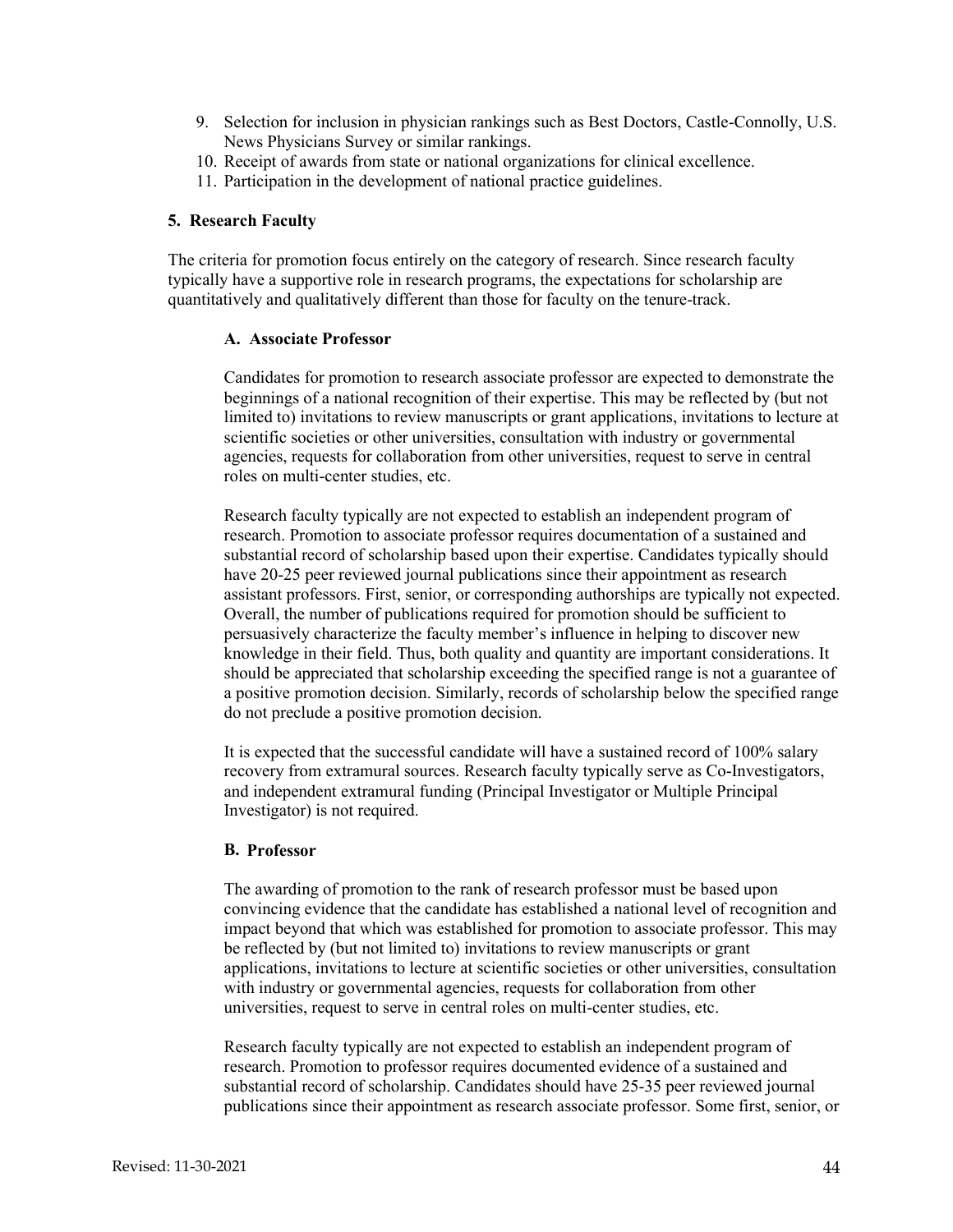9. Selection for inclusion in physician rankings such as Best Doctors, Castle-Connolly, U.S. News Physicians Survey or similar rankings.
10. Receipt of awards from state or national organizations for clinical excellence.
11. Participation in the development of national practice guidelines.

### 5. Research Faculty

The criteria for promotion focus entirely on the category of research. Since research faculty typically have a supportive role in research programs, the expectations for scholarship are quantitatively and qualitatively different than those for faculty on the tenure-track.

#### A. Associate Professor

Candidates for promotion to research associate professor are expected to demonstrate the beginnings of a national recognition of their expertise. This may be reflected by (but not limited to) invitations to review manuscripts or grant applications, invitations to lecture at scientific societies or other universities, consultation with industry or governmental agencies, requests for collaboration from other universities, request to serve in central roles on multi-center studies, etc.

Research faculty typically are not expected to establish an independent program of research. Promotion to associate professor requires documentation of a sustained and substantial record of scholarship based upon their expertise. Candidates typically should have 20-25 peer reviewed journal publications since their appointment as research assistant professors. First, senior, or corresponding authorships are typically not expected. Overall, the number of publications required for promotion should be sufficient to persuasively characterize the faculty member's influence in helping to discover new knowledge in their field. Thus, both quality and quantity are important considerations. It should be appreciated that scholarship exceeding the specified range is not a guarantee of a positive promotion decision. Similarly, records of scholarship below the specified range do not preclude a positive promotion decision.

It is expected that the successful candidate will have a sustained record of 100% salary recovery from extramural sources. Research faculty typically serve as Co-Investigators, and independent extramural funding (Principal Investigator or Multiple Principal Investigator) is not required.

#### B. Professor

The awarding of promotion to the rank of research professor must be based upon convincing evidence that the candidate has established a national level of recognition and impact beyond that which was established for promotion to associate professor. This may be reflected by (but not limited to) invitations to review manuscripts or grant applications, invitations to lecture at scientific societies or other universities, consultation with industry or governmental agencies, requests for collaboration from other universities, request to serve in central roles on multi-center studies, etc.

Research faculty typically are not expected to establish an independent program of research. Promotion to professor requires documented evidence of a sustained and substantial record of scholarship. Candidates should have 25-35 peer reviewed journal publications since their appointment as research associate professor. Some first, senior, or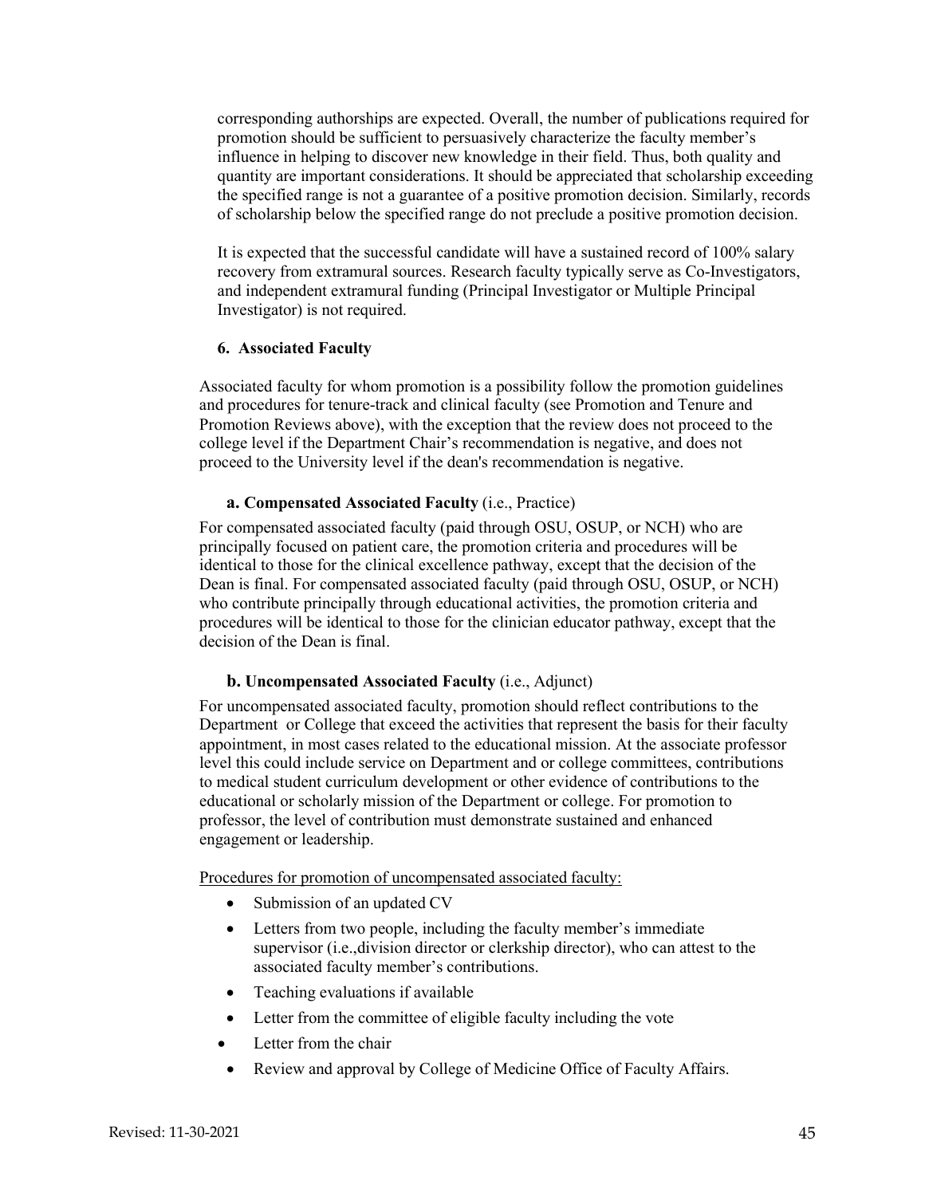corresponding authorships are expected. Overall, the number of publications required for promotion should be sufficient to persuasively characterize the faculty member's influence in helping to discover new knowledge in their field. Thus, both quality and quantity are important considerations. It should be appreciated that scholarship exceeding the specified range is not a guarantee of a positive promotion decision. Similarly, records of scholarship below the specified range do not preclude a positive promotion decision.

It is expected that the successful candidate will have a sustained record of 100% salary recovery from extramural sources. Research faculty typically serve as Co-Investigators, and independent extramural funding (Principal Investigator or Multiple Principal Investigator) is not required.

#### 6. Associated Faculty

Associated faculty for whom promotion is a possibility follow the promotion guidelines and procedures for tenure-track and clinical faculty (see Promotion and Tenure and Promotion Reviews above), with the exception that the review does not proceed to the college level if the Department Chair's recommendation is negative, and does not proceed to the University level if the dean's recommendation is negative.

**a. Compensated Associated Faculty** (i.e., Practice)

For compensated associated faculty (paid through OSU, OSUP, or NCH) who are principally focused on patient care, the promotion criteria and procedures will be identical to those for the clinical excellence pathway, except that the decision of the Dean is final. For compensated associated faculty (paid through OSU, OSUP, or NCH) who contribute principally through educational activities, the promotion criteria and procedures will be identical to those for the clinician educator pathway, except that the decision of the Dean is final.

**b. Uncompensated Associated Faculty** (i.e., Adjunct)

For uncompensated associated faculty, promotion should reflect contributions to the Department or College that exceed the activities that represent the basis for their faculty appointment, in most cases related to the educational mission. At the associate professor level this could include service on Department and or college committees, contributions to medical student curriculum development or other evidence of contributions to the educational or scholarly mission of the Department or college. For promotion to professor, the level of contribution must demonstrate sustained and enhanced engagement or leadership.

<u>Procedures for promotion of uncompensated associated faculty:</u>

- Submission of an updated CV
- Letters from two people, including the faculty member's immediate supervisor (i.e.,division director or clerkship director), who can attest to the associated faculty member's contributions.
- Teaching evaluations if available
- Letter from the committee of eligible faculty including the vote
- Letter from the chair
- Review and approval by College of Medicine Office of Faculty Affairs.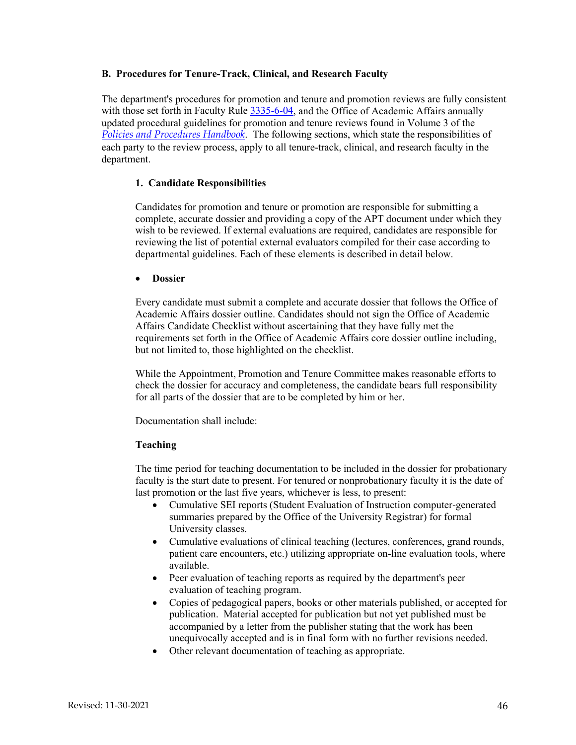### B. Procedures for Tenure-Track, Clinical, and Research Faculty

The department's procedures for promotion and tenure and promotion reviews are fully consistent with those set forth in Faculty Rule 3335-6-04, and the Office of Academic Affairs annually updated procedural guidelines for promotion and tenure reviews found in Volume 3 of the *Policies and Procedures Handbook*. The following sections, which state the responsibilities of each party to the review process, apply to all tenure-track, clinical, and research faculty in the department.

#### 1. Candidate Responsibilities

Candidates for promotion and tenure or promotion are responsible for submitting a complete, accurate dossier and providing a copy of the APT document under which they wish to be reviewed. If external evaluations are required, candidates are responsible for reviewing the list of potential external evaluators compiled for their case according to departmental guidelines. Each of these elements is described in detail below.

- **Dossier**

Every candidate must submit a complete and accurate dossier that follows the Office of Academic Affairs dossier outline. Candidates should not sign the Office of Academic Affairs Candidate Checklist without ascertaining that they have fully met the requirements set forth in the Office of Academic Affairs core dossier outline including, but not limited to, those highlighted on the checklist.

While the Appointment, Promotion and Tenure Committee makes reasonable efforts to check the dossier for accuracy and completeness, the candidate bears full responsibility for all parts of the dossier that are to be completed by him or her.

Documentation shall include:

**Teaching**

The time period for teaching documentation to be included in the dossier for probationary faculty is the start date to present. For tenured or nonprobationary faculty it is the date of last promotion or the last five years, whichever is less, to present:

- Cumulative SEI reports (Student Evaluation of Instruction computer-generated summaries prepared by the Office of the University Registrar) for formal University classes.
- Cumulative evaluations of clinical teaching (lectures, conferences, grand rounds, patient care encounters, etc.) utilizing appropriate on-line evaluation tools, where available.
- Peer evaluation of teaching reports as required by the department's peer evaluation of teaching program.
- Copies of pedagogical papers, books or other materials published, or accepted for publication. Material accepted for publication but not yet published must be accompanied by a letter from the publisher stating that the work has been unequivocally accepted and is in final form with no further revisions needed.
- Other relevant documentation of teaching as appropriate.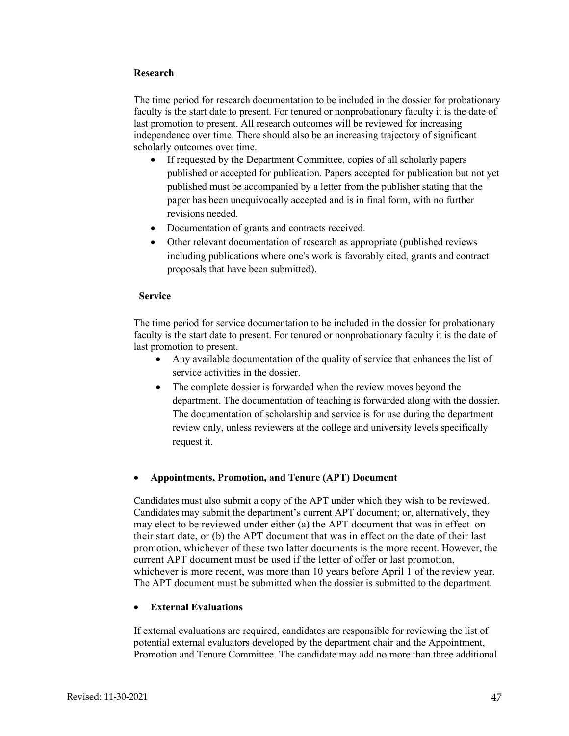**Research**

The time period for research documentation to be included in the dossier for probationary faculty is the start date to present. For tenured or nonprobationary faculty it is the date of last promotion to present. All research outcomes will be reviewed for increasing independence over time. There should also be an increasing trajectory of significant scholarly outcomes over time.

- If requested by the Department Committee, copies of all scholarly papers published or accepted for publication. Papers accepted for publication but not yet published must be accompanied by a letter from the publisher stating that the paper has been unequivocally accepted and is in final form, with no further revisions needed.
- Documentation of grants and contracts received.
- Other relevant documentation of research as appropriate (published reviews including publications where one's work is favorably cited, grants and contract proposals that have been submitted).

**Service**

The time period for service documentation to be included in the dossier for probationary faculty is the start date to present. For tenured or nonprobationary faculty it is the date of last promotion to present.

- Any available documentation of the quality of service that enhances the list of service activities in the dossier.
- The complete dossier is forwarded when the review moves beyond the department. The documentation of teaching is forwarded along with the dossier. The documentation of scholarship and service is for use during the department review only, unless reviewers at the college and university levels specifically request it.

- **Appointments, Promotion, and Tenure (APT) Document**

Candidates must also submit a copy of the APT under which they wish to be reviewed. Candidates may submit the department's current APT document; or, alternatively, they may elect to be reviewed under either (a) the APT document that was in effect on their start date, or (b) the APT document that was in effect on the date of their last promotion, whichever of these two latter documents is the more recent. However, the current APT document must be used if the letter of offer or last promotion, whichever is more recent, was more than 10 years before April 1 of the review year. The APT document must be submitted when the dossier is submitted to the department.

- **External Evaluations**

If external evaluations are required, candidates are responsible for reviewing the list of potential external evaluators developed by the department chair and the Appointment, Promotion and Tenure Committee. The candidate may add no more than three additional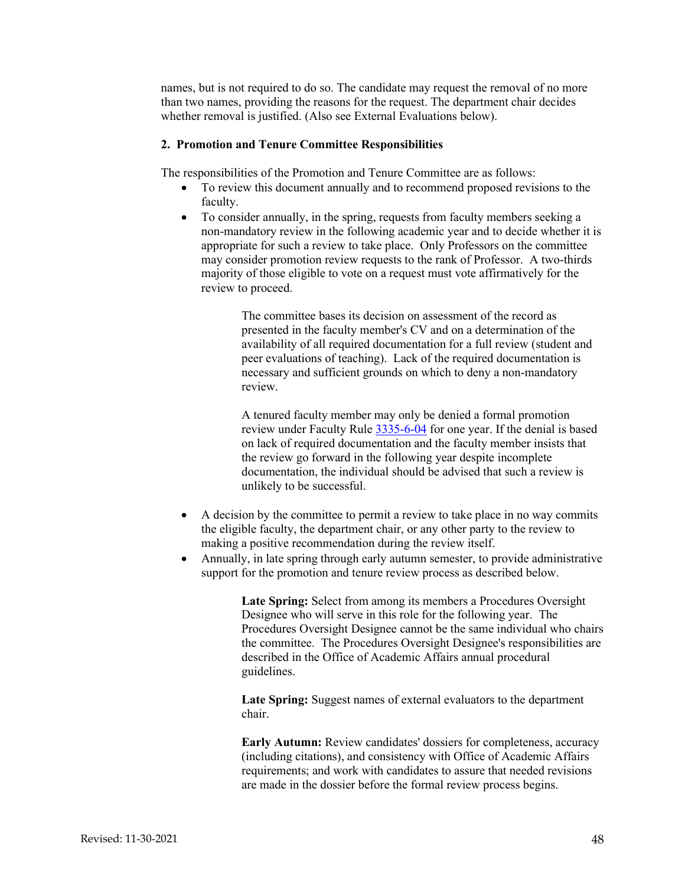names, but is not required to do so. The candidate may request the removal of no more than two names, providing the reasons for the request. The department chair decides whether removal is justified. (Also see External Evaluations below).

**2. Promotion and Tenure Committee Responsibilities**

The responsibilities of the Promotion and Tenure Committee are as follows:

- To review this document annually and to recommend proposed revisions to the faculty.
- To consider annually, in the spring, requests from faculty members seeking a non-mandatory review in the following academic year and to decide whether it is appropriate for such a review to take place. Only Professors on the committee may consider promotion review requests to the rank of Professor. A two-thirds majority of those eligible to vote on a request must vote affirmatively for the review to proceed.

  > The committee bases its decision on assessment of the record as presented in the faculty member's CV and on a determination of the availability of all required documentation for a full review (student and peer evaluations of teaching). Lack of the required documentation is necessary and sufficient grounds on which to deny a non-mandatory review.
  >
  > A tenured faculty member may only be denied a formal promotion review under Faculty Rule 3335-6-04 for one year. If the denial is based on lack of required documentation and the faculty member insists that the review go forward in the following year despite incomplete documentation, the individual should be advised that such a review is unlikely to be successful.

- A decision by the committee to permit a review to take place in no way commits the eligible faculty, the department chair, or any other party to the review to making a positive recommendation during the review itself.
- Annually, in late spring through early autumn semester, to provide administrative support for the promotion and tenure review process as described below.

  > **Late Spring:** Select from among its members a Procedures Oversight Designee who will serve in this role for the following year. The Procedures Oversight Designee cannot be the same individual who chairs the committee. The Procedures Oversight Designee's responsibilities are described in the Office of Academic Affairs annual procedural guidelines.
  >
  > **Late Spring:** Suggest names of external evaluators to the department chair.
  >
  > **Early Autumn:** Review candidates' dossiers for completeness, accuracy (including citations), and consistency with Office of Academic Affairs requirements; and work with candidates to assure that needed revisions are made in the dossier before the formal review process begins.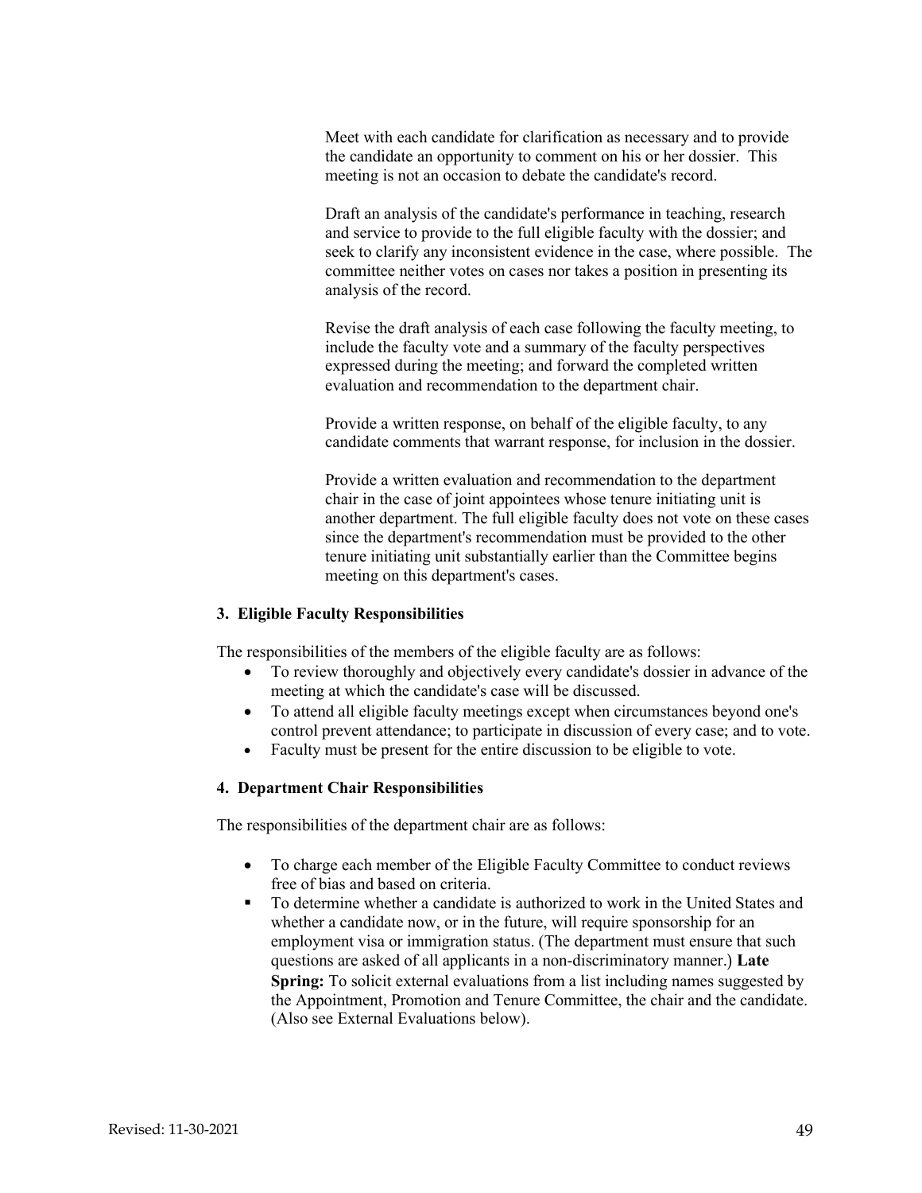Meet with each candidate for clarification as necessary and to provide the candidate an opportunity to comment on his or her dossier. This meeting is not an occasion to debate the candidate's record.

Draft an analysis of the candidate's performance in teaching, research and service to provide to the full eligible faculty with the dossier; and seek to clarify any inconsistent evidence in the case, where possible. The committee neither votes on cases nor takes a position in presenting its analysis of the record.

Revise the draft analysis of each case following the faculty meeting, to include the faculty vote and a summary of the faculty perspectives expressed during the meeting; and forward the completed written evaluation and recommendation to the department chair.

Provide a written response, on behalf of the eligible faculty, to any candidate comments that warrant response, for inclusion in the dossier.

Provide a written evaluation and recommendation to the department chair in the case of joint appointees whose tenure initiating unit is another department. The full eligible faculty does not vote on these cases since the department's recommendation must be provided to the other tenure initiating unit substantially earlier than the Committee begins meeting on this department's cases.

#### 3. Eligible Faculty Responsibilities

The responsibilities of the members of the eligible faculty are as follows:

- To review thoroughly and objectively every candidate's dossier in advance of the meeting at which the candidate's case will be discussed.
- To attend all eligible faculty meetings except when circumstances beyond one's control prevent attendance; to participate in discussion of every case; and to vote.
- Faculty must be present for the entire discussion to be eligible to vote.

#### 4. Department Chair Responsibilities

The responsibilities of the department chair are as follows:

- To charge each member of the Eligible Faculty Committee to conduct reviews free of bias and based on criteria.
- To determine whether a candidate is authorized to work in the United States and whether a candidate now, or in the future, will require sponsorship for an employment visa or immigration status. (The department must ensure that such questions are asked of all applicants in a non-discriminatory manner.) **Late Spring:** To solicit external evaluations from a list including names suggested by the Appointment, Promotion and Tenure Committee, the chair and the candidate. (Also see External Evaluations below).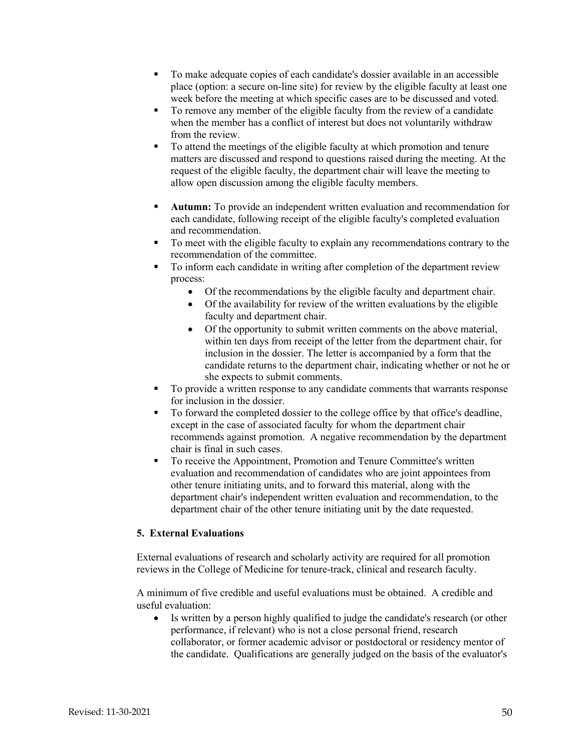- To make adequate copies of each candidate's dossier available in an accessible place (option: a secure on-line site) for review by the eligible faculty at least one week before the meeting at which specific cases are to be discussed and voted.
- To remove any member of the eligible faculty from the review of a candidate when the member has a conflict of interest but does not voluntarily withdraw from the review.
- To attend the meetings of the eligible faculty at which promotion and tenure matters are discussed and respond to questions raised during the meeting. At the request of the eligible faculty, the department chair will leave the meeting to allow open discussion among the eligible faculty members.
- **Autumn:** To provide an independent written evaluation and recommendation for each candidate, following receipt of the eligible faculty's completed evaluation and recommendation.
- To meet with the eligible faculty to explain any recommendations contrary to the recommendation of the committee.
- To inform each candidate in writing after completion of the department review process:
  - Of the recommendations by the eligible faculty and department chair.
  - Of the availability for review of the written evaluations by the eligible faculty and department chair.
  - Of the opportunity to submit written comments on the above material, within ten days from receipt of the letter from the department chair, for inclusion in the dossier. The letter is accompanied by a form that the candidate returns to the department chair, indicating whether or not he or she expects to submit comments.
- To provide a written response to any candidate comments that warrants response for inclusion in the dossier.
- To forward the completed dossier to the college office by that office's deadline, except in the case of associated faculty for whom the department chair recommends against promotion. A negative recommendation by the department chair is final in such cases.
- To receive the Appointment, Promotion and Tenure Committee's written evaluation and recommendation of candidates who are joint appointees from other tenure initiating units, and to forward this material, along with the department chair's independent written evaluation and recommendation, to the department chair of the other tenure initiating unit by the date requested.

**5. External Evaluations**

External evaluations of research and scholarly activity are required for all promotion reviews in the College of Medicine for tenure-track, clinical and research faculty.

A minimum of five credible and useful evaluations must be obtained. A credible and useful evaluation:

- Is written by a person highly qualified to judge the candidate's research (or other performance, if relevant) who is not a close personal friend, research collaborator, or former academic advisor or postdoctoral or residency mentor of the candidate. Qualifications are generally judged on the basis of the evaluator's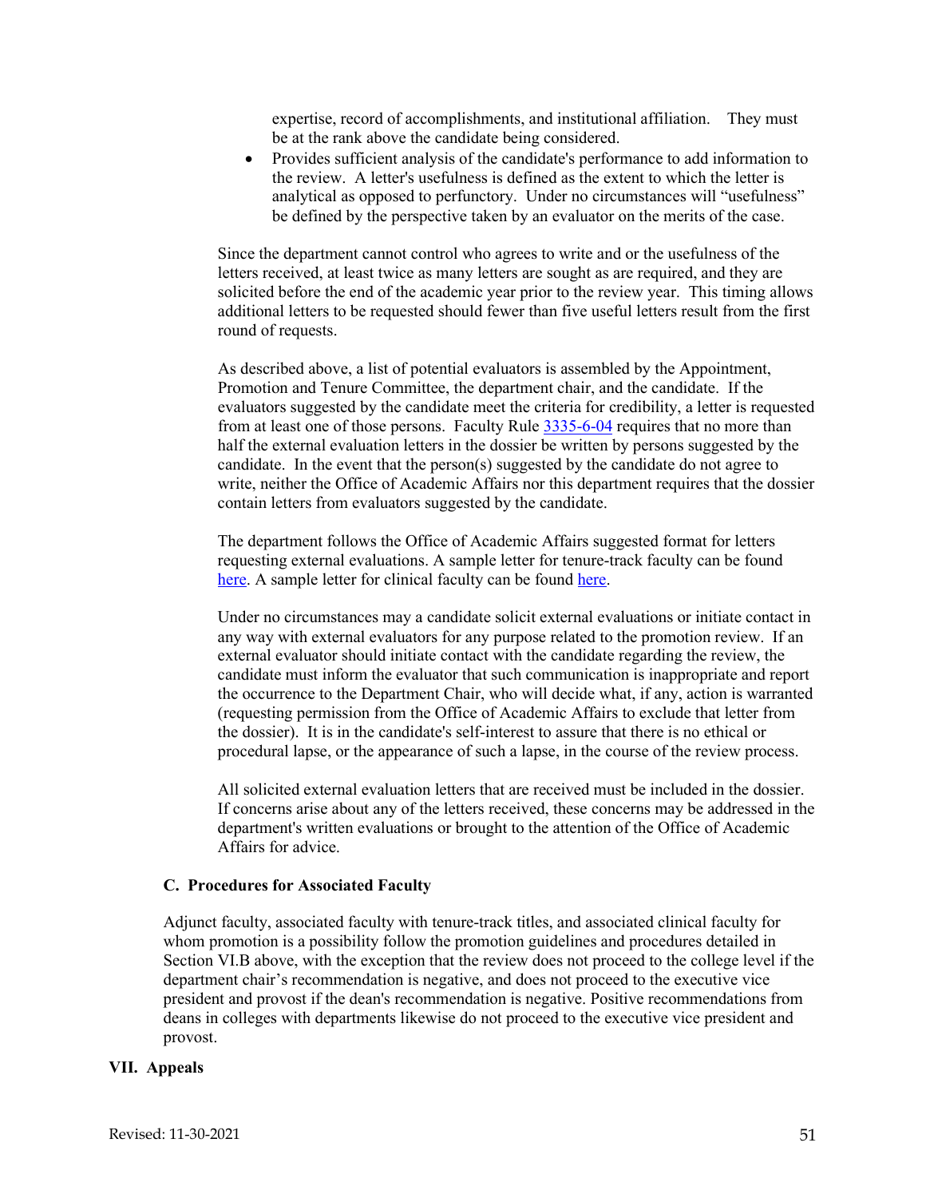expertise, record of accomplishments, and institutional affiliation. They must be at the rank above the candidate being considered.

- Provides sufficient analysis of the candidate's performance to add information to the review. A letter's usefulness is defined as the extent to which the letter is analytical as opposed to perfunctory. Under no circumstances will "usefulness" be defined by the perspective taken by an evaluator on the merits of the case.

Since the department cannot control who agrees to write and or the usefulness of the letters received, at least twice as many letters are sought as are required, and they are solicited before the end of the academic year prior to the review year. This timing allows additional letters to be requested should fewer than five useful letters result from the first round of requests.

As described above, a list of potential evaluators is assembled by the Appointment, Promotion and Tenure Committee, the department chair, and the candidate. If the evaluators suggested by the candidate meet the criteria for credibility, a letter is requested from at least one of those persons. Faculty Rule [3335-6-04]() requires that no more than half the external evaluation letters in the dossier be written by persons suggested by the candidate. In the event that the person(s) suggested by the candidate do not agree to write, neither the Office of Academic Affairs nor this department requires that the dossier contain letters from evaluators suggested by the candidate.

The department follows the Office of Academic Affairs suggested format for letters requesting external evaluations. A sample letter for tenure-track faculty can be found [here](). A sample letter for clinical faculty can be found [here]().

Under no circumstances may a candidate solicit external evaluations or initiate contact in any way with external evaluators for any purpose related to the promotion review. If an external evaluator should initiate contact with the candidate regarding the review, the candidate must inform the evaluator that such communication is inappropriate and report the occurrence to the Department Chair, who will decide what, if any, action is warranted (requesting permission from the Office of Academic Affairs to exclude that letter from the dossier). It is in the candidate's self-interest to assure that there is no ethical or procedural lapse, or the appearance of such a lapse, in the course of the review process.

All solicited external evaluation letters that are received must be included in the dossier. If concerns arise about any of the letters received, these concerns may be addressed in the department's written evaluations or brought to the attention of the Office of Academic Affairs for advice.

### C. Procedures for Associated Faculty

Adjunct faculty, associated faculty with tenure-track titles, and associated clinical faculty for whom promotion is a possibility follow the promotion guidelines and procedures detailed in Section VI.B above, with the exception that the review does not proceed to the college level if the department chair's recommendation is negative, and does not proceed to the executive vice president and provost if the dean's recommendation is negative. Positive recommendations from deans in colleges with departments likewise do not proceed to the executive vice president and provost.

## VII. Appeals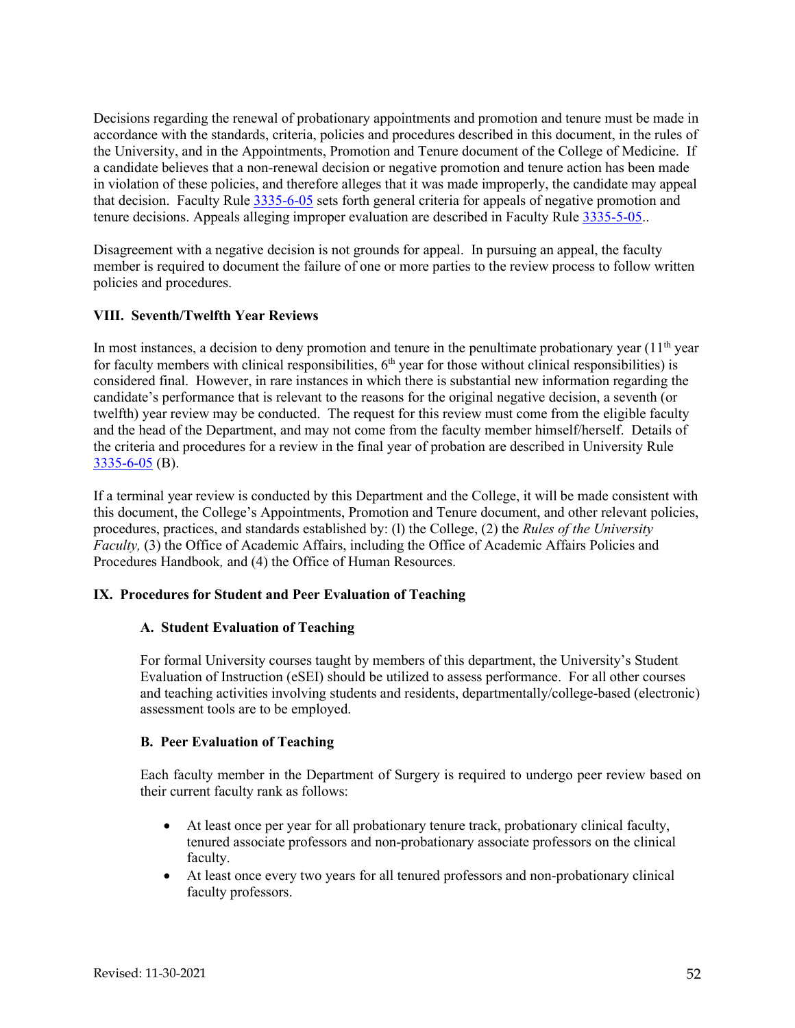Decisions regarding the renewal of probationary appointments and promotion and tenure must be made in accordance with the standards, criteria, policies and procedures described in this document, in the rules of the University, and in the Appointments, Promotion and Tenure document of the College of Medicine. If a candidate believes that a non-renewal decision or negative promotion and tenure action has been made in violation of these policies, and therefore alleges that it was made improperly, the candidate may appeal that decision. Faculty Rule 3335-6-05 sets forth general criteria for appeals of negative promotion and tenure decisions. Appeals alleging improper evaluation are described in Faculty Rule 3335-5-05..

Disagreement with a negative decision is not grounds for appeal. In pursuing an appeal, the faculty member is required to document the failure of one or more parties to the review process to follow written policies and procedures.

## VIII. Seventh/Twelfth Year Reviews

In most instances, a decision to deny promotion and tenure in the penultimate probationary year (11th year for faculty members with clinical responsibilities, 6th year for those without clinical responsibilities) is considered final. However, in rare instances in which there is substantial new information regarding the candidate's performance that is relevant to the reasons for the original negative decision, a seventh (or twelfth) year review may be conducted. The request for this review must come from the eligible faculty and the head of the Department, and may not come from the faculty member himself/herself. Details of the criteria and procedures for a review in the final year of probation are described in University Rule 3335-6-05 (B).

If a terminal year review is conducted by this Department and the College, it will be made consistent with this document, the College's Appointments, Promotion and Tenure document, and other relevant policies, procedures, practices, and standards established by: (l) the College, (2) the *Rules of the University Faculty,* (3) the Office of Academic Affairs, including the Office of Academic Affairs Policies and Procedures Handbook*,* and (4) the Office of Human Resources.

## IX. Procedures for Student and Peer Evaluation of Teaching

### A. Student Evaluation of Teaching

For formal University courses taught by members of this department, the University's Student Evaluation of Instruction (eSEI) should be utilized to assess performance. For all other courses and teaching activities involving students and residents, departmentally/college-based (electronic) assessment tools are to be employed.

### B. Peer Evaluation of Teaching

Each faculty member in the Department of Surgery is required to undergo peer review based on their current faculty rank as follows:

- At least once per year for all probationary tenure track, probationary clinical faculty, tenured associate professors and non-probationary associate professors on the clinical faculty.
- At least once every two years for all tenured professors and non-probationary clinical faculty professors.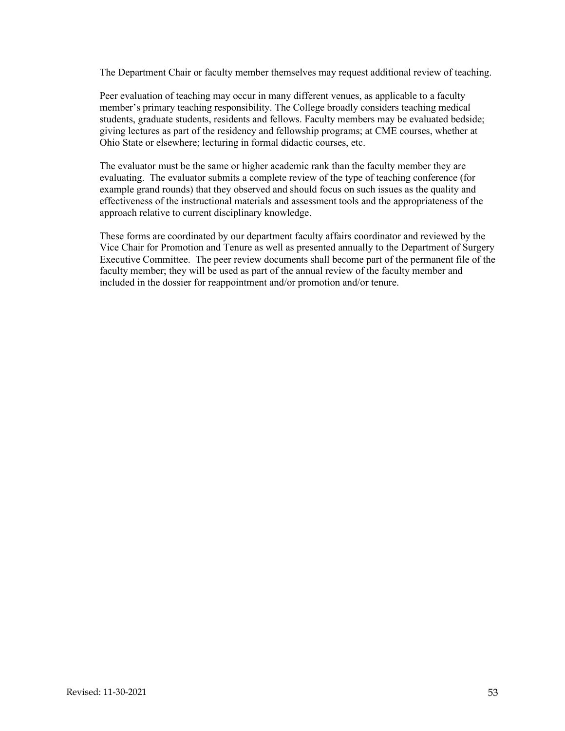The Department Chair or faculty member themselves may request additional review of teaching.

Peer evaluation of teaching may occur in many different venues, as applicable to a faculty member's primary teaching responsibility. The College broadly considers teaching medical students, graduate students, residents and fellows. Faculty members may be evaluated bedside; giving lectures as part of the residency and fellowship programs; at CME courses, whether at Ohio State or elsewhere; lecturing in formal didactic courses, etc.

The evaluator must be the same or higher academic rank than the faculty member they are evaluating. The evaluator submits a complete review of the type of teaching conference (for example grand rounds) that they observed and should focus on such issues as the quality and effectiveness of the instructional materials and assessment tools and the appropriateness of the approach relative to current disciplinary knowledge.

These forms are coordinated by our department faculty affairs coordinator and reviewed by the Vice Chair for Promotion and Tenure as well as presented annually to the Department of Surgery Executive Committee. The peer review documents shall become part of the permanent file of the faculty member; they will be used as part of the annual review of the faculty member and included in the dossier for reappointment and/or promotion and/or tenure.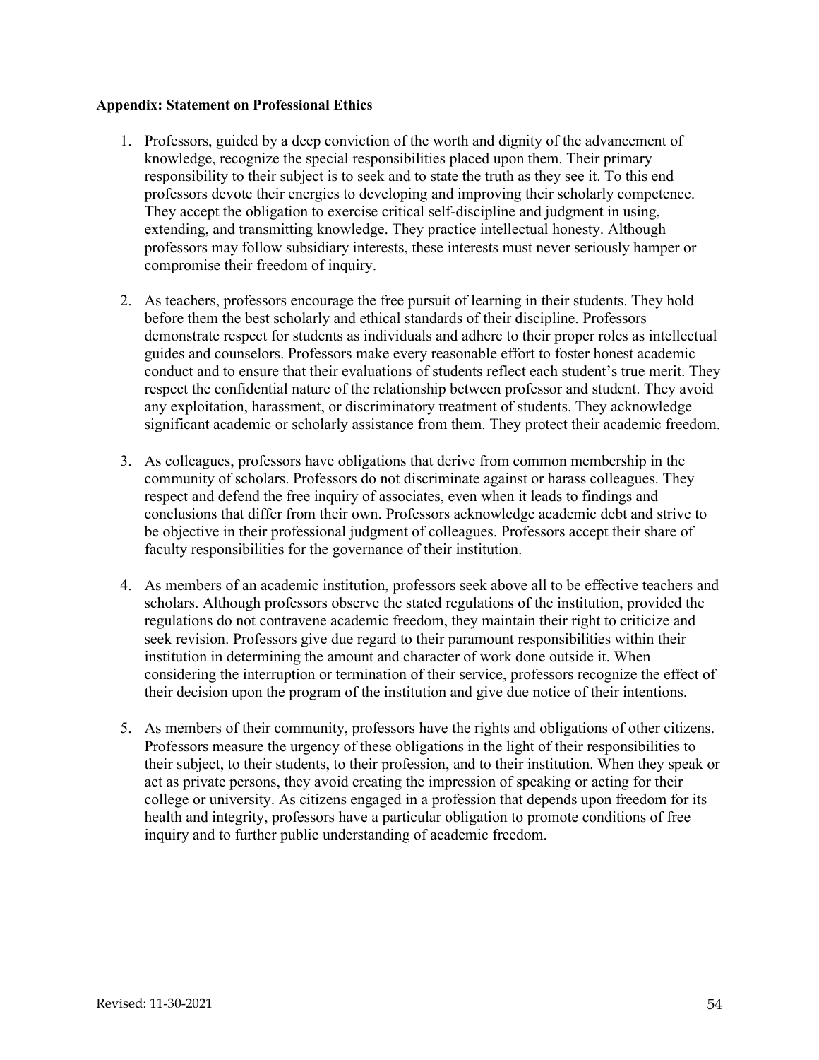**Appendix: Statement on Professional Ethics**

1. Professors, guided by a deep conviction of the worth and dignity of the advancement of knowledge, recognize the special responsibilities placed upon them. Their primary responsibility to their subject is to seek and to state the truth as they see it. To this end professors devote their energies to developing and improving their scholarly competence. They accept the obligation to exercise critical self-discipline and judgment in using, extending, and transmitting knowledge. They practice intellectual honesty. Although professors may follow subsidiary interests, these interests must never seriously hamper or compromise their freedom of inquiry.

2. As teachers, professors encourage the free pursuit of learning in their students. They hold before them the best scholarly and ethical standards of their discipline. Professors demonstrate respect for students as individuals and adhere to their proper roles as intellectual guides and counselors. Professors make every reasonable effort to foster honest academic conduct and to ensure that their evaluations of students reflect each student's true merit. They respect the confidential nature of the relationship between professor and student. They avoid any exploitation, harassment, or discriminatory treatment of students. They acknowledge significant academic or scholarly assistance from them. They protect their academic freedom.

3. As colleagues, professors have obligations that derive from common membership in the community of scholars. Professors do not discriminate against or harass colleagues. They respect and defend the free inquiry of associates, even when it leads to findings and conclusions that differ from their own. Professors acknowledge academic debt and strive to be objective in their professional judgment of colleagues. Professors accept their share of faculty responsibilities for the governance of their institution.

4. As members of an academic institution, professors seek above all to be effective teachers and scholars. Although professors observe the stated regulations of the institution, provided the regulations do not contravene academic freedom, they maintain their right to criticize and seek revision. Professors give due regard to their paramount responsibilities within their institution in determining the amount and character of work done outside it. When considering the interruption or termination of their service, professors recognize the effect of their decision upon the program of the institution and give due notice of their intentions.

5. As members of their community, professors have the rights and obligations of other citizens. Professors measure the urgency of these obligations in the light of their responsibilities to their subject, to their students, to their profession, and to their institution. When they speak or act as private persons, they avoid creating the impression of speaking or acting for their college or university. As citizens engaged in a profession that depends upon freedom for its health and integrity, professors have a particular obligation to promote conditions of free inquiry and to further public understanding of academic freedom.